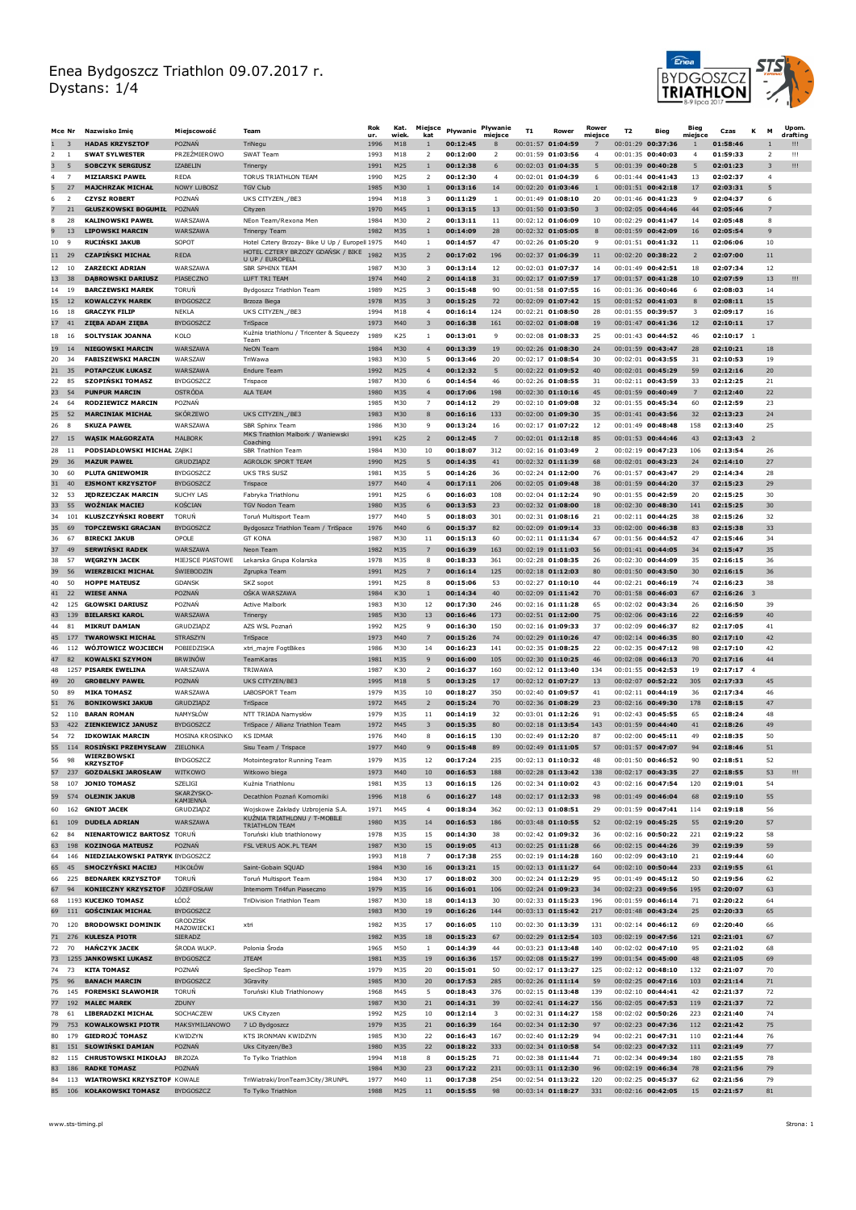# Enea Bydgoszcz Triathlon 09.07.2017 r.

Dystans: 1/4

| Mce | Nr | Nazwisko Imię | Miejscowość | Team | Rok ur. | Kat. wiek. | Miejsce kat | Pływanie | Pływanie miejsce | T1 | Rower | Rower miejsce | T2 | Bieg | Bieg miejsce | Czas | K | M | Upom. drafting |
|---|---|---|---|---|---|---|---|---|---|---|---|---|---|---|---|---|---|---|---|
| 1 | 3 | HADAS KRZYSZTOF | POZNAŃ | TriNegu | 1996 | M18 | 1 | 00:12:45 | 8 | 00:01:57 | 01:04:59 | 7 | 00:01:29 | 00:37:36 | 1 | 01:58:46 | | 1 | !!! |
| 2 | 1 | SWAT SYLWESTER | PRZEŹMIEROWO | SWAT Team | 1993 | M18 | 2 | 00:12:00 | 2 | 00:01:59 | 01:03:56 | 4 | 00:01:35 | 00:40:03 | 4 | 01:59:33 | | 2 | !!! |
| 3 | 5 | SOBCZYK SERGIUSZ | IZABELIN | Trinergy | 1991 | M25 | 1 | 00:12:38 | 6 | 00:02:03 | 01:04:35 | 5 | 00:01:39 | 00:40:28 | 5 | 02:01:23 | | 3 | !!! |
| 4 | 7 | MIZIARSKI PAWEŁ | REDA | TORUS TRIATHLON TEAM | 1990 | M25 | 2 | 00:12:30 | 4 | 00:02:01 | 01:04:39 | 6 | 00:01:44 | 00:41:43 | 13 | 02:02:37 | | 4 | |
| 5 | 27 | MAJCHRZAK MICHAŁ | NOWY LUBOSZ | TGV Club | 1985 | M30 | 1 | 00:13:16 | 14 | 00:02:20 | 01:03:46 | 1 | 00:01:51 | 00:42:18 | 17 | 02:03:31 | | 5 | |
| 6 | 2 | CZYSZ ROBERT | POZNAŃ | UKS CITYZEN_/BE3 | 1994 | M18 | 3 | 00:11:29 | 1 | 00:01:49 | 01:08:10 | 20 | 00:01:46 | 00:41:23 | 9 | 02:04:37 | | 6 | |
| 7 | 21 | GŁUSZKOWSKI BOGUMIŁ | POZNAŃ | Cityzen | 1970 | M45 | 1 | 00:13:15 | 13 | 00:01:50 | 01:03:50 | 3 | 00:02:05 | 00:44:46 | 44 | 02:05:46 | | 7 | |
| 8 | 28 | KALINOWSKI PAWEŁ | WARSZAWA | NEon Team/Rexona Men | 1984 | M30 | 2 | 00:13:11 | 11 | 00:02:12 | 01:06:09 | 10 | 00:02:29 | 00:41:47 | 14 | 02:05:48 | | 8 | |
| 9 | 13 | LIPOWSKI MARCIN | WARSZAWA | Trinergy Team | 1982 | M35 | 1 | 00:14:09 | 28 | 00:02:32 | 01:05:05 | 8 | 00:01:59 | 00:42:09 | 16 | 02:05:54 | | 9 | |
| 10 | 9 | RUCIŃSKI JAKUB | SOPOT | Hotel Cztery Brzozy- Bike U Up / Europell | 1975 | M40 | 1 | 00:14:57 | 47 | 00:02:26 | 01:05:20 | 9 | 00:01:51 | 00:41:32 | 11 | 02:06:06 | | 10 | |
| 11 | 29 | CZAPIŃSKI MICHAŁ | REDA | HOTEL CZTERY BRZOZY GDAŃSK / BIKE U UP / EUROPELL | 1982 | M35 | 2 | 00:17:02 | 196 | 00:02:37 | 01:06:39 | 11 | 00:02:20 | 00:38:22 | 2 | 02:07:00 | | 11 | |
| 12 | 10 | ZARZECKI ADRIAN | WARSZAWA | SBR SPHINX TEAM | 1987 | M30 | 3 | 00:13:14 | 12 | 00:02:03 | 01:07:37 | 14 | 00:01:49 | 00:42:51 | 18 | 02:07:34 | | 12 | |
| 13 | 38 | DĄBROWSKI DARIUSZ | PIASECZNO | LUFT TRI TEAM | 1974 | M40 | 2 | 00:14:18 | 31 | 00:02:17 | 01:07:59 | 17 | 00:01:57 | 00:41:28 | 10 | 02:07:59 | | 13 | !!! |
| 14 | 19 | BARCZEWSKI MAREK | TORUŃ | Bydgoszcz Triathlon Team | 1989 | M25 | 3 | 00:15:48 | 90 | 00:01:58 | 01:07:55 | 16 | 00:01:36 | 00:40:46 | 6 | 02:08:03 | | 14 | |
| 15 | 12 | KOWALCZYK MAREK | BYDGOSZCZ | Brzoza Biega | 1978 | M35 | 3 | 00:15:25 | 72 | 00:02:09 | 01:07:42 | 15 | 00:01:52 | 00:41:03 | 8 | 02:08:11 | | 15 | |
| 16 | 18 | GRACZYK FILIP | NEKLA | UKS CITYZEN_/BE3 | 1994 | M18 | 4 | 00:16:14 | 124 | 00:02:21 | 01:08:50 | 28 | 00:01:55 | 00:39:57 | 3 | 02:09:17 | | 16 | |
| 17 | 41 | ZIĘBA ADAM ZIĘBA | BYDGOSZCZ | TriSpace | 1973 | M40 | 3 | 00:16:38 | 161 | 00:02:02 | 01:08:08 | 19 | 00:01:47 | 00:41:36 | 12 | 02:10:11 | | 17 | |
| 18 | 16 | SOLTYSIAK JOANNA | KOLO | Kuźnia triathlonu / Tricenter & Squeezy Team | 1989 | K25 | 1 | 00:13:01 | 9 | 00:02:08 | 01:08:33 | 25 | 00:01:43 | 00:44:52 | 46 | 02:10:17 | 1 | | |
| 19 | 14 | NIEGOWSKI MARCIN | WARSZAWA | NeON Team | 1984 | M30 | 4 | 00:13:39 | 19 | 00:02:26 | 01:08:30 | 24 | 00:01:59 | 00:43:47 | 28 | 02:10:21 | | 18 | |
| 20 | 34 | FABISZEWSKI MARCIN | WARSZAW | TriWawa | 1983 | M30 | 5 | 00:13:46 | 20 | 00:02:17 | 01:08:54 | 30 | 00:02:01 | 00:43:55 | 31 | 02:10:53 | | 19 | |
| 21 | 35 | POTAPCZUK ŁUKASZ | WARSZAWA | Endure Team | 1992 | M25 | 4 | 00:12:32 | 5 | 00:02:22 | 01:09:52 | 40 | 00:02:01 | 00:45:29 | 59 | 02:12:16 | | 20 | |
| 22 | 85 | SZOPIŃSKI TOMASZ | BYDGOSZCZ | Trispace | 1987 | M30 | 6 | 00:14:54 | 46 | 00:02:26 | 01:08:55 | 31 | 00:02:11 | 00:43:59 | 33 | 02:12:25 | | 21 | |
| 23 | 54 | PUNPUR MARCIN | OSTRÓDA | ALA TEAM | 1980 | M35 | 4 | 00:17:06 | 198 | 00:02:30 | 01:10:16 | 45 | 00:01:59 | 00:40:49 | 7 | 02:12:40 | | 22 | |
| 24 | 64 | RODZIEWICZ MARCIN | POZNAŃ | | 1985 | M30 | 7 | 00:14:12 | 29 | 00:02:10 | 01:09:08 | 32 | 00:01:55 | 00:45:34 | 60 | 02:12:59 | | 23 | |
| 25 | 52 | MARCINIAK MICHAŁ | SKÓRZEWO | UKS CITYZEN_/BE3 | 1983 | M30 | 8 | 00:16:16 | 133 | 00:02:00 | 01:09:30 | 35 | 00:01:41 | 00:43:56 | 32 | 02:13:23 | | 24 | |
| 26 | 8 | SKUZA PAWEŁ | WARSZAWA | SBR Sphinx Team | 1986 | M30 | 9 | 00:13:24 | 16 | 00:02:17 | 01:07:22 | 12 | 00:01:49 | 00:48:48 | 158 | 02:13:40 | | 25 | |
| 27 | 15 | WĄSIK MAŁGORZATA | MALBORK | MKS Triathlon Malbork / Waniewski Coaching | 1991 | K25 | 2 | 00:12:45 | 7 | 00:02:01 | 01:12:18 | 85 | 00:01:53 | 00:44:46 | 43 | 02:13:43 | 2 | | |
| 28 | 11 | PODSIADŁOWSKI MICHAŁ | ZĄBKI | SBR Triathlon Team | 1984 | M30 | 10 | 00:18:07 | 312 | 00:02:16 | 01:03:49 | 2 | 00:02:19 | 00:47:23 | 106 | 02:13:54 | | 26 | |
| 29 | 36 | MAZUR PAWEŁ | GRUDZIĄDZ | AGROŁOK SPORT TEAM | 1990 | M25 | 5 | 00:14:35 | 41 | 00:02:32 | 01:11:39 | 68 | 00:02:01 | 00:43:23 | 24 | 02:14:10 | | 27 | |
| 30 | 60 | PLUTA GNIEWOMIR | BYDGOSZCZ | UKS TRS SUSZ | 1981 | M35 | 5 | 00:14:26 | 36 | 00:02:24 | 01:12:00 | 76 | 00:01:57 | 00:43:47 | 29 | 02:14:34 | | 28 | |
| 31 | 40 | EJSMONT KRZYSZTOF | BYDGOSZCZ | Trispace | 1977 | M40 | 4 | 00:17:11 | 206 | 00:02:05 | 01:09:48 | 38 | 00:01:59 | 00:44:20 | 37 | 02:15:23 | | 29 | |
| 32 | 53 | JĘDRZEJCZAK MARCIN | SUCHY LAS | Fabryka Triathlonu | 1991 | M25 | 6 | 00:16:03 | 108 | 00:02:04 | 01:12:24 | 90 | 00:01:55 | 00:42:59 | 20 | 02:15:25 | | 30 | |
| 33 | 55 | WOŹNIAK MACIEJ | KOŚCIAN | TGV Nodon Team | 1980 | M35 | 6 | 00:13:53 | 23 | 00:02:32 | 01:08:00 | 18 | 00:02:30 | 00:48:30 | 141 | 02:15:25 | | 30 | |
| 34 | 101 | KLUSZCZYŃSKI ROBERT | TORUŃ | Toruń Multisport Team | 1977 | M40 | 5 | 00:18:03 | 301 | 00:02:31 | 01:08:16 | 21 | 00:02:11 | 00:44:25 | 38 | 02:15:26 | | 32 | |
| 35 | 69 | TOPCZEWSKI GRACJAN | BYDGOSZCZ | Bydgoszcz Triathlon Team / TriSpace | 1976 | M40 | 6 | 00:15:37 | 82 | 00:02:09 | 01:09:14 | 33 | 00:02:00 | 00:46:38 | 83 | 02:15:38 | | 33 | |
| 36 | 67 | BIRECKI JAKUB | OPOLE | GT KONA | 1987 | M30 | 11 | 00:15:13 | 60 | 00:02:11 | 01:11:34 | 67 | 00:01:56 | 00:44:52 | 47 | 02:15:46 | | 34 | |
| 37 | 49 | SERWIŃSKI RADEK | WARSZAWA | Neon Team | 1982 | M35 | 7 | 00:16:39 | 163 | 00:02:19 | 01:11:03 | 56 | 00:01:41 | 00:44:05 | 34 | 02:15:47 | | 35 | |
| 38 | 57 | WĘGRZYN JACEK | MIEJSCE PIASTOWE | Lekarska Grupa Kolarska | 1978 | M35 | 8 | 00:18:33 | 361 | 00:02:28 | 01:08:35 | 26 | 00:02:30 | 00:44:09 | 35 | 02:16:15 | | 36 | |
| 39 | 56 | WIERZBICKI MICHAŁ | ŚWIEBODZIN | Zgrupka Team | 1991 | M25 | 7 | 00:16:14 | 125 | 00:02:18 | 01:12:03 | 80 | 00:01:50 | 00:43:50 | 30 | 02:16:15 | | 36 | |
| 40 | 50 | HOPPE MATEUSZ | GDANSK | SKZ sopot | 1991 | M25 | 8 | 00:15:06 | 53 | 00:02:27 | 01:10:10 | 44 | 00:02:21 | 00:46:19 | 74 | 02:16:23 | | 38 | |
| 41 | 22 | WIESE ANNA | POZNAŃ | OŚKA WARSZAWA | 1984 | K30 | 1 | 00:14:34 | 40 | 00:02:09 | 01:11:42 | 70 | 00:01:58 | 00:46:03 | 67 | 02:16:26 | 3 | | |
| 42 | 125 | GŁOWSKI DARIUSZ | POZNAŃ | Active Malbork | 1983 | M30 | 12 | 00:17:30 | 246 | 00:02:16 | 01:11:28 | 65 | 00:02:02 | 00:43:34 | 26 | 02:16:50 | | 39 | |
| 43 | 139 | BIELARSKI KAROL | WARSZAWA | Trinergy | 1985 | M30 | 13 | 00:16:46 | 173 | 00:02:51 | 01:12:00 | 75 | 00:02:06 | 00:43:16 | 22 | 02:16:59 | | 40 | |
| 44 | 81 | MIKRUT DAMIAN | GRUDZIĄDZ | AZS WSL Poznań | 1992 | M25 | 9 | 00:16:30 | 150 | 00:02:16 | 01:09:33 | 37 | 00:02:09 | 00:46:37 | 82 | 02:17:05 | | 41 | |
| 45 | 177 | TWAROWSKI MICHAŁ | STRASZYN | TriSpace | 1973 | M40 | 7 | 00:15:26 | 74 | 00:02:29 | 01:10:26 | 47 | 00:02:14 | 00:46:35 | 80 | 02:17:10 | | 42 | |
| 46 | 112 | WÓJTOWICZ WOJCIECH | POBIEDZISKA | xtri_majre FogtBikes | 1986 | M30 | 14 | 00:16:23 | 141 | 00:02:35 | 01:08:25 | 22 | 00:02:35 | 00:47:12 | 98 | 02:17:10 | | 42 | |
| 47 | 82 | KOWALSKI SZYMON | BRWINÓW | TeamKaras | 1981 | M35 | 9 | 00:16:00 | 105 | 00:02:30 | 01:10:25 | 46 | 00:02:08 | 00:46:13 | 70 | 02:17:16 | | 44 | |
| 48 | 1257 | PISAREK EWELINA | WARSZAWA | TRIWAWA | 1987 | K30 | 2 | 00:16:37 | 160 | 00:02:12 | 01:13:40 | 134 | 00:01:55 | 00:42:53 | 19 | 02:17:17 | 4 | | |
| 49 | 20 | GROBELNY PAWEŁ | POZNAŃ | UKS CITYZEN/BE3 | 1995 | M18 | 5 | 00:13:25 | 17 | 00:02:12 | 01:07:27 | 13 | 00:02:07 | 00:52:22 | 305 | 02:17:33 | | 45 | |
| 50 | 89 | MIKA TOMASZ | WARSZAWA | LABOSPORT Team | 1979 | M35 | 10 | 00:18:27 | 350 | 00:02:40 | 01:09:57 | 41 | 00:02:11 | 00:44:19 | 36 | 02:17:34 | | 46 | |
| 51 | 76 | BONIKOWSKI JAKUB | GRUDZIĄDZ | TriSpace | 1972 | M45 | 2 | 00:15:24 | 70 | 00:02:36 | 01:08:29 | 23 | 00:02:16 | 00:49:30 | 178 | 02:18:15 | | 47 | |
| 52 | 110 | BARAN ROMAN | NAMYSŁÓW | NTT TRIADA Namysłów | 1979 | M35 | 11 | 00:14:19 | 32 | 00:03:01 | 01:12:26 | 91 | 00:02:43 | 00:45:55 | 65 | 02:18:24 | | 48 | |
| 53 | 422 | ZIENKIEWICZ JANUSZ | BYDGOSZCZ | TriSpace / Allianz Triathlon Team | 1972 | M45 | 3 | 00:15:35 | 80 | 00:02:18 | 01:13:54 | 143 | 00:01:59 | 00:44:40 | 41 | 02:18:26 | | 49 | |
| 54 | 72 | IDKOWIAK MARCIN | MOSINA KROSINKO | KS IDMAR | 1976 | M40 | 8 | 00:16:15 | 130 | 00:02:49 | 01:12:20 | 87 | 00:02:00 | 00:45:11 | 49 | 02:18:35 | | 50 | |
| 55 | 114 | ROSIŃSKI PRZEMYSŁAW | ZIELONKA | Sisu Team / Trispace | 1977 | M40 | 9 | 00:15:48 | 89 | 00:02:49 | 01:11:05 | 57 | 00:01:57 | 00:47:07 | 94 | 02:18:46 | | 51 | |
| 56 | 98 | WIERZBOWSKI KRZYSZTOF | BYDGOSZCZ | Motointegrator Running Team | 1979 | M35 | 12 | 00:17:24 | 235 | 00:02:13 | 01:10:32 | 48 | 00:01:50 | 00:46:52 | 90 | 02:18:51 | | 52 | |
| 57 | 237 | GOZDALSKI JAROSŁAW | WITKOWO | Witkowo biega | 1973 | M40 | 10 | 00:16:53 | 188 | 00:02:28 | 01:13:42 | 138 | 00:02:17 | 00:43:35 | 27 | 02:18:55 | | 53 | !!! |
| 58 | 107 | JONIO TOMASZ | SZELIGI | Kuźnia Triathlonu | 1981 | M35 | 13 | 00:16:15 | 126 | 00:02:34 | 01:10:02 | 43 | 00:02:16 | 00:47:54 | 120 | 02:19:01 | | 54 | |
| 59 | 574 | OLEJNIK JAKUB | SKARŻYSKO-KAMIENNA | Decathlon Poznań Komorniki | 1996 | M18 | 6 | 00:16:27 | 148 | 00:02:17 | 01:12:33 | 98 | 00:01:49 | 00:46:04 | 68 | 02:19:10 | | 55 | |
| 60 | 162 | GNIOT JACEK | GRUDZIĄDZ | Wojskowe Zakłady Uzbrojenia S.A. | 1971 | M45 | 4 | 00:18:34 | 362 | 00:02:13 | 01:08:51 | 29 | 00:01:59 | 00:47:41 | 114 | 02:19:18 | | 56 | |
| 61 | 109 | DUDEŁA ADRIAN | WARSZAWA | KUŹNIA TRIATHLONU / T-MOBILE TRIATHLON TEAM | 1980 | M35 | 14 | 00:16:53 | 186 | 00:03:48 | 01:10:55 | 52 | 00:02:19 | 00:45:25 | 55 | 02:19:20 | | 57 | |
| 62 | 84 | NIENARTOWICZ BARTOSZ | TORUŃ | Toruński klub triathlonowy | 1978 | M35 | 15 | 00:14:30 | 38 | 00:02:42 | 01:09:32 | 36 | 00:02:16 | 00:50:22 | 221 | 02:19:22 | | 58 | |
| 63 | 198 | KOZINOGA MATEUSZ | POZNAŃ | FSL VERUS AOK.PL TEAM | 1987 | M30 | 15 | 00:19:05 | 413 | 00:02:25 | 01:11:28 | 66 | 00:02:15 | 00:44:26 | 39 | 02:19:39 | | 59 | |
| 64 | 146 | NIEDZIAŁKOWSKI PATRYK | BYDGOSZCZ | | 1993 | M18 | 7 | 00:17:38 | 255 | 00:02:19 | 01:14:28 | 160 | 00:02:09 | 00:43:10 | 21 | 02:19:44 | | 60 | |
| 65 | 45 | SMOCZYŃSKI MACIEJ | MIKOŁÓW | Saint-Gobain SQUAD | 1984 | M30 | 16 | 00:13:21 | 15 | 00:02:13 | 01:11:27 | 64 | 00:02:10 | 00:50:44 | 233 | 02:19:55 | | 61 | |
| 66 | 225 | BEDNAREK KRZYSZTOF | TORUŃ | Toruń Multisport Team | 1984 | M30 | 17 | 00:18:02 | 300 | 00:02:24 | 01:12:29 | 95 | 00:01:49 | 00:45:12 | 50 | 02:19:56 | | 62 | |
| 67 | 94 | KONIECZNY KRZYSZTOF | JÓZEFOSŁAW | Intemorm Tri4fun Piaseczno | 1979 | M35 | 16 | 00:16:01 | 106 | 00:02:24 | 01:09:23 | 34 | 00:02:23 | 00:49:56 | 195 | 02:20:07 | | 63 | |
| 68 | 1193 | KUCEJKO TOMASZ | ŁÓDŹ | TriDivision Triathlon Team | 1987 | M30 | 18 | 00:14:13 | 30 | 00:02:33 | 01:15:23 | 196 | 00:01:59 | 00:46:14 | 71 | 02:20:22 | | 64 | |
| 69 | 111 | GOŚCINIAK MICHAŁ | BYDGOSZCZ | | 1983 | M30 | 19 | 00:16:26 | 144 | 00:03:13 | 01:15:42 | 217 | 00:01:48 | 00:43:24 | 25 | 02:20:33 | | 65 | |
| 70 | 120 | BRODOWSKI DOMINIK | GRODZISK MAZOWIECKI | xtri | 1982 | M35 | 17 | 00:16:05 | 110 | 00:02:30 | 01:13:39 | 131 | 00:02:14 | 00:46:12 | 69 | 02:20:40 | | 66 | |
| 71 | 276 | KULESZA PIOTR | SIERADZ | | 1982 | M35 | 18 | 00:15:23 | 67 | 00:02:29 | 01:12:54 | 103 | 00:02:19 | 00:47:56 | 121 | 02:21:01 | | 67 | |
| 72 | 70 | HAŃCZYK JACEK | ŚRODA WLKP. | Polonia Środa | 1965 | M50 | 1 | 00:14:39 | 44 | 00:03:23 | 01:13:48 | 140 | 00:02:02 | 00:47:10 | 95 | 02:21:02 | | 68 | |
| 73 | 1255 | JANKOWSKI ŁUKASZ | BYDGOSZCZ | JTEAM | 1981 | M35 | 19 | 00:16:36 | 157 | 00:02:08 | 01:15:27 | 199 | 00:01:54 | 00:45:00 | 48 | 02:21:05 | | 69 | |
| 74 | 73 | KITA TOMASZ | POZNAŃ | SpecShop Team | 1979 | M35 | 20 | 00:15:01 | 50 | 00:02:17 | 01:13:27 | 125 | 00:02:12 | 00:48:10 | 132 | 02:21:07 | | 70 | |
| 75 | 96 | BANACH MARCIN | BYDGOSZCZ | 3Gravity | 1985 | M30 | 20 | 00:17:53 | 285 | 00:02:26 | 01:11:14 | 59 | 00:02:25 | 00:47:16 | 103 | 02:21:14 | | 71 | |
| 76 | 145 | FOREMSKI SŁAWOMIR | TORUŃ | Toruński Klub Triathlonowy | 1968 | M45 | 5 | 00:18:43 | 376 | 00:02:15 | 01:13:48 | 139 | 00:02:10 | 00:44:41 | 42 | 02:21:37 | | 72 | |
| 77 | 192 | MALEC MAREK | ZDUNY | | 1987 | M30 | 21 | 00:14:31 | 39 | 00:02:41 | 01:14:27 | 156 | 00:02:05 | 00:47:53 | 119 | 02:21:37 | | 72 | |
| 78 | 61 | LIBERADZKI MICHAŁ | SOCHACZEW | UKS Cityzen | 1992 | M25 | 10 | 00:12:14 | 3 | 00:02:31 | 01:14:27 | 158 | 00:02:02 | 00:50:26 | 223 | 02:21:40 | | 74 | |
| 79 | 753 | KOWALKOWSKI PIOTR | MAKSYMILIANOWO | 7 LO Bydgoszcz | 1979 | M35 | 21 | 00:16:39 | 164 | 00:02:34 | 01:12:30 | 97 | 00:02:23 | 00:47:36 | 112 | 02:21:42 | | 75 | |
| 80 | 179 | GIEDROJĆ TOMASZ | KWIDZYN | KTS IRONMAN KWIDZYN | 1985 | M30 | 22 | 00:16:43 | 167 | 00:02:40 | 01:12:29 | 94 | 00:02:21 | 00:47:31 | 110 | 02:21:44 | | 76 | |
| 81 | 151 | SŁOWIŃSKI DAMIAN | POZNAŃ | Uks Cityzen/Be3 | 1980 | M35 | 22 | 00:18:22 | 333 | 00:02:34 | 01:10:58 | 54 | 00:02:23 | 00:47:32 | 111 | 02:21:49 | | 77 | |
| 82 | 115 | CHRUSTOWSKI MIKOŁAJ | BRZOZA | To Tylko Triathlon | 1994 | M18 | 8 | 00:15:25 | 71 | 00:02:38 | 01:11:44 | 71 | 00:02:34 | 00:49:34 | 180 | 02:21:55 | | 78 | |
| 83 | 186 | RADKE TOMASZ | POZNAŃ | | 1984 | M30 | 23 | 00:17:22 | 231 | 00:03:11 | 01:12:30 | 96 | 00:02:19 | 00:46:34 | 78 | 02:21:56 | | 79 | |
| 84 | 113 | WIATROWSKI KRZYSZTOF | KOWALE | TriWiatraki/IronTeam3City/3RUNPL | 1977 | M40 | 11 | 00:17:38 | 254 | 00:02:54 | 01:13:22 | 120 | 00:02:25 | 00:45:37 | 62 | 02:21:56 | | 79 | |
| 85 | 106 | KOŁAKOWSKI TOMASZ | BYDGOSZCZ | To Tylko Triathlon | 1988 | M25 | 11 | 00:15:55 | 98 | 00:03:14 | 01:18:27 | 331 | 00:02:16 | 00:42:05 | 15 | 02:21:57 | | 81 | |

www.sts-timing.pl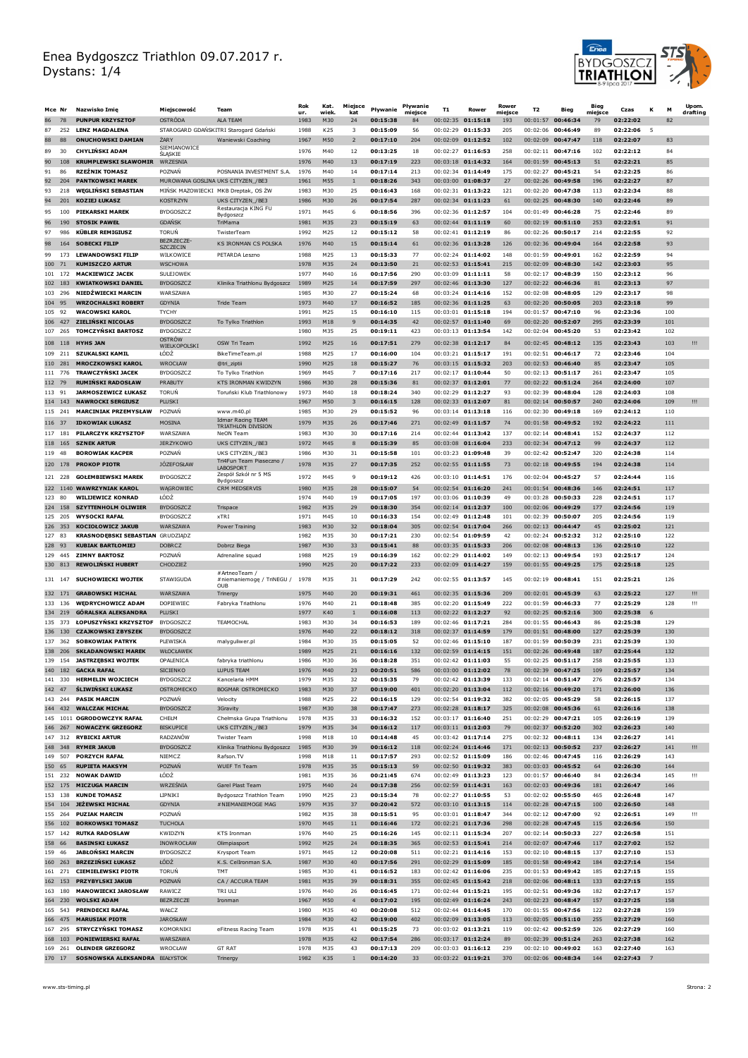# Enea Bydgoszcz Triathlon 09.07.2017 r.
Dystans: 1/4

| Mce | Nr | Nazwisko Imię | Miejscowość | Team | Rok ur. | Kat. wiek. | Miejsce kat | Pływanie | Pływanie miejsce | T1 | Rower | Rower miejsce | T2 | Bieg | Bieg miejsce | Czas | K | M | Upom. drafting |
|---|---|---|---|---|---|---|---|---|---|---|---|---|---|---|---|---|---|---|---|
| 86 | 78 | PUNPUR KRZYSZTOF | OSTRÓDA | ALA TEAM | 1983 | M30 | 24 | 00:15:38 | 84 | 00:02:35 | 01:15:18 | 193 | 00:01:57 | 00:46:34 | 79 | 02:22:02 | | 82 | |
| 87 | 252 | LENZ MAGDALENA | STAROGARD GDAŃSKI | TRI Starogard Gdański | 1988 | K25 | 3 | 00:15:09 | 56 | 00:02:29 | 01:15:33 | 205 | 00:02:06 | 00:46:49 | 89 | 02:22:06 | 5 | | |
| 88 | 88 | ONUCHOWSKI DAMIAN | ŻARY | Waniewski Coaching | 1967 | M50 | 2 | 00:17:10 | 204 | 00:02:09 | 01:12:52 | 102 | 00:02:09 | 00:47:47 | 118 | 02:22:07 | | 83 | |
| 89 | 30 | CHYLIŃSKI ADAM | SIEMIANOWICE ŚLĄSKIE | | 1976 | M40 | 12 | 00:13:25 | 18 | 00:02:27 | 01:16:53 | 258 | 00:02:11 | 00:47:16 | 102 | 02:22:12 | | 84 | |
| 90 | 108 | KRUMPLEWSKI SŁAWOMIR | WRZEŚNIA | | 1976 | M40 | 13 | 00:17:19 | 223 | 00:03:18 | 01:14:32 | 164 | 00:01:59 | 00:45:13 | 51 | 02:22:21 | | 85 | |
| 91 | 86 | RZEŹNIK TOMASZ | POZNAŃ | POSNANIA INVESTMENT S.A. | 1976 | M40 | 14 | 00:17:14 | 213 | 00:02:34 | 01:14:49 | 175 | 00:02:27 | 00:45:21 | 54 | 02:22:25 | | 86 | |
| 92 | 204 | PANTKOWSKI MAREK | MUROWANA GOŚLINA | UKS CITYZEN_/BE3 | 1961 | M55 | 1 | 00:18:26 | 343 | 00:03:00 | 01:08:37 | 27 | 00:02:26 | 00:49:58 | 196 | 02:22:27 | | 87 | |
| 93 | 218 | WĘGLIŃSKI SEBASTIAN | MIŃSK MAZOWIECKI | MKB Dreptak, OS ŻW | 1983 | M30 | 25 | 00:16:43 | 168 | 00:02:31 | 01:13:22 | 121 | 00:02:20 | 00:47:38 | 113 | 02:22:34 | | 88 | |
| 94 | 201 | KOZIEJ ŁUKASZ | KOSTRZYN | UKS CITYZEN_/BE3 | 1986 | M30 | 26 | 00:17:54 | 287 | 00:02:34 | 01:11:23 | 61 | 00:02:25 | 00:48:30 | 140 | 02:22:46 | | 89 | |
| 95 | 100 | PIEKARSKI MAREK | BYDGOSZCZ | Restauracja KING FU Bydgoszcz | 1971 | M45 | 6 | 00:18:56 | 396 | 00:02:36 | 01:12:57 | 104 | 00:01:49 | 00:46:28 | 75 | 02:22:46 | | 89 | |
| 96 | 190 | STOSIK PAWEŁ | GDAŃSK | TriMama | 1981 | M35 | 23 | 00:15:19 | 63 | 00:02:44 | 01:11:19 | 60 | 00:02:19 | 00:51:10 | 253 | 02:22:51 | | 91 | |
| 97 | 986 | KÜBLER REMIGIUSZ | TORUŃ | TwisterTeam | 1992 | M25 | 12 | 00:15:12 | 58 | 00:02:41 | 01:12:19 | 86 | 00:02:26 | 00:50:17 | 214 | 02:22:55 | | 92 | |
| 98 | 164 | SOBECKI FILIP | BEZRZECZE-SZCZECIN | KS IRONMAN CS POLSKA | 1976 | M40 | 15 | 00:15:14 | 61 | 00:02:36 | 01:13:28 | 126 | 00:02:36 | 00:49:04 | 164 | 02:22:58 | | 93 | |
| 99 | 173 | LEWANDOWSKI FILIP | WILKOWICE | PETARDA Leszno | 1988 | M25 | 13 | 00:15:33 | 77 | 00:02:24 | 01:14:02 | 148 | 00:01:59 | 00:49:01 | 162 | 02:22:59 | | 94 | |
| 100 | 71 | KUMISZCZO ARTUR | WSCHOWA | | 1978 | M35 | 24 | 00:13:50 | 21 | 00:02:53 | 01:15:41 | 215 | 00:02:09 | 00:48:30 | 142 | 02:23:03 | | 95 | |
| 101 | 172 | MACKIEWICZ JACEK | SULEJOWEK | | 1977 | M40 | 16 | 00:17:56 | 290 | 00:03:09 | 01:11:11 | 58 | 00:02:17 | 00:48:39 | 150 | 02:23:12 | | 96 | |
| 102 | 183 | KWIATKOWSKI DANIEL | BYDGOSZCZ | Klinika Triathlonu Bydgoszcz | 1989 | M25 | 14 | 00:17:59 | 297 | 00:02:46 | 01:13:30 | 127 | 00:02:22 | 00:46:36 | 81 | 02:23:13 | | 97 | |
| 103 | 296 | NIEDŹWIECKI MARCIN | WARSZAWA | | 1985 | M30 | 27 | 00:15:24 | 68 | 00:03:24 | 01:14:16 | 152 | 00:02:08 | 00:48:05 | 129 | 02:23:17 | | 98 | |
| 104 | 95 | WRZOCHALSKI ROBERT | GDYNIA | Tride Team | 1973 | M40 | 17 | 00:16:52 | 185 | 00:02:36 | 01:11:25 | 63 | 00:02:20 | 00:50:05 | 203 | 02:23:18 | | 99 | |
| 105 | 92 | WACOWSKI KAROL | TYCHY | | 1991 | M25 | 15 | 00:16:10 | 115 | 00:03:01 | 01:15:18 | 194 | 00:01:57 | 00:47:10 | 96 | 02:23:36 | | 100 | |
| 106 | 427 | ZIELIŃSKI NICOLAS | BYDGOSZCZ | To Tylko Triathlon | 1993 | M18 | 9 | 00:14:35 | 42 | 00:02:57 | 01:11:40 | 69 | 00:02:20 | 00:52:07 | 295 | 02:23:39 | | 101 | |
| 107 | 265 | TOMCZYŃSKI BARTOSZ | BYDGOSZCZ | | 1980 | M35 | 25 | 00:19:11 | 423 | 00:03:13 | 01:13:54 | 142 | 00:02:04 | 00:45:20 | 53 | 02:23:42 | | 102 | |
| 108 | 118 | HYHS JAN | OSTRÓW WIELKOPOLSKI | OSW Tri Team | 1992 | M25 | 16 | 00:17:51 | 279 | 00:02:38 | 01:12:17 | 84 | 00:02:45 | 00:48:12 | 135 | 02:23:43 | | 103 | !!! |
| 109 | 211 | SZUKALSKI KAMIL | ŁÓDŹ | BikeTimeTeam.pl | 1988 | M25 | 17 | 00:16:00 | 104 | 00:03:21 | 01:15:17 | 191 | 00:02:51 | 00:46:17 | 72 | 02:23:46 | | 104 | |
| 110 | 261 | MROCZKOWSKI KAROL | WROCŁAW | @tri_ziptii | 1990 | M25 | 18 | 00:15:27 | 76 | 00:03:15 | 01:15:32 | 203 | 00:02:53 | 00:46:40 | 85 | 02:23:47 | | 105 | |
| 111 | 776 | TRAWCZYŃSKI JACEK | BYDGOSZCZ | To Tylko Triathlon | 1969 | M45 | 7 | 00:17:16 | 217 | 00:02:17 | 01:10:44 | 50 | 00:02:13 | 00:51:17 | 261 | 02:23:47 | | 105 | |
| 112 | 79 | RUMIŃSKI RADOSŁAW | PRABUTY | KTS IRONMAN KWIDZYN | 1986 | M30 | 28 | 00:15:36 | 81 | 00:02:37 | 01:12:01 | 77 | 00:02:22 | 00:51:24 | 264 | 02:24:00 | | 107 | |
| 113 | 91 | JARMOSZEWICZ ŁUKASZ | TORUŃ | Toruński Klub Triathlonowy | 1973 | M40 | 18 | 00:18:24 | 340 | 00:02:29 | 01:12:27 | 93 | 00:02:39 | 00:48:04 | 128 | 02:24:03 | | 108 | |
| 114 | 143 | NAWROCKI SERGIUSZ | PLUSKI | | 1967 | M50 | 3 | 00:16:15 | 128 | 00:02:33 | 01:12:07 | 81 | 00:02:14 | 00:50:57 | 240 | 02:24:06 | | 109 | !!! |
| 115 | 241 | MARCINIAK PRZEMYSŁAW | POZNAŃ | www.m40.pl | 1985 | M30 | 29 | 00:15:52 | 96 | 00:03:14 | 01:13:18 | 116 | 00:02:30 | 00:49:18 | 169 | 02:24:12 | | 110 | |
| 116 | 37 | IDKOWIAK ŁUKASZ | MOSINA | Idmar Racing TEAM TRIATHLON DIVISION | 1979 | M35 | 26 | 00:17:46 | 271 | 00:02:49 | 01:11:57 | 74 | 00:01:58 | 00:49:52 | 192 | 02:24:22 | | 111 | |
| 117 | 181 | PILARCZYK KRZYSZTOF | WARSZAWA | NeON Team | 1983 | M30 | 30 | 00:17:16 | 214 | 00:02:44 | 01:13:42 | 137 | 00:02:14 | 00:48:41 | 152 | 02:24:37 | | 112 | |
| 118 | 165 | SZNEK ARTUR | JERZYKOWO | UKS CITYZEN_/BE3 | 1972 | M45 | 8 | 00:15:39 | 85 | 00:03:08 | 01:16:04 | 233 | 00:02:34 | 00:47:12 | 99 | 02:24:37 | | 112 | |
| 119 | 48 | BOROWIAK KACPER | POZNAŃ | UKS CITYZEN_/BE3 | 1986 | M30 | 31 | 00:15:58 | 101 | 00:03:23 | 01:09:48 | 39 | 00:02:42 | 00:52:47 | 320 | 02:24:38 | | 114 | |
| 120 | 178 | PROKOP PIOTR | JÓZEFOSŁAW | Tri4Fun Team Piaseczno / LABOSPORT | 1978 | M35 | 27 | 00:17:35 | 252 | 00:02:55 | 01:11:55 | 73 | 00:02:18 | 00:49:55 | 194 | 02:24:38 | | 114 | |
| 121 | 228 | GOŁEMBIEWSKI MAREK | BYDGOSZCZ | Zespół Szkół nr 5 MS Bydgoszcz | 1972 | M45 | 9 | 00:19:12 | 426 | 00:03:10 | 01:14:51 | 176 | 00:02:04 | 00:45:27 | 57 | 02:24:44 | | 116 | |
| 122 | 1140 | WAWRZYNIAK KAROL | WĄGROWIEC | CRM MEDSERVIS | 1980 | M35 | 28 | 00:15:07 | 54 | 00:02:54 | 01:16:20 | 241 | 00:01:54 | 00:48:36 | 146 | 02:24:51 | | 117 | |
| 123 | 80 | WILIJEWICZ KONRAD | ŁÓDŹ | | 1974 | M40 | 19 | 00:17:05 | 197 | 00:03:06 | 01:10:39 | 49 | 00:03:28 | 00:50:33 | 228 | 02:24:51 | | 117 | |
| 124 | 158 | SZYTTENHOLM OLIWIER | BYDGOSZCZ | Trispace | 1982 | M35 | 29 | 00:18:30 | 354 | 00:02:14 | 01:12:37 | 100 | 00:02:06 | 00:49:29 | 177 | 02:24:56 | | 119 | |
| 125 | 205 | WYSOCKI RAFAŁ | BYDGOSZCZ | xTRI | 1971 | M45 | 10 | 00:16:33 | 154 | 00:02:49 | 01:12:48 | 101 | 00:02:39 | 00:50:07 | 205 | 02:24:56 | | 119 | |
| 126 | 353 | KOCIOŁOWICZ JAKUB | WARSZAWA | Power Training | 1983 | M30 | 32 | 00:18:04 | 305 | 00:02:54 | 01:17:04 | 266 | 00:02:13 | 00:44:47 | 45 | 02:25:02 | | 121 | |
| 127 | 83 | KRASNODĘBSKI SEBASTIAN | GRUDZIĄDZ | | 1982 | M35 | 30 | 00:17:21 | 230 | 00:02:54 | 01:09:59 | 42 | 00:02:24 | 00:52:32 | 312 | 02:25:10 | | 122 | |
| 128 | 93 | KUBIAK BARTŁOMIEJ | DOBRCZ | Dobrcz Biega | 1987 | M30 | 33 | 00:15:41 | 88 | 00:03:35 | 01:15:33 | 206 | 00:02:08 | 00:48:13 | 136 | 02:25:10 | | 122 | |
| 129 | 445 | ZIMNY BARTOSZ | POZNAŃ | Adrenaline squad | 1988 | M25 | 19 | 00:16:39 | 162 | 00:02:29 | 01:14:02 | 149 | 00:02:13 | 00:49:54 | 193 | 02:25:17 | | 124 | |
| 130 | 813 | REWOLIŃSKI HUBERT | CHODZIEŻ | | 1990 | M25 | 20 | 00:17:22 | 233 | 00:02:09 | 01:14:27 | 159 | 00:01:55 | 00:49:25 | 175 | 02:25:18 | | 125 | |
| 131 | 147 | SUCHOWIECKI WOJTEK | STAWIGUDA | #ArtneoTeam / #niemaniemoge / TriNEGU / OUB | 1978 | M35 | 31 | 00:17:29 | 242 | 00:02:55 | 01:13:57 | 145 | 00:02:19 | 00:48:41 | 151 | 02:25:21 | | 126 | |
| 132 | 171 | GRABOWSKI MICHAŁ | WARSZAWA | Trinergy | 1975 | M40 | 20 | 00:19:31 | 461 | 00:02:55 | 01:15:36 | 209 | 00:02:01 | 00:45:39 | 63 | 02:25:22 | | 127 | !!! |
| 133 | 136 | WĘDRYCHOWICZ ADAM | DOPIEWIEC | Fabryka Triathlonu | 1976 | M40 | 21 | 00:18:48 | 385 | 00:02:20 | 01:15:49 | 222 | 00:01:59 | 00:46:33 | 77 | 02:25:29 | | 128 | !!! |
| 134 | 219 | GÓRALSKA ALEKSANDRA | PLUSKI | | 1977 | K40 | 1 | 00:16:08 | 113 | 00:02:22 | 01:12:27 | 92 | 00:02:25 | 00:52:16 | 300 | 02:25:38 | 6 | | |
| 135 | 373 | ŁOPUSZYŃSKI KRZYSZTOF | BYDGOSZCZ | TEAMOCHAL | 1983 | M30 | 34 | 00:16:53 | 189 | 00:02:46 | 01:17:21 | 284 | 00:01:55 | 00:46:43 | 86 | 02:25:38 | | 129 | |
| 136 | 130 | CZAJKOWSKI ZBYSZEK | BYDGOSZCZ | | 1976 | M40 | 22 | 00:18:12 | 318 | 00:02:37 | 01:14:59 | 179 | 00:01:51 | 00:48:00 | 127 | 02:25:39 | | 130 | |
| 137 | 362 | SOBKOWIAK PATRYK | PLEWISKA | malyguliwer.pl | 1984 | M30 | 35 | 00:15:05 | 52 | 00:02:46 | 01:15:10 | 187 | 00:01:59 | 00:50:39 | 231 | 02:25:39 | | 130 | |
| 138 | 206 | SKŁADANOWSKI MAREK | WŁOCŁAWEK | | 1989 | M25 | 21 | 00:16:16 | 132 | 00:02:59 | 01:14:15 | 151 | 00:02:26 | 00:49:48 | 187 | 02:25:44 | | 132 | |
| 139 | 154 | JASTRZĘBSKI WOJTEK | OPALENICA | fabryka triathlonu | 1986 | M30 | 36 | 00:18:28 | 351 | 00:02:42 | 01:11:03 | 55 | 00:02:25 | 00:51:17 | 258 | 02:25:55 | | 133 | |
| 140 | 182 | GACKA RAFAŁ | SICIENKO | LUPUS TEAM | 1976 | M40 | 23 | 00:20:51 | 586 | 00:03:00 | 01:12:02 | 78 | 00:02:39 | 00:47:25 | 109 | 02:25:57 | | 134 | |
| 141 | 330 | HERMELIN WOJCIECH | BYDGOSZCZ | Kancelaria HMM | 1979 | M35 | 32 | 00:15:35 | 79 | 00:02:42 | 01:13:39 | 133 | 00:02:14 | 00:51:47 | 276 | 02:25:57 | | 134 | |
| 142 | 47 | ŚLIWIŃSKI ŁUKASZ | OSTROMECKO | BOGMAR OSTROMECKO | 1983 | M30 | 37 | 00:19:00 | 401 | 00:02:20 | 01:13:04 | 112 | 00:02:16 | 00:49:20 | 171 | 02:26:00 | | 136 | |
| 143 | 244 | PASIAK MARCIN | POZNAŃ | Velocity | 1988 | M25 | 22 | 00:16:15 | 129 | 00:02:54 | 01:19:32 | 382 | 00:02:05 | 00:45:29 | 58 | 02:26:15 | | 137 | |
| 144 | 432 | WALCZAK MICHAŁ | BYDGOSZCZ | 3Gravity | 1987 | M30 | 38 | 00:17:47 | 273 | 00:02:28 | 01:18:17 | 325 | 00:02:08 | 00:45:36 | 61 | 02:26:16 | | 138 | |
| 145 | 1011 | OGRODOWCZYK RAFAŁ | CHEŁM | Chełmska Grupa Triathlonu | 1978 | M35 | 33 | 00:16:32 | 152 | 00:03:17 | 01:16:40 | 251 | 00:02:29 | 00:47:21 | 105 | 02:26:19 | | 139 | |
| 146 | 267 | NOWACZYK GRZEGORZ | BISKUPICE | UKS CITYZEN_/BE3 | 1979 | M35 | 34 | 00:16:12 | 117 | 00:03:11 | 01:12:03 | 79 | 00:02:37 | 00:52:20 | 302 | 02:26:23 | | 140 | |
| 147 | 312 | RYBICKI ARTUR | RADZANÓW | Twister Team | 1998 | M18 | 10 | 00:14:48 | 45 | 00:03:42 | 01:17:14 | 275 | 00:02:32 | 00:48:11 | 134 | 02:26:27 | | 141 | |
| 148 | 348 | RYMER JAKUB | BYDGOSZCZ | Klinika Triathlonu Bydgoszcz | 1985 | M30 | 39 | 00:16:12 | 118 | 00:02:24 | 01:14:46 | 171 | 00:02:13 | 00:50:52 | 237 | 02:26:27 | | 141 | !!! |
| 149 | 507 | PORZYCH RAFAŁ | NIEMCZ | Rafson.TV | 1998 | M18 | 11 | 00:17:57 | 293 | 00:02:52 | 01:15:09 | 186 | 00:02:46 | 00:47:45 | 116 | 02:26:29 | | 143 | |
| 150 | 65 | RUPIETA MAKSYM | POZNAŃ | WUEF Tri Team | 1978 | M35 | 35 | 00:15:13 | 59 | 00:02:50 | 01:19:32 | 383 | 00:03:03 | 00:45:52 | 64 | 02:26:30 | | 144 | |
| 151 | 232 | NOWAK DAWID | ŁÓDŹ | | 1981 | M35 | 36 | 00:21:45 | 674 | 00:02:49 | 01:13:23 | 123 | 00:01:57 | 00:46:40 | 84 | 02:26:34 | | 145 | !!! |
| 152 | 175 | MICZUGA MARCIN | WRZEŚNIA | Garel Plast Team | 1975 | M40 | 24 | 00:17:38 | 256 | 00:02:59 | 01:14:31 | 163 | 00:02:03 | 00:49:36 | 181 | 02:26:47 | | 146 | |
| 153 | 138 | KUNDE TOMASZ | LIPNIKI | Bydgoszcz Triathlon Team | 1990 | M25 | 23 | 00:15:34 | 78 | 00:02:27 | 01:10:55 | 53 | 00:02:02 | 00:55:50 | 465 | 02:26:48 | | 147 | |
| 154 | 104 | JEŻEWSKI MICHAŁ | GDYNIA | #NIEMANIEMOGE MAG | 1979 | M35 | 37 | 00:20:42 | 572 | 00:03:10 | 01:13:15 | 114 | 00:02:28 | 00:47:15 | 100 | 02:26:50 | | 148 | |
| 155 | 264 | PUZIAK MARCIN | POZNAŃ | | 1982 | M35 | 38 | 00:15:51 | 95 | 00:03:01 | 01:18:47 | 344 | 00:02:12 | 00:47:00 | 92 | 02:26:51 | | 149 | !!! |
| 156 | 102 | BORKOWSKI TOMASZ | TUCHOLA | | 1970 | M45 | 11 | 00:16:46 | 172 | 00:02:21 | 01:17:36 | 298 | 00:02:28 | 00:47:45 | 115 | 02:26:56 | | 150 | |
| 157 | 142 | RUTKA RADOSŁAW | KWIDZYN | KTS Ironman | 1976 | M40 | 25 | 00:16:26 | 145 | 00:02:11 | 01:15:34 | 207 | 00:02:14 | 00:50:33 | 227 | 02:26:58 | | 151 | |
| 158 | 66 | BASINSKI ŁUKASZ | INOWROCŁAW | Olimpiasport | 1992 | M25 | 24 | 00:18:35 | 365 | 00:02:53 | 01:15:41 | 214 | 00:02:07 | 00:47:46 | 117 | 02:27:02 | | 152 | |
| 159 | 46 | JABŁOŃSKI MARCIN | BYDGOSZCZ | Krysport Team | 1971 | M45 | 12 | 00:20:08 | 511 | 00:02:21 | 01:14:16 | 153 | 00:02:10 | 00:48:15 | 137 | 02:27:10 | | 153 | |
| 160 | 263 | BRZEZIŃSKI ŁUKASZ | ŁÓDŹ | K.S. Cellronman S.A. | 1987 | M30 | 40 | 00:17:56 | 291 | 00:02:29 | 01:15:09 | 185 | 00:01:58 | 00:49:42 | 184 | 02:27:14 | | 154 | |
| 161 | 271 | CIEMIELEWSKI PIOTR | TORUŃ | TMT | 1985 | M30 | 41 | 00:16:52 | 183 | 00:02:42 | 01:16:06 | 235 | 00:01:53 | 00:49:42 | 185 | 02:27:15 | | 155 | |
| 162 | 153 | PRZYBYLSKI JAKUB | POZNAŃ | CA / ACCURA TEAM | 1981 | M35 | 39 | 00:18:31 | 355 | 00:02:45 | 01:15:42 | 218 | 00:02:06 | 00:48:11 | 133 | 02:27:15 | | 155 | |
| 163 | 180 | MANOWIECKI JAROSŁAW | RAWICZ | TRI ULI | 1976 | M40 | 26 | 00:16:45 | 171 | 00:02:44 | 01:15:21 | 195 | 00:02:51 | 00:49:36 | 182 | 02:27:17 | | 157 | |
| 164 | 230 | WOLSKI ADAM | BEZRZECZE | Ironman | 1967 | M50 | 4 | 00:17:02 | 195 | 00:02:49 | 01:16:24 | 243 | 00:02:23 | 00:48:47 | 157 | 02:27:25 | | 158 | |
| 165 | 543 | PRENDECKI RAFAŁ | WAŁCZ | | 1980 | M35 | 40 | 00:20:08 | 512 | 00:02:44 | 01:14:45 | 170 | 00:01:55 | 00:47:56 | 122 | 02:27:28 | | 159 | |
| 166 | 475 | MARUSIAK PIOTR | JAROSŁAW | | 1984 | M30 | 42 | 00:19:00 | 402 | 00:02:09 | 01:13:05 | 113 | 00:02:05 | 00:51:10 | 255 | 02:27:29 | | 160 | |
| 167 | 295 | STRYCZYŃSKI TOMASZ | KOMORNIKI | eFitness Racing Team | 1978 | M35 | 41 | 00:15:25 | 73 | 00:03:02 | 01:13:21 | 119 | 00:02:42 | 00:52:59 | 326 | 02:27:29 | | 160 | |
| 168 | 103 | PONIEWIERSKI RAFAŁ | WARSZAWA | | 1978 | M35 | 42 | 00:17:54 | 286 | 00:03:17 | 01:12:24 | 89 | 00:02:39 | 00:51:24 | 263 | 02:27:38 | | 162 | |
| 169 | 261 | OLENDER GRZEGORZ | WROCŁAW | GT RAT | 1978 | M35 | 43 | 00:17:13 | 209 | 00:03:03 | 01:16:12 | 239 | 00:02:10 | 00:49:02 | 163 | 02:27:40 | | 163 | |
| 170 | 17 | SOSNOWSKA ALEKSANDRA | BIAŁYSTOK | Trinergy | 1982 | K35 | 1 | 00:14:20 | 33 | 00:03:22 | 01:19:21 | 370 | 00:02:06 | 00:48:34 | 144 | 02:27:43 | 7 | | |

www.sts-timing.pl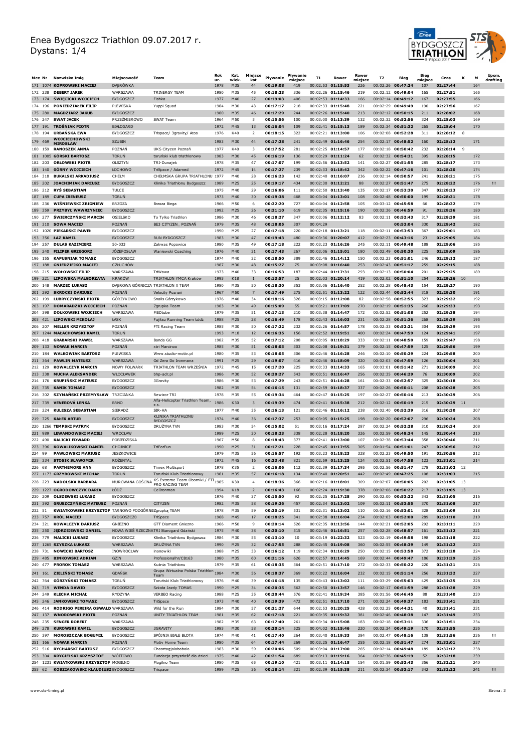# Enea Bydgoszcz Triathlon 09.07.2017 r.
Dystans: 1/4

| Mce | Nr | Nazwisko Imię | Miejscowość | Team | Rok ur. | Kat. wiek. | Miejsce kat | Pływanie | Pływanie miejsce | T1 | Rower | Rower miejsce | T2 | Bieg | Bieg miejsce | Czas | K | M | Upom. drafting |
|---|---|---|---|---|---|---|---|---|---|---|---|---|---|---|---|---|---|---|---|
| 171 | 1074 | KOPROWSKI MACIEJ | DĄBRÓWKA | | 1978 | M35 | 44 | 00:19:08 | 419 | 00:02:53 | 01:15:53 | 226 | 00:02:26 | 00:47:24 | 107 | 02:27:44 | | 164 | |
| 172 | 238 | DEBERT JAREK | WARSZAWA | TRINERGY TEAM | 1980 | M35 | 45 | 00:18:23 | 336 | 00:02:26 | 01:15:46 | 219 | 00:02:12 | 00:49:04 | 165 | 02:27:51 | | 165 | |
| 173 | 174 | ŚWIĘCICKI WOJCIECH | BYDGOSZCZ | Fishka | 1977 | M40 | 27 | 00:19:03 | 406 | 00:02:53 | 01:14:33 | 166 | 00:02:14 | 00:49:12 | 167 | 02:27:55 | | 166 | |
| 174 | 196 | PONIEDZIAŁEK FILIP | PLEWISKA | Yuppi Squad | 1984 | M30 | 43 | 00:17:17 | 218 | 00:02:33 | 01:15:48 | 221 | 00:02:29 | 00:49:49 | 190 | 02:27:56 | | 167 | |
| 175 | 280 | MAGDZIARZ JAKUB | BYDGOSZCZ | | 1980 | M35 | 46 | 00:17:29 | 244 | 00:02:26 | 01:15:40 | 213 | 00:02:12 | 00:50:15 | 211 | 02:28:02 | | 168 | |
| 176 | 247 | SWAT JACEK | PRZEŹMIEROWO | SWAT Team | 1964 | M50 | 5 | 00:15:56 | 100 | 00:03:00 | 01:13:39 | 132 | 00:02:32 | 00:52:56 | 324 | 02:28:03 | | 169 | |
| 177 | 191 | TROŚNIAK PIOTR | BIAŁOGARD | | 1972 | M45 | 13 | 00:16:04 | 109 | 00:02:41 | 01:15:13 | 189 | 00:02:34 | 00:51:32 | 265 | 02:28:04 | | 170 | |
| 178 | 194 | URBAŃSKA EWA | BYDGOSZCZ | Trispace/ 3gravity/ Atos | 1976 | K40 | 2 | 00:18:15 | 322 | 00:02:21 | 01:13:00 | 106 | 00:02:08 | 00:52:28 | 311 | 02:28:12 | 8 | | |
| 179 | 469 | WOJCIECHOWSKI MIROSŁAW | SZUBIN | | 1983 | M30 | 44 | 00:17:28 | 241 | 00:02:49 | 01:16:46 | 254 | 00:02:17 | 00:48:52 | 160 | 02:28:12 | | 171 | |
| 180 | 159 | RANOSZEK ANNA | POZNAŃ | UKS Cityzen Poznań | 1977 | K40 | 3 | 00:17:52 | 281 | 00:02:25 | 01:14:57 | 177 | 00:02:18 | 00:50:42 | 232 | 02:28:14 | 9 | | |
| 181 | 1005 | GÓRSKI BARTOSZ | TORUŃ | toruński klub triathlonowy | 1983 | M30 | 45 | 00:16:19 | 136 | 00:03:29 | 01:11:24 | 62 | 00:02:32 | 00:54:31 | 395 | 02:28:15 | | 172 | |
| 182 | 203 | ORŁOWSKI PIOTR | OLSZTYN | TRI-Dunajek | 1978 | M35 | 47 | 00:17:07 | 199 | 00:02:56 | 01:13:52 | 141 | 00:02:27 | 00:51:55 | 285 | 02:28:17 | | 173 | |
| 183 | 140 | GÓRNY WOJCIECH | ŁOCHOWO | TriSpace / Adamed | 1972 | M45 | 14 | 00:17:27 | 239 | 00:02:33 | 01:18:42 | 342 | 00:02:22 | 00:47:16 | 101 | 02:28:20 | | 174 | |
| 184 | 318 | BUKALSKI ARKADIUSZ | CHEŁM | CHEŁMSKA GRUPA TRIATHLONU | 1977 | M40 | 28 | 00:16:23 | 142 | 00:02:40 | 01:16:07 | 236 | 00:02:14 | 00:50:57 | 241 | 02:28:21 | | 175 | |
| 185 | 202 | JOACHIMIAK DARIUSZ | BYDGOSZCZ | Klinika Triathlonu Bydgoszcz | 1989 | M25 | 25 | 00:19:17 | 434 | 00:02:30 | 01:12:21 | 88 | 00:02:27 | 00:51:47 | 275 | 02:28:22 | | 176 | !!! |
| 186 | 212 | RYŚ SEBASTIAN | TULCE | | 1975 | M40 | 29 | 00:16:06 | 111 | 00:02:50 | 01:13:40 | 135 | 00:02:17 | 00:53:30 | 347 | 02:28:23 | | 177 | |
| 187 | 189 | CUPA IRENEUSZ | TORUŃ | | 1973 | M40 | 30 | 00:19:38 | 468 | 00:03:04 | 01:13:01 | 108 | 00:02:48 | 00:50:00 | 199 | 02:28:31 | | 178 | |
| 188 | 236 | WIŚNIEWSKI ZBIGNIEW | BRZOZA | Brzoza Biega | 1966 | M50 | 6 | 00:22:20 | 727 | 00:04:04 | 01:12:58 | 105 | 00:03:12 | 00:45:58 | 66 | 02:28:32 | | 179 | |
| 189 | 359 | PRZYBYŁ WAWRZYNIEC | BYDGOSZCZ | | 1992 | M25 | 26 | 00:21:10 | 619 | 00:02:35 | 01:15:16 | 190 | 00:02:36 | 00:46:59 | 91 | 02:28:36 | | 180 | |
| 190 | 277 | ŚWIERCZYŃSKI MARCIN | OSIELSKO | To Tylko Triathlon | 1986 | M30 | 46 | 00:18:27 | 347 | 00:03:06 | 01:12:12 | 83 | 00:02:11 | 00:52:43 | 317 | 02:28:39 | | 181 | |
| 191 | 310 | SOWA MACIEJ | POZNAŃ | BE3 CITYZEN_ POZNAŃ | 1979 | M35 | 48 | 00:18:05 | 307 | 00:04:29 | | | | 00:53:04 | 330 | 02:28:42 | | 182 | |
| 192 | 1020 | PIEKARSKI PAWEŁ | BYDGOSZCZ | | 1990 | M25 | 27 | 00:17:18 | 220 | 00:02:18 | 01:13:21 | 118 | 00:02:11 | 00:53:53 | 367 | 02:29:01 | | 183 | |
| 193 | 356 | ŁAZ KAMIL | BYDGOSZCZ | RUN BYDGOSZCZ | 1983 | M30 | 47 | 00:19:43 | 480 | 00:03:36 | 01:20:07 | 412 | 00:02:23 | 00:43:16 | 23 | 02:29:05 | | 184 | |
| 194 | 257 | DULAS KAZIMIERZ | 50-033 | Zakwas Popowice | 1980 | M35 | 49 | 00:17:18 | 222 | 00:03:23 | 01:16:26 | 245 | 00:02:11 | 00:49:48 | 188 | 02:29:06 | | 185 | |
| 195 | 240 | FILIPEK GRZEGORZ | JÓZEFOSŁAW | Waniewski Coaching | 1976 | M40 | 31 | 00:17:43 | 267 | 00:03:06 | 01:15:01 | 180 | 00:02:49 | 00:50:30 | 225 | 02:29:09 | | 186 | |
| 196 | 155 | KAPUSNIAK TOMASZ | BYDGOSZCZ | | 1974 | M40 | 32 | 00:18:50 | 389 | 00:02:46 | 01:14:12 | 150 | 00:02:23 | 00:51:01 | 246 | 02:29:12 | | 187 | |
| 197 | 188 | GNIEDZIEJKO MACIEJ | CZŁUCHÓW | | 1987 | M30 | 48 | 00:15:27 | 75 | 00:03:08 | 01:16:40 | 253 | 00:02:43 | 00:51:17 | 259 | 02:29:15 | | 188 | |
| 198 | 215 | WOŁOWSKI FILIP | WARSZAWA | TriWawa | 1973 | M40 | 33 | 00:16:53 | 187 | 00:02:44 | 01:17:31 | 293 | 00:02:13 | 00:50:04 | 201 | 02:29:25 | | 189 | |
| 199 | 221 | LIPOWSKA MAŁGORZATA | KRAKÓW | TRIATHLON YMCA Kraków | 1995 | K18 | 1 | 00:13:57 | 25 | 00:02:03 | 01:20:14 | 419 | 00:02:02 | 00:51:10 | 254 | 02:29:26 | 10 | | |
| 200 | 148 | MARZEC ŁUKASZ | DĄBROWA GÓRNICZA | TRIATHLON X TEAM | 1980 | M35 | 50 | 00:18:30 | 353 | 00:03:06 | 01:16:40 | 252 | 00:02:28 | 00:48:43 | 154 | 02:29:27 | | 190 | |
| 201 | 292 | SKROCKI DARIUSZ | POZNAŃ | Velocity Poznań | 1967 | M50 | 7 | 00:17:49 | 275 | 00:02:51 | 01:13:22 | 122 | 00:02:44 | 00:52:44 | 318 | 02:29:30 | | 191 | |
| 202 | 199 | LUBRYCZYNSKI PIOTR | GÓRZYKOWO | Snails Górzykowo | 1976 | M40 | 34 | 00:18:16 | 326 | 00:03:15 | 01:12:08 | 82 | 00:02:58 | 00:52:55 | 323 | 02:29:32 | | 192 | |
| 203 | 197 | DOMARADZKI WOJCIECH | POZNAŃ | Zgrupka Team | 1983 | M30 | 49 | 00:15:09 | 55 | 00:03:21 | 01:17:09 | 270 | 00:02:19 | 00:51:35 | 266 | 02:29:33 | | 193 | |
| 204 | 398 | DOŁKOWSKI WOJCIECH | WARSZAWA | MEDtube | 1979 | M35 | 51 | 00:17:13 | 210 | 00:03:38 | 01:14:47 | 172 | 00:02:52 | 00:51:08 | 252 | 02:29:38 | | 194 | |
| 205 | 421 | LIPOWSKI MIKOŁAJ | ŁASK | Fujitsu Running Team Łódź | 1988 | M25 | 28 | 00:16:49 | 178 | 00:02:43 | 01:16:03 | 231 | 00:02:28 | 00:51:36 | 268 | 02:29:39 | | 195 | |
| 206 | 207 | MELLER KRZYSZTOF | POZNAŃ | FTI Racing Team | 1985 | M30 | 50 | 00:17:22 | 232 | 00:02:26 | 01:14:57 | 178 | 00:02:33 | 00:52:21 | 304 | 02:29:39 | | 195 | |
| 207 | 1244 | MAŁACHOWSKI KAMIL | TORUŃ | | 1993 | M18 | 12 | 00:16:35 | 156 | 00:02:52 | 01:19:51 | 400 | 00:02:24 | 00:47:59 | 124 | 02:29:41 | | 197 | |
| 208 | 418 | GRABARSKI PAWEŁ | WARSZAWA | Banda GG | 1982 | M35 | 52 | 00:17:12 | 208 | 00:03:05 | 01:18:29 | 333 | 00:02:11 | 00:48:50 | 159 | 02:29:47 | | 198 | |
| 209 | 133 | NOWAK MARCIN | POZNAŃ | xtri Marcinoo | 1985 | M30 | 51 | 00:18:03 | 303 | 00:02:08 | 01:19:31 | 379 | 00:02:15 | 00:47:59 | 125 | 02:29:56 | | 199 | |
| 210 | 184 | WALKOWIAK BARTOSZ | PLEWISKA | Www.studio-motiv.pl | 1980 | M35 | 53 | 00:18:05 | 306 | 00:02:46 | 01:16:28 | 246 | 00:02:10 | 00:50:29 | 224 | 02:29:58 | | 200 | |
| 211 | 364 | PAWLIN MATEUSZ | WARSZAWA | Od Zera Do Ironmana | 1991 | M25 | 29 | 00:19:07 | 416 | 00:02:46 | 01:18:09 | 320 | 00:02:03 | 00:47:59 | 126 | 02:30:04 | | 201 | |
| 212 | 129 | KOWALCZYK MARCIN | NOWY FOLWARK | TRIATHLON TEAM WRZEŚNIA | 1972 | M45 | 15 | 00:17:20 | 225 | 00:03:33 | 01:14:33 | 165 | 00:03:01 | 00:51:42 | 271 | 02:30:09 | | 202 | |
| 213 | 338 | MUCHA ALEKSANDER | WŁOCŁAWEK | bhp-adr.pl | 1986 | M30 | 52 | 00:20:27 | 543 | 00:03:51 | 01:16:47 | 256 | 00:02:35 | 00:46:29 | 76 | 02:30:09 | | 202 | |
| 214 | 176 | KRUPIŃSKI MATEUSZ | BYDGOSZCZ | 3Gravity | 1986 | M30 | 53 | 00:17:29 | 243 | 00:02:51 | 01:14:28 | 161 | 00:02:33 | 00:52:57 | 325 | 02:30:18 | | 204 | |
| 215 | 735 | KANIK TOMASZ | BYDGOSZCZ | | 1982 | M35 | 54 | 00:16:15 | 131 | 00:02:59 | 01:18:37 | 337 | 00:02:26 | 00:50:11 | 208 | 02:30:28 | | 205 | |
| 216 | 302 | SZYMAŃSKI PRZEMYSŁAW | TRZCIANKA | Rewizor TRI | 1978 | M35 | 55 | 00:19:34 | 464 | 00:02:47 | 01:15:25 | 197 | 00:02:27 | 00:50:16 | 213 | 02:30:29 | | 206 | |
| 217 | 739 | VENEROVÁ LENKA | BRNO | Alfa-Helicopter Triathlon Team, z.s. | 1986 | K30 | 3 | 00:19:39 | 474 | 00:02:41 | 01:15:38 | 212 | 00:02:12 | 00:50:19 | 215 | 02:30:29 | 11 | | |
| 218 | 224 | KULESZA SEBASTIAN | SIERADZ | SIR-HA | 1977 | M40 | 35 | 00:16:13 | 121 | 00:02:46 | 01:16:12 | 238 | 00:02:40 | 00:52:39 | 316 | 02:30:30 | | 207 | |
| 219 | 725 | KAŁEK ARTUR | BYDGOSZCZ | KLINIKA TRIATHLONU BYDGOSZCZ | 1974 | M40 | 36 | 00:17:37 | 253 | 00:03:05 | 01:15:25 | 198 | 00:02:20 | 00:52:07 | 296 | 02:30:34 | | 208 | |
| 220 | 1266 | TEMPSKI PATRYK | BYDGOSZCZ | DRUŻYNA TVN | 1983 | M30 | 54 | 00:15:02 | 51 | 00:03:16 | 01:17:24 | 287 | 00:02:24 | 00:52:28 | 310 | 02:30:34 | | 208 | |
| 221 | 989 | LEWANDOWSKI MACIEJ | WROCŁAW | | 1989 | M25 | 30 | 00:18:23 | 338 | 00:02:28 | 01:18:20 | 326 | 00:02:59 | 00:48:34 | 145 | 02:30:44 | | 210 | |
| 222 | 490 | KALICKI EDWARD | POBIEDZISKA | | 1967 | M50 | 8 | 00:18:43 | 377 | 00:02:41 | 01:13:00 | 107 | 00:02:38 | 00:53:44 | 358 | 02:30:46 | | 211 | |
| 223 | 396 | KOWALIKOWSKI DANIEL | CHOJNICE | TriForFun | 1990 | M25 | 31 | 00:17:21 | 228 | 00:02:45 | 01:17:55 | 305 | 00:01:54 | 00:51:01 | 247 | 02:30:56 | | 212 | |
| 224 | 99 | PAWŁOWSKI MARIUSZ | JESZKOWICE | | 1979 | M35 | 56 | 00:16:57 | 192 | 00:03:23 | 01:18:23 | 328 | 00:02:23 | 00:49:50 | 191 | 02:30:56 | | 212 | |
| 225 | 334 | STOSIK SŁAWOMIR | ROŻENTAL | | 1972 | M45 | 16 | 00:23:48 | 821 | 00:02:59 | 01:13:25 | 124 | 00:02:51 | 00:47:58 | 123 | 02:31:01 | | 214 | |
| 226 | 68 | PARTHEMORE ANN | BYDGOSZCZ | Timex Multisport | 1978 | K35 | 2 | 00:16:06 | 112 | 00:02:39 | 01:17:34 | 295 | 00:02:56 | 00:51:47 | 278 | 02:31:02 | 12 | | |
| 227 | 1173 | GRZYBOWSKI MICHAŁ | TORUŃ | Toruński Klub Triathlonowy | 1981 | M35 | 57 | 00:16:18 | 134 | 00:03:40 | 01:20:51 | 442 | 00:02:49 | 00:47:25 | 108 | 02:31:03 | | 215 | |
| 228 | 223 | NADOLSKA BARBARA | MUROWANA GOŚLINA | KS Extreme Team Oborniki / FTI PRO RACING TEAM | 1985 | K30 | 4 | 00:18:36 | 366 | 00:02:16 | 01:18:01 | 309 | 00:02:07 | 00:50:05 | 202 | 02:31:05 | 13 | | |
| 229 | 1227 | OGRODOWCZYK DARIA | ŁÓDŹ | Cellronman | 1994 | K18 | 2 | 00:16:43 | 166 | 00:02:24 | 01:19:30 | 378 | 00:02:06 | 00:50:22 | 217 | 02:31:05 | 13 | | |
| 230 | 209 | OLSZEWSKI ŁUKASZ | BYDGOSZCZ | | 1976 | M40 | 37 | 00:15:50 | 92 | 00:02:25 | 01:17:28 | 290 | 00:02:00 | 00:53:22 | 343 | 02:31:05 | | 216 | |
| 231 | 392 | GRUSZCZYŃSKI MATEUSZ | POZNAŃ | CITYZEN | 1982 | M35 | 58 | 00:19:26 | 457 | 00:02:34 | 01:13:02 | 109 | 00:02:11 | 00:53:55 | 370 | 02:31:08 | | 217 | |
| 232 | 51 | KWIATKOWSKI KRZYSZTOF | TARNOWO PODGÓRNE | Zgrupką TEAM | 1978 | M35 | 59 | 00:20:19 | 531 | 00:02:31 | 01:13:02 | 110 | 00:02:16 | 00:53:01 | 328 | 02:31:09 | | 218 | |
| 233 | 757 | KRÓL MACIEJ | BYDGOSZCZ0 | TriSpace | 1968 | M45 | 17 | 00:18:25 | 341 | 00:02:38 | 01:16:04 | 234 | 00:02:03 | 00:52:00 | 289 | 02:31:10 | | 219 | |
| 234 | 321 | KOWALCZYK DARIUSZ | GNIEZNO | GTT Diament Gniezno | 1966 | M50 | 9 | 00:20:14 | 526 | 00:02:35 | 01:13:56 | 144 | 00:02:21 | 00:52:05 | 292 | 02:31:11 | | 220 | |
| 235 | 250 | JĘDRZEJEWSKI DANIEL | NOWA WIEŚ RZECZNA | TRI Starogard Gdański | 1975 | M40 | 38 | 00:20:10 | 515 | 00:02:46 | 01:16:51 | 257 | 00:02:28 | 00:48:57 | 161 | 02:31:12 | | 221 | |
| 236 | 779 | MALICKI ŁUKASZ | BYDGOSZCZ | Klinika Triathlonu Bydgoszcz | 1984 | M30 | 55 | 00:13:10 | 10 | 00:03:19 | 01:22:32 | 523 | 00:02:19 | 00:49:58 | 198 | 02:31:18 | | 222 | |
| 237 | 1265 | SZYSZKA ŁUKASZ | WARSZAWA | DRUŻYNA TVN | 1990 | M25 | 32 | 00:17:55 | 288 | 00:02:45 | 01:19:08 | 360 | 00:02:55 | 00:48:39 | 149 | 02:31:22 | | 223 | |
| 238 | 731 | NOWICKI BARTOSZ | INOWROCŁAW | inonowiki | 1988 | M25 | 33 | 00:16:12 | 119 | 00:02:34 | 01:16:29 | 250 | 00:02:15 | 00:53:58 | 372 | 02:31:28 | | 224 | |
| 239 | 485 | BINKOWSKI ADRIAN | GZIN | Professionalhr/CB163 | 1980 | M35 | 60 | 00:21:16 | 626 | 00:02:57 | 01:14:45 | 169 | 00:02:44 | 00:49:47 | 186 | 02:31:29 | | 225 | |
| 240 | 477 | PROROK TOMASZ | WARSZAWA | Kuźnia Triathlonu | 1979 | M35 | 61 | 00:18:35 | 364 | 00:02:51 | 01:17:10 | 272 | 00:02:33 | 00:50:22 | 220 | 02:31:31 | | 226 | |
| 241 | 161 | ZIELIŃSKI TOMASZ | GDAŃSK | Grupa Wirtualna Polska Triathlon Team | 1984 | M30 | 56 | 00:18:37 | 369 | 00:03:22 | 01:16:04 | 232 | 00:02:15 | 00:51:14 | 256 | 02:31:32 | | 227 | |
| 242 | 764 | GÓRZYŃSKI TOMASZ | TORUŃ | Toruński Klub Triathlonowy | 1976 | M40 | 39 | 00:16:18 | 135 | 00:03:43 | 01:13:02 | 111 | 00:03:29 | 00:55:03 | 429 | 02:31:35 | | 228 | |
| 243 | 719 | WENDA DAWID | BYDGOSZCZ | Szkoła Jazdy TOMAS | 1990 | M25 | 34 | 00:20:35 | 562 | 00:02:50 | 01:13:57 | 146 | 00:02:17 | 00:51:59 | 288 | 02:31:38 | | 229 | |
| 244 | 249 | KLECHA MICHAŁ | RYDZYNA | VERBEO Racing | 1988 | M25 | 35 | 00:20:44 | 576 | 00:02:41 | 01:19:34 | 385 | 00:01:56 | 00:46:45 | 88 | 02:31:40 | | 230 | |
| 245 | 246 | JANKOWSKI TOMASZ | BYDGOSZCZ | TriSpace | 1973 | M40 | 40 | 00:19:39 | 472 | 00:02:51 | 01:17:10 | 271 | 00:02:24 | 00:49:37 | 183 | 02:31:41 | | 231 | |
| 246 | 414 | RODRIGO PEREIRA OSWALD | WARSZAWA | Wild for the Run | 1984 | M30 | 57 | 00:21:27 | 644 | 00:02:53 | 01:20:25 | 428 | 00:02:25 | 00:44:31 | 40 | 02:31:41 | | 231 | |
| 247 | 137 | WNOROWSKI PIOTR | POZNAŃ | UNITY TRIATHLON TEAM | 1981 | M35 | 62 | 00:17:18 | 221 | 00:03:35 | 01:19:32 | 381 | 00:02:46 | 00:48:38 | 147 | 02:31:49 | | 233 | |
| 248 | 235 | SENGER ROBERT | WARSZAWA | | 1982 | M35 | 63 | 00:17:40 | 261 | 00:03:34 | 01:15:08 | 183 | 00:02:18 | 00:53:11 | 336 | 02:31:51 | | 234 | |
| 249 | 278 | KUROWSKI KAMIL | BYDGOSZCZ | 3GRAVITY | 1985 | M30 | 58 | 00:20:14 | 525 | 00:04:02 | 01:15:46 | 220 | 00:02:34 | 00:49:19 | 170 | 02:31:55 | | 235 | |
| 250 | 397 | MOROSZCZAK BOGUMIŁ | BYDGOSZCZ | SPÓJNIA BIAŁE BŁOTA | 1974 | M40 | 41 | 00:17:40 | 264 | 00:03:40 | 01:19:33 | 384 | 00:02:47 | 00:48:16 | 138 | 02:31:56 | | 236 | !!! |
| 251 | 166 | NOWAK MARCIN | POZNAŃ | Motiv Home Team | 1980 | M35 | 64 | 00:17:44 | 269 | 00:03:25 | 01:16:47 | 255 | 00:02:18 | 00:51:47 | 274 | 02:32:01 | | 237 | |
| 252 | 516 | RYCHARSKI BARTOSZ | BYDGOSZCZ | Chasztagjolobabolo | 1983 | M30 | 59 | 00:20:06 | 509 | 00:03:04 | 01:17:00 | 265 | 00:02:14 | 00:49:48 | 189 | 02:32:12 | | 238 | |
| 253 | 304 | KRYGIELSKI KRZYSZTOF | WÓJTOWO | Fundacja przyszłość dla dzieci | 1975 | M40 | 42 | 00:21:54 | 689 | 00:03:13 | 01:19:16 | 364 | 00:02:36 | 00:45:19 | 52 | 02:32:18 | | 239 | |
| 254 | 1231 | KWIATKOWSKI KRZYSZTOF | MOGILNO | Mogilno Team | 1980 | M35 | 65 | 00:19:10 | 421 | 00:03:11 | 01:14:18 | 154 | 00:01:59 | 00:53:43 | 356 | 02:32:21 | | 240 | |
| 255 | 62 | KOBZIAKOWSKI KLAUDIUSZ | BYDGOSZCZ | Trispace | 1989 | M25 | 36 | 00:18:14 | 321 | 00:02:39 | 01:15:38 | 211 | 00:02:34 | 00:53:17 | 342 | 02:32:22 | | 241 | !!! |

www.sts-timing.pl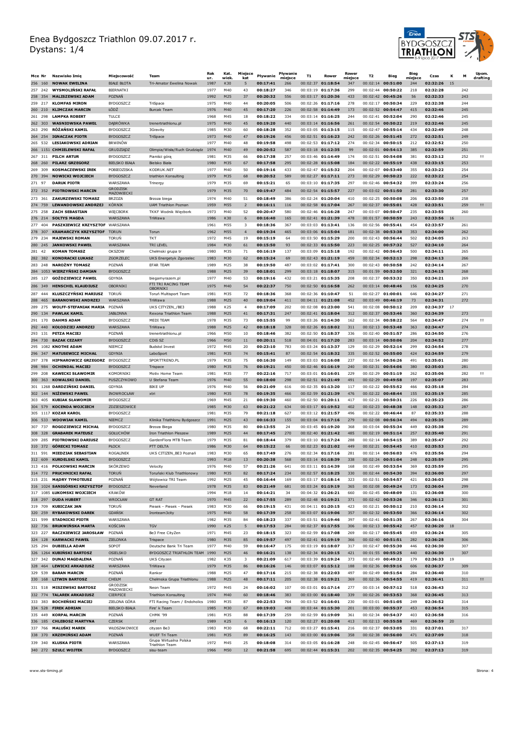# Enea Bydgoszcz Triathlon 09.07.2017 r.
Dystans: 1/4

| Mce | Nr | Nazwisko Imię | Miejscowość | Team | Rok ur. | Kat. wiek. | Miejsce kat | Pływanie | Pływanie miejsce | T1 | Rower | Rower miejsce | T2 | Bieg | Bieg miejsce | Czas | K | M | Upom. drafting |
|---|---|---|---|---|---|---|---|---|---|---|---|---|---|---|---|---|---|---|---|
| 256 | 160 | NOWAK EWELINA | BIAŁE BŁOTA | Tri-Amator Ewelina Nowak | 1987 | K30 | 5 | 00:17:41 | 266 | 00:02:37 | 01:18:54 | 347 | 00:02:14 | 00:51:00 | 244 | 02:32:26 | 15 | | |
| 257 | 242 | WYSMOLIŃSKI RAFAŁ | BIERNATKI | | 1977 | M40 | 43 | 00:18:27 | 346 | 00:03:19 | 01:17:36 | 299 | 00:02:44 | 00:50:22 | 218 | 02:32:28 | | 242 | |
| 258 | 354 | MALISZEWSKI ADAM | POZNAŃ | | 1992 | M25 | 37 | 00:20:32 | 556 | 00:03:17 | 01:20:36 | 433 | 00:02:42 | 00:45:26 | 56 | 02:32:33 | | 243 | |
| 259 | 217 | KLOMFAS MIRON | BYDGOSZCZ | TriSpace | 1975 | M40 | 44 | 00:20:05 | 506 | 00:02:26 | 01:17:16 | 278 | 00:02:17 | 00:50:34 | 229 | 02:32:38 | | 244 | |
| 260 | 210 | KLIMCZAK MARCIN | ŁÓDŹ | Burcak Team | 1976 | M40 | 45 | 00:17:20 | 226 | 00:02:58 | 01:14:49 | 173 | 00:02:52 | 00:54:47 | 415 | 02:32:46 | | 245 | |
| 261 | 298 | LAMPKA ROBERT | TULCE | | 1968 | M45 | 18 | 00:18:22 | 334 | 00:03:14 | 01:16:25 | 244 | 00:02:41 | 00:52:04 | 290 | 02:32:46 | | 245 | |
| 262 | 303 | WASNIOWSKA PAWEŁ | DĄBRÓWKA | trenertriathlonu.pl | 1975 | M40 | 45 | 00:19:20 | 440 | 00:03:14 | 01:16:56 | 261 | 00:02:54 | 00:50:22 | 219 | 02:32:46 | | 245 | |
| 263 | 290 | RÓŻAŃSKI KAMIL | BYDGOSZCZ | 3Gravity | 1985 | M30 | 60 | 00:18:28 | 352 | 00:03:05 | 01:13:15 | 115 | 00:02:47 | 00:55:14 | 434 | 02:32:49 | | 248 | |
| 264 | 254 | IGNACZAK PIOTR | BYDGOSZCZ | TriSpace | 1973 | M40 | 47 | 00:19:26 | 456 | 00:02:51 | 01:16:23 | 242 | 00:02:26 | 00:51:45 | 272 | 02:32:51 | | 249 | |
| 265 | 532 | LESIAKOWSKI ADRIAN | BRWINÓW | | 1977 | M40 | 48 | 00:19:58 | 498 | 00:02:53 | 01:17:12 | 274 | 00:02:34 | 00:50:15 | 212 | 02:32:52 | | 250 | |
| 266 | 1151 | CHMIELEWSKI RAFAŁ | GRUDZIĄDZ | Olimpia/Wisła/Ruch Grudziądz | 1974 | M40 | 49 | 00:20:52 | 587 | 00:03:18 | 01:12:35 | 99 | 00:02:01 | 00:54:13 | 385 | 02:32:59 | | 251 | |
| 267 | 311 | PILCH ARTUR | BYDGOSZCZ | Pianiści górą | 1981 | M35 | 66 | 00:17:38 | 257 | 00:03:46 | 01:14:49 | 174 | 00:02:51 | 00:54:08 | 381 | 02:33:12 | | 252 | !!! |
| 268 | 260 | PILARZ GRZEGORZ | BIELSKO BIAŁA | Bielsko Biała | 1980 | M35 | 67 | 00:17:58 | 295 | 00:02:28 | 01:15:08 | 184 | 00:02:22 | 00:55:19 | 438 | 02:33:15 | | 253 | |
| 269 | 309 | KOSMACZEWSKI IREK | POBIEDZISKA | KODRUK.NET | 1977 | M40 | 50 | 00:19:16 | 433 | 00:02:47 | 01:15:32 | 204 | 00:02:07 | 00:53:40 | 355 | 02:33:22 | | 254 | |
| 270 | 394 | NOWICKI WOJCIECH | BYDGOSZCZ | triathlon Konsulting | 1979 | M35 | 68 | 00:20:52 | 589 | 00:02:27 | 01:17:11 | 273 | 00:02:29 | 00:50:23 | 222 | 02:33:22 | | 254 | |
| 271 | 97 | DARUK PIOTR | WARSZAWA | Trinergy | 1979 | M35 | 69 | 00:15:21 | 65 | 00:03:10 | 01:17:35 | 297 | 00:02:46 | 00:54:32 | 399 | 02:33:24 | | 256 | |
| 272 | 352 | PIOTROWSKI MARCIN | GRODZISK MAZOWIECKI | | 1979 | M35 | 70 | 00:19:47 | 484 | 00:02:54 | 01:15:57 | 227 | 00:03:02 | 00:51:50 | 281 | 02:33:30 | | 257 | |
| 273 | 361 | ZAKURZEWSKI TOMASZ | BRZOZA | Brzoza biega | 1974 | M40 | 51 | 00:18:49 | 386 | 00:02:24 | 01:20:04 | 410 | 00:02:25 | 00:50:08 | 206 | 02:33:50 | | 258 | |
| 274 | 759 | LEWANDOWSKI ANDRZEJ | KÓRNIK | UAM Triathlon Poznan | 1959 | M55 | 2 | 00:16:11 | 116 | 00:02:58 | 01:17:04 | 267 | 00:02:37 | 00:55:01 | 428 | 02:33:51 | | 259 | !!! |
| 275 | 258 | ZACH SEBASTIAN | WIĘCBORK | TKKF Wodnik Więcbork | 1973 | M40 | 52 | 00:20:47 | 580 | 00:02:46 | 01:16:28 | 247 | 00:03:07 | 00:50:47 | 235 | 02:33:55 | | 260 | |
| 276 | 214 | SOŁTYS MAGDA | WARSZAWA | TriWawa | 1986 | K30 | 6 | 00:16:40 | 165 | 00:02:41 | 01:21:39 | 478 | 00:01:57 | 00:50:59 | 243 | 02:33:56 | 16 | | |
| 277 | 404 | PASZKIEWICZ KRZYSZTOF | WARSZAWA | | 1961 | M55 | 3 | 00:18:36 | 367 | 00:03:03 | 01:13:41 | 136 | 00:02:56 | 00:55:41 | 454 | 02:33:57 | | 261 | |
| 278 | 307 | KRAMARCZYK KRZYSZTOF | TORUN | Torun | 1962 | M55 | 4 | 00:19:34 | 465 | 00:03:06 | 01:15:04 | 181 | 00:02:38 | 00:53:38 | 353 | 02:34:00 | | 262 | |
| 279 | 234 | MAJEWSKI ROMAN | TORUŃ | TKT | 1972 | M45 | 19 | 00:15:19 | 64 | 00:03:50 | 01:15:29 | 200 | 00:02:43 | 00:56:42 | 502 | 02:34:05 | | 263 | |
| 280 | 245 | JANKOWSKI PAWEŁ | WARSZAWA | TRI LEVEL | 1984 | M30 | 61 | 00:15:50 | 93 | 00:02:33 | 01:15:50 | 223 | 00:02:25 | 00:57:32 | 527 | 02:34:10 | | 264 | |
| 281 | 42 | KOMAN TOMASZ | OKSZOW | Chełmski grupa tr | 1980 | M35 | 71 | 00:16:19 | 137 | 00:03:09 | 01:15:18 | 192 | 00:02:42 | 00:56:43 | 500 | 02:34:11 | | 265 | |
| 282 | 382 | KONDRACKI ŁUKASZ | ZGORZELEC | UKS Energetyk Zgorzelec | 1983 | M30 | 62 | 00:15:24 | 69 | 00:02:43 | 01:21:19 | 459 | 00:02:34 | 00:52:13 | 298 | 02:34:13 | | 266 | |
| 283 | 248 | NAROŻNY TOMASZ | POZNAŃ | EFAR TEAM | 1989 | M25 | 38 | 00:19:50 | 487 | 00:03:02 | 01:17:41 | 300 | 00:02:43 | 00:50:58 | 242 | 02:34:14 | | 267 | |
| 284 | 1053 | WIERZYŃSKI DAMIAN | BYDGOSZCZ | | 1988 | M25 | 39 | 00:18:01 | 299 | 00:03:18 | 01:18:07 | 315 | 00:01:59 | 00:52:50 | 321 | 02:34:15 | | 268 | |
| 285 | 127 | GOŻDZIEWICZ PAWEŁ | GDYNIA | biegamyrazem.pl | 1977 | M40 | 53 | 00:19:16 | 432 | 00:03:21 | 01:15:35 | 208 | 00:02:37 | 00:53:32 | 350 | 02:34:21 | | 269 | |
| 286 | 349 | HENSCHEL KLAUDIUSZ | OBORNIKI | FTI TRI RACING TEAM OBORNIKI | 1975 | M40 | 54 | 00:22:37 | 750 | 00:02:50 | 01:16:58 | 262 | 00:03:14 | 00:48:46 | 156 | 02:34:25 | | 270 | |
| 287 | 444 | KLUSZCZYŃSKI MARIUSZ | TORUŃ | Toruń Multisport Team | 1981 | M35 | 72 | 00:18:36 | 368 | 00:02:36 | 01:10:47 | 51 | 00:02:27 | 01:00:01 | 646 | 02:34:27 | | 271 | |
| 288 | 465 | BARANOWSKI ANDRZEJ | WARSZAWA | TriWawa | 1988 | M25 | 40 | 00:19:04 | 411 | 00:04:11 | 01:21:08 | 452 | 00:03:49 | 00:46:19 | 73 | 02:34:31 | | 272 | |
| 289 | 275 | WOLFF-STEFANIAK MARIA | POZNAŃ | UKS CITYZEN_/BE3 | 1988 | K25 | 4 | 00:17:09 | 202 | 00:02:08 | 01:23:00 | 541 | 00:02:08 | 00:50:12 | 209 | 02:34:37 | 17 | | |
| 290 | 134 | PAWLAK KAMIL | JABŁONNA | Rexona Triathlon Team | 1988 | M25 | 41 | 00:17:31 | 247 | 00:02:41 | 01:18:04 | 312 | 00:02:37 | 00:53:46 | 360 | 02:34:39 | | 273 | |
| 291 | 170 | DAHMS ADAM | BYDGOSZCZ | MEDI TEAM | 1978 | M35 | 73 | 00:15:55 | 99 | 00:03:26 | 01:14:30 | 162 | 00:02:34 | 00:58:22 | 564 | 02:34:47 | | 274 | !!! |
| 292 | 440 | KOŁODZIEJ ANDRZEJ | WARSZAWA | TriWawa | 1988 | M25 | 42 | 00:18:18 | 328 | 00:02:26 | 01:18:02 | 311 | 00:02:13 | 00:53:48 | 363 | 02:34:47 | | 274 | |
| 293 | 131 | PETZA MACIEJ | POZNAŃ | trenertriathlonu.pl | 1966 | M50 | 10 | 00:18:46 | 382 | 00:02:50 | 01:18:37 | 336 | 00:02:40 | 00:51:57 | 286 | 02:34:50 | | 276 | |
| 294 | 730 | BAZAK CEZARY | BYDGOSZCZ | CDiS SZ | 1966 | M50 | 11 | 00:20:11 | 518 | 00:04:01 | 01:17:20 | 283 | 00:03:14 | 00:50:06 | 204 | 02:34:52 | | 277 | |
| 295 | 1082 | KNOTHE ADAM | NIEMCZ | Budstol Invest | 1972 | M45 | 20 | 00:23:10 | 783 | 00:03:24 | 01:13:37 | 129 | 00:02:29 | 00:52:14 | 299 | 02:34:54 | | 278 | |
| 296 | 347 | MATUSEWICZ MICHAŁ | GDYNIA | LaboSport | 1981 | M35 | 74 | 00:15:41 | 87 | 00:02:54 | 01:18:32 | 335 | 00:02:52 | 00:55:00 | 424 | 02:34:59 | | 279 | |
| 297 | 378 | HIPNAROWICZ GRZEGORZ | BYDGOSZCZ | SPORTTREND.PL | 1979 | M35 | 75 | 00:16:30 | 149 | 00:03:03 | 01:16:08 | 237 | 00:02:54 | 00:56:26 | 491 | 02:35:01 | | 280 | |
| 298 | 984 | OCHENDAL MACIEJ | BYDGOSZCZ | Trispace | 1980 | M35 | 76 | 00:19:21 | 450 | 00:02:46 | 01:16:19 | 240 | 00:02:31 | 00:54:06 | 380 | 02:35:03 | | 281 | |
| 299 | 208 | KAWECKI SŁAWOMIR | KOMORNIKI | Motiv Home Team | 1981 | M35 | 77 | 00:22:16 | 717 | 00:03:01 | 01:16:01 | 229 | 00:02:29 | 00:51:19 | 262 | 02:35:06 | | 282 | !!! |
| 300 | 363 | KOWALSKI DANIEL | PUSZCZYKOWO | U Stefana Team | 1976 | M40 | 55 | 00:18:00 | 298 | 00:02:51 | 01:21:49 | 491 | 00:02:29 | 00:49:58 | 197 | 02:35:07 | | 283 | |
| 301 | 1268 | DARDZIŃSKI DANIEL | GDYNIA | BIKE UP | 1976 | M40 | 56 | 00:21:09 | 616 | 00:02:35 | 01:13:20 | 117 | 00:02:22 | 00:55:52 | 466 | 02:35:18 | | 284 | |
| 302 | 144 | NIŻEWSKI PAWEŁ | INOWROCŁAW | xtri | 1980 | M35 | 78 | 00:19:35 | 466 | 00:02:59 | 01:21:39 | 476 | 00:02:22 | 00:48:44 | 155 | 02:35:19 | | 285 | |
| 303 | 405 | KUBIAK SŁAWOMIR | BYDGOSZCZ | | 1969 | M45 | 21 | 00:19:30 | 460 | 00:02:50 | 01:20:11 | 417 | 00:02:21 | 00:50:31 | 226 | 02:35:23 | | 286 | |
| 304 | 579 | KOCENDA WOJCIECH | ZDZIESZOWICE | | 1985 | M30 | 63 | 00:21:22 | 634 | 00:03:17 | 01:19:52 | 402 | 00:02:23 | 00:48:38 | 148 | 02:35:32 | | 287 | |
| 305 | 1117 | KOZAR KAROL | BYDGOSZCZ | | 1981 | M35 | 79 | 00:21:18 | 627 | 00:03:12 | 01:21:57 | 496 | 00:02:22 | 00:46:44 | 87 | 02:35:33 | | 288 | |
| 306 | 533 | WDOWIAK KAMIL | NIEMCZ | Klinika Triathlonu Bydgoszcz | 1991 | M25 | 43 | 00:16:33 | 155 | 00:03:04 | 01:17:16 | 279 | 00:02:08 | 00:56:34 | 494 | 02:35:35 | | 289 | |
| 307 | 737 | ROGOZIEWICZ MICHAŁ | BYDGOSZCZ | Brzoza Biega | 1980 | M35 | 80 | 00:13:55 | 24 | 00:03:45 | 01:19:20 | 368 | 00:03:04 | 00:55:34 | 449 | 02:35:38 | | 290 | |
| 308 | 328 | GRABAREK MATEUSZ | GOŁUCHÓW | Iron Triathlon Pleszew | 1989 | M25 | 44 | 00:17:45 | 270 | 00:02:40 | 01:21:42 | 485 | 00:02:19 | 00:51:14 | 257 | 02:35:40 | | 291 | |
| 309 | 285 | PIOTROWSKI DARIUSZ | BYDGOSZCZ | GardenFlora MTB Team | 1979 | M35 | 81 | 00:18:44 | 379 | 00:03:10 | 01:17:24 | 288 | 00:02:14 | 00:54:15 | 389 | 02:35:47 | | 292 | |
| 310 | 372 | GÓRECKI TOMASZ | PŁOCK | PTT DELTA | 1986 | M30 | 64 | 00:15:22 | 66 | 00:02:23 | 01:21:02 | 449 | 00:02:21 | 00:54:45 | 410 | 02:35:53 | | 293 | |
| 311 | 591 | MIEDZIAK SEBASTIAN | ROGALINEK | UKS CITIZEN_BE3 Poznań | 1983 | M30 | 65 | 00:17:49 | 276 | 00:02:34 | 01:17:16 | 281 | 00:02:14 | 00:56:03 | 476 | 02:35:56 | | 294 | |
| 312 | 609 | KURDELSKI KAMIL | BYDGOSZCZ | | 1993 | M18 | 13 | 00:20:38 | 568 | 00:03:14 | 01:18:39 | 338 | 00:02:24 | 00:51:04 | 248 | 02:35:59 | | 295 | |
| 313 | 416 | POLKOWSKI MARCIN | SKÓRZEWO | Velocity | 1976 | M40 | 57 | 00:21:26 | 641 | 00:03:11 | 01:14:39 | 168 | 00:02:49 | 00:53:54 | 369 | 02:35:59 | | 295 | |
| 314 | 772 | PRUCHNICKI RAFAŁ | TORUŃ | Toruński Klub Triathlonowy | 1980 | M35 | 82 | 00:17:24 | 234 | 00:02:57 | 01:18:25 | 330 | 00:02:44 | 00:54:30 | 394 | 02:36:00 | | 297 | |
| 315 | 231 | MĄDRY TYMOTEUSZ | POZNAŃ | Wójtowicz TRI Team | 1992 | M25 | 45 | 00:16:44 | 169 | 00:03:17 | 01:18:14 | 323 | 00:02:51 | 00:54:57 | 421 | 02:36:03 | | 298 | |
| 316 | 1024 | SANIGÓRSKI KRZYSZTOF | BYDGOSZCZ | Neverland | 1978 | M35 | 83 | 00:21:49 | 681 | 00:03:24 | 01:19:19 | 365 | 00:02:08 | 00:49:24 | 173 | 02:36:04 | | 299 | |
| 317 | 1085 | ŁUKOMSKI WOJCIECH | KRAKÓW | | 1994 | M18 | 14 | 00:14:21 | 34 | 00:04:32 | 01:26:21 | 660 | 00:02:45 | 00:48:09 | 131 | 02:36:08 | | 300 | |
| 318 | 297 | DUDA HUBERT | WROCŁAW | GT RAT | 1970 | M45 | 22 | 00:17:55 | 289 | 00:02:48 | 01:19:21 | 371 | 00:02:42 | 00:53:26 | 346 | 02:36:12 | | 301 | |
| 319 | 709 | KUBICZAK JAN | TORUŃ | Piesek - Piesek - Piesek | 1983 | M30 | 66 | 00:19:15 | 431 | 00:04:11 | 01:20:15 | 423 | 00:02:21 | 00:50:12 | 210 | 02:36:14 | | 302 | |
| 320 | 259 | RYBAKOWSKI DAREK | GDAŃSK | Ironteam3city | 1975 | M40 | 58 | 00:17:39 | 258 | 00:03:07 | 01:19:06 | 357 | 00:02:32 | 00:53:50 | 366 | 02:36:14 | | 302 | |
| 321 | 599 | STADNICKI PIOTR | WARSZAWA | | 1982 | M35 | 84 | 00:18:23 | 337 | 00:03:51 | 01:19:46 | 397 | 00:02:41 | 00:51:35 | 267 | 02:36:16 | | 304 | |
| 322 | 736 | BRUKWIŃSKA MARTA | KOŚCIAN | TGV | 1990 | K25 | 5 | 00:17:53 | 284 | 00:02:37 | 01:17:55 | 306 | 00:02:13 | 00:55:42 | 457 | 02:36:20 | 18 | | |
| 323 | 227 | RACZKIEWICZ JAROSŁAW | POZNAŃ | Be3 Free CityZen | 1971 | M45 | 23 | 00:18:15 | 323 | 00:02:59 | 01:17:08 | 269 | 00:02:17 | 00:55:45 | 459 | 02:36:24 | | 305 | |
| 324 | 128 | KARWACKI PAWEŁ | ZIELONKA | Trispace | 1980 | M35 | 85 | 00:19:57 | 497 | 00:02:41 | 01:19:19 | 366 | 00:02:40 | 00:51:51 | 282 | 02:36:28 | | 306 | |
| 325 | 294 | DUBIELLA ADAM | SOPOT | Deutsche Bank Tri Team | 1977 | M40 | 59 | 00:16:47 | 175 | 00:03:19 | 01:18:07 | 317 | 00:02:47 | 00:55:30 | 446 | 02:36:30 | | 307 | |
| 326 | 1264 | KUBIŃSKI BARTOSZ | OSIELSKO | BYDGOSZCZ TRIATHLON TEAM | 1990 | M25 | 46 | 00:16:21 | 138 | 00:02:34 | 01:20:15 | 421 | 00:01:55 | 00:55:25 | 440 | 02:36:30 | | 307 | |
| 327 | 342 | DUNAJ MAGDALENA | POZNAŃ | UKS Cityzen | 1982 | K35 | 3 | 00:21:09 | 617 | 00:03:39 | 01:19:24 | 373 | 00:02:49 | 00:49:32 | 179 | 02:36:33 | 19 | | |
| 328 | 464 | LEWICKI ARKADIUSZ | WARSZAWA | TriWawa | 1979 | M35 | 86 | 00:16:26 | 146 | 00:03:07 | 01:15:12 | 188 | 00:02:36 | 00:59:16 | 606 | 02:36:37 | | 309 | |
| 329 | 539 | BARAN MARCIN | POZNAŃ | Rankor | 1988 | M25 | 47 | 00:17:16 | 215 | 00:02:38 | 01:22:03 | 497 | 00:02:49 | 00:51:54 | 284 | 02:36:40 | | 310 | |
| 330 | 168 | LITWIN BARTOSZ | CHEŁM | Chełmska Grupa Triathlonu | 1988 | M25 | 48 | 00:17:11 | 205 | 00:02:38 | 01:19:21 | 369 | 00:02:36 | 00:54:55 | 419 | 02:36:41 | | 311 | !!! |
| 331 | 518 | MISZEWSKI BARTOSZ | GRODZISK MAZOWIECKI | Neon Team | 1972 | M45 | 24 | 00:16:02 | 107 | 00:03:01 | 01:17:14 | 277 | 00:03:14 | 00:57:12 | 518 | 02:36:43 | | 312 | |
| 332 | 774 | TALAREK ARKADIUSZ | CIERPICE | Triathlon Konsulting | 1974 | M40 | 60 | 00:18:46 | 383 | 00:03:00 | 01:18:40 | 339 | 00:02:26 | 00:53:53 | 368 | 02:36:45 | | 313 | |
| 333 | 383 | BOCHEŃSKI MACIEJ | ZIELONA GÓRA | FTI Racing Team / Endoholics | 1980 | M35 | 87 | 00:22:53 | 764 | 00:03:52 | 01:16:01 | 230 | 00:03:01 | 00:51:05 | 249 | 02:36:52 | | 314 | |
| 334 | 528 | FIREK ADRIAN | BIELSKO-BIAŁA | Fire' k Team | 1985 | M30 | 67 | 00:19:03 | 408 | 00:03:44 | 01:15:30 | 201 | 00:03:00 | 00:55:37 | 453 | 02:36:54 | | 315 | |
| 335 | 449 | KORPAL MARCIN | POZNAŃ | CHMK '99 | 1981 | M35 | 88 | 00:17:39 | 259 | 00:02:59 | 01:19:09 | 361 | 00:02:34 | 00:54:37 | 403 | 02:36:58 | | 316 | |
| 336 | 185 | CHLEBOSZ MARTYNA | CZERSK | JMT | 1989 | K25 | 6 | 00:16:13 | 120 | 00:02:27 | 01:20:08 | 413 | 00:02:13 | 00:55:58 | 469 | 02:36:59 | 20 | | |
| 337 | 766 | MALUŚKI MAREK | WŁOSZAKOWICE | cityzen Be3 | 1983 | M30 | 68 | 00:22:11 | 712 | 00:03:27 | 01:15:41 | 216 | 00:02:37 | 00:53:05 | 331 | 02:37:01 | | 317 | |
| 338 | 370 | KRZEMIŃSKI ADAM | POZNAŃ | WUEF Tri Team | 1981 | M35 | 89 | 00:16:25 | 143 | 00:03:00 | 01:19:06 | 358 | 00:02:38 | 00:56:00 | 471 | 02:37:09 | | 318 | |
| 339 | 340 | KLUSKA PIOTR | WARSZAWA | Grupa Wirtualna Polska Triathlon Team | 1972 | M45 | 25 | 00:18:08 | 314 | 00:03:05 | 01:16:28 | 248 | 00:02:45 | 00:56:47 | 505 | 02:37:13 | | 319 | |
| 340 | 272 | SZULC WOJTEK | BYDGOSZCZ | sisu-team | 1966 | M50 | 12 | 00:21:58 | 695 | 00:02:44 | 01:15:31 | 202 | 00:02:35 | 00:54:25 | 392 | 02:37:13 | | 319 | |

www.sts-timing.pl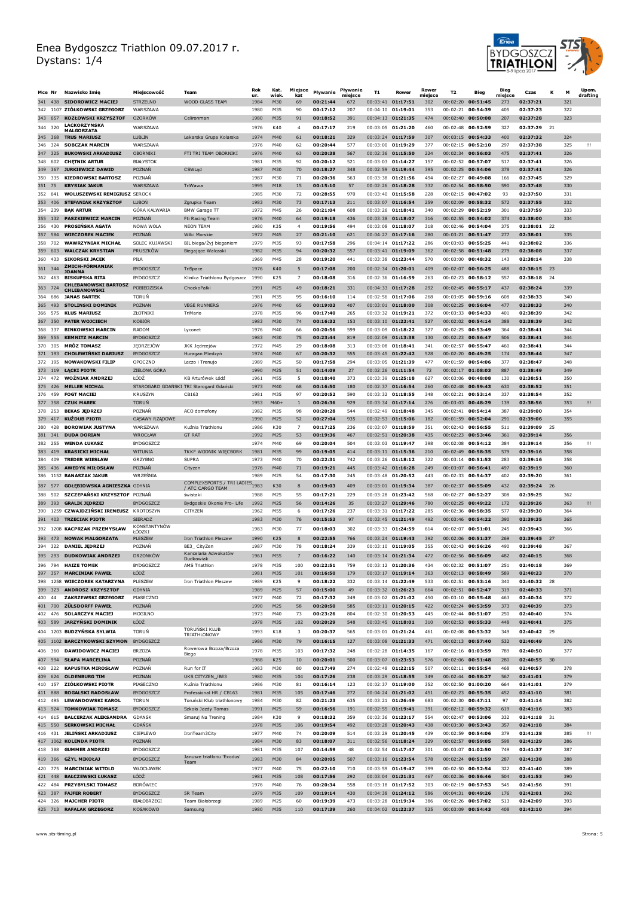# Enea Bydgoszcz Triathlon 09.07.2017 r.
Dystans: 1/4

| Mce | Nr | Nazwisko Imię | Miejscowość | Team | Rok ur. | Kat. wiek. | Miejsce kat | Pływanie | Pływanie miejsce | T1 | Rower | Rower miejsce | T2 | Bieg | Bieg miejsce | Czas | K | M | Upom. drafting |
|---|---|---|---|---|---|---|---|---|---|---|---|---|---|---|---|---|---|---|---|
| 341 | 438 | SIDOROWICZ MACIEJ | STRZELNO | WOOD GLASS TEAM | 1984 | M30 | 69 | 00:21:44 | 672 | 00:03:41 | 01:17:51 | 302 | 00:02:20 | 00:51:45 | 273 | 02:37:21 | | 321 | |
| 342 | 1107 | ZIÓŁKOWSKI GRZEGORZ | WARSZAWA | | 1980 | M35 | 90 | 00:17:12 | 207 | 00:04:10 | 01:19:01 | 353 | 00:02:21 | 00:54:39 | 405 | 02:37:23 | | 322 | |
| 343 | 657 | KOZŁOWSKI KRZYSZTOF | OZORKÓW | Celironman | 1980 | M35 | 91 | 00:18:52 | 391 | 00:04:13 | 01:21:35 | 474 | 00:02:40 | 00:50:08 | 207 | 02:37:28 | | 323 | |
| 344 | 320 | LACKORZYNSKA MALGORZATA | WARSZAWA | | 1976 | K40 | 4 | 00:17:17 | 219 | 00:03:05 | 01:21:20 | 460 | 00:02:48 | 00:52:59 | 327 | 02:37:29 | 21 | | |
| 345 | 368 | TRUS MARIUSZ | LUBLIN | Lekarska Grupa Kolarska | 1974 | M40 | 61 | 00:18:21 | 329 | 00:03:24 | 01:17:59 | 307 | 00:03:15 | 00:54:33 | 400 | 02:37:32 | | 324 | |
| 346 | 324 | SOBCZAK MARCIN | WARSZAWA | | 1976 | M40 | 62 | 00:20:44 | 577 | 00:03:00 | 01:19:29 | 377 | 00:02:15 | 00:52:10 | 297 | 02:37:38 | | 325 | !!! |
| 347 | 325 | BUKOWSKI ARKADIUSZ | OBORNIKI | FTI TRI TEAM OBORNIKI | 1976 | M40 | 63 | 00:20:38 | 567 | 00:02:36 | 01:15:50 | 224 | 00:02:34 | 00:56:03 | 475 | 02:37:41 | | 326 | |
| 348 | 602 | CHĘTNIK ARTUR | BIAŁYSTOK | | 1981 | M35 | 92 | 00:20:12 | 521 | 00:03:03 | 01:14:27 | 157 | 00:02:52 | 00:57:07 | 517 | 02:37:41 | | 326 | |
| 349 | 367 | JURKIEWICZ DAWID | POZNAŃ | CSWŁąd | 1987 | M30 | 70 | 00:18:27 | 348 | 00:02:59 | 01:19:44 | 395 | 00:02:25 | 00:54:06 | 378 | 02:37:41 | | 326 | |
| 350 | 335 | KIEDROWSKI BARTOSZ | POZNAŃ | | 1987 | M30 | 71 | 00:20:36 | 563 | 00:03:38 | 01:21:56 | 494 | 00:02:27 | 00:49:08 | 166 | 02:37:45 | | 329 | |
| 351 | 75 | KRYSIAK JAKUB | WARSZAWA | TriWawa | 1995 | M18 | 15 | 00:15:10 | 57 | 00:02:26 | 01:18:28 | 332 | 00:02:54 | 00:58:50 | 590 | 02:37:48 | | 330 | |
| 352 | 641 | WOLUSZEWSKI REMIGIUSZ | SEROCK | | 1985 | M30 | 72 | 00:28:55 | 970 | 00:03:40 | 01:15:58 | 228 | 00:02:15 | 00:47:02 | 93 | 02:37:50 | | 331 | |
| 353 | 406 | STEFANIAK KRZYSZTOF | LUBOŃ | Zgrupka Team | 1983 | M30 | 73 | 00:17:13 | 211 | 00:03:07 | 01:16:54 | 259 | 00:02:09 | 00:58:32 | 572 | 02:37:55 | | 332 | |
| 354 | 239 | BĄK ARTUR | GÓRA KALWARIA | BMW Garage TT | 1972 | M45 | 26 | 00:21:04 | 608 | 00:03:26 | 01:18:41 | 340 | 00:02:29 | 00:52:19 | 301 | 02:37:59 | | 333 | |
| 355 | 132 | PASZKIEWICZ MARCIN | POZNAŃ | Fti Racing Team | 1976 | M40 | 64 | 00:19:18 | 436 | 00:03:38 | 01:18:07 | 316 | 00:02:55 | 00:54:02 | 374 | 02:38:00 | | 334 | |
| 356 | 430 | PROSIŃSKA AGATA | NOWA WOLA | NEON TEAM | 1980 | K35 | 4 | 00:19:56 | 494 | 00:03:08 | 01:18:07 | 318 | 00:02:46 | 00:54:04 | 375 | 02:38:01 | 22 | | |
| 357 | 584 | WIECZOREK MACIEK | POZNAŃ | Wilki Morskie | 1972 | M45 | 27 | 00:21:10 | 621 | 00:04:27 | 01:17:16 | 280 | 00:03:21 | 00:51:47 | 277 | 02:38:01 | | 335 | |
| 358 | 702 | WAWRZYNIAK MICHAŁ | SOLEC KUJAWSKI | BIL biega/Żyj bieganiem | 1979 | M35 | 93 | 00:17:58 | 296 | 00:04:14 | 01:17:22 | 286 | 00:03:03 | 00:55:25 | 441 | 02:38:02 | | 336 | |
| 359 | 603 | WALCZAK KRYSTIAN | PRUSZKÓW | Biegające Walczaki | 1982 | M35 | 94 | 00:20:32 | 557 | 00:03:41 | 01:19:09 | 362 | 00:02:58 | 00:51:48 | 279 | 02:38:08 | | 337 | |
| 360 | 433 | SIKORSKI JACEK | PIŁA | | 1969 | M45 | 28 | 00:19:20 | 441 | 00:03:38 | 01:23:44 | 570 | 00:03:00 | 00:48:32 | 143 | 02:38:14 | | 338 | |
| 361 | 344 | ŻMICH-FÓRMANIAK JOANNA | BYDGOSZCZ | TriSpace | 1976 | K40 | 5 | 00:17:08 | 200 | 00:02:34 | 01:20:01 | 409 | 00:02:07 | 00:56:25 | 488 | 02:38:15 | 23 | | |
| 362 | 463 | BISKUPSKA RITA | BYDGOSZCZ | Klinika Triathlonu Bydgoszcz | 1990 | K25 | 7 | 00:18:08 | 316 | 00:02:36 | 01:16:59 | 263 | 00:02:23 | 00:58:12 | 557 | 02:38:18 | 24 | | |
| 363 | 724 | CHLEBANOWSKI BARTOSZ CHLEBANOWSKI | POBIEDZISKA | ChockoPałki | 1991 | M25 | 49 | 00:18:21 | 331 | 00:04:33 | 01:17:28 | 292 | 00:02:45 | 00:55:17 | 437 | 02:38:24 | | 339 | |
| 364 | 686 | JANAS BARTEK | TORUŃ | | 1981 | M35 | 95 | 00:16:10 | 114 | 00:02:56 | 01:17:06 | 268 | 00:03:05 | 00:59:16 | 608 | 02:38:33 | | 340 | |
| 365 | 493 | STOLINSKI DOMINIK | POZNAN | VEGE RUNNERS | 1976 | M40 | 65 | 00:19:03 | 407 | 00:03:01 | 01:18:00 | 308 | 00:02:25 | 00:56:04 | 477 | 02:38:33 | | 340 | |
| 366 | 575 | KLUS MARIUSZ | ZŁOTNIKI | TriMario | 1978 | M35 | 96 | 00:17:40 | 265 | 00:03:32 | 01:19:21 | 372 | 00:03:33 | 00:54:33 | 401 | 02:38:39 | | 342 | |
| 367 | 350 | PATER WOJCIECH | KOBIÓR | | 1983 | M30 | 74 | 00:16:32 | 153 | 00:03:10 | 01:22:41 | 527 | 00:02:02 | 00:54:14 | 388 | 02:38:39 | | 342 | |
| 368 | 337 | BINKOWSKI MARCIN | RADOM | Lyconet | 1976 | M40 | 66 | 00:20:56 | 599 | 00:03:09 | 01:18:22 | 327 | 00:02:25 | 00:53:49 | 364 | 02:38:41 | | 344 | |
| 369 | 555 | KEMNITZ MARCIN | BYDGOSZCZ | | 1983 | M30 | 75 | 00:23:44 | 819 | 00:02:09 | 01:13:38 | 130 | 00:02:23 | 00:56:47 | 506 | 02:38:41 | | 344 | |
| 370 | 305 | MRÓZ TOMASZ | JĘDRZEJÓW | JKK Jędrzejów | 1972 | M45 | 29 | 00:18:08 | 313 | 00:03:08 | 01:18:41 | 341 | 00:02:57 | 00:55:47 | 460 | 02:38:41 | | 344 | |
| 371 | 193 | CHOLEWIŃSKI DARIUSZ | BYDGOSZCZ | Huragan Miedzyń | 1974 | M40 | 67 | 00:20:32 | 555 | 00:03:45 | 01:22:42 | 528 | 00:02:20 | 00:49:25 | 174 | 02:38:44 | | 347 | |
| 372 | 195 | NOWAKOWSKI FILIP | OPOCZNO | Leczo i Trenujo | 1989 | M25 | 50 | 00:17:58 | 294 | 00:03:05 | 01:21:39 | 477 | 00:01:59 | 00:54:06 | 377 | 02:38:47 | | 348 | |
| 373 | 119 | ŁACKI PIOTR | ZIELONA GÓRA | | 1990 | M25 | 51 | 00:14:09 | 27 | 00:02:26 | 01:11:54 | 72 | 00:02:17 | 01:08:03 | 887 | 02:38:49 | | 349 | |
| 374 | 472 | WOŹNIAK ANDRZEJ | ŁÓDŹ | KB Arturówek Łódź | 1961 | M55 | 5 | 00:18:40 | 373 | 00:03:39 | 01:25:18 | 627 | 00:03:06 | 00:48:08 | 130 | 02:38:51 | | 350 | |
| 375 | 426 | MELLER MICHAŁ | STAROGARD GDAŃSKI | TRI Starogard Gdański | 1973 | M40 | 68 | 00:16:50 | 180 | 00:02:37 | 01:16:54 | 260 | 00:02:48 | 00:59:43 | 630 | 02:38:52 | | 351 | |
| 376 | 459 | FOGT MACIEJ | KRUSZYN | CB163 | 1981 | M35 | 97 | 00:20:52 | 590 | 00:03:32 | 01:18:55 | 348 | 00:02:21 | 00:53:14 | 337 | 02:38:54 | | 352 | |
| 377 | 358 | CZUK MAREK | TORUŃ | | 1953 | M60+ | 1 | 00:26:36 | 929 | 00:03:34 | 01:17:14 | 276 | 00:03:03 | 00:48:29 | 139 | 02:38:56 | | 353 | !!! |
| 378 | 253 | BEKAS JĘDRZEJ | POZNAŃ | ACO domofony | 1982 | M35 | 98 | 00:20:28 | 544 | 00:02:49 | 01:18:48 | 345 | 00:02:41 | 00:54:14 | 387 | 02:39:00 | | 354 | |
| 379 | 417 | KUŹDUB PIOTR | GĄSAWY RZĄDOWE | | 1990 | M25 | 52 | 00:27:04 | 935 | 00:02:53 | 01:15:06 | 182 | 00:01:59 | 00:52:04 | 291 | 02:39:06 | | 355 | |
| 380 | 428 | BOROWIAK JUSTYNA | WARSZAWA | Kuźnia Triathlonu | 1986 | K30 | 7 | 00:17:25 | 236 | 00:03:07 | 01:18:59 | 351 | 00:02:43 | 00:56:55 | 511 | 02:39:09 | 25 | | |
| 381 | 341 | DUDA DORIAN | WROCŁAW | GT RAT | 1992 | M25 | 53 | 00:19:36 | 467 | 00:02:51 | 01:20:38 | 435 | 00:02:23 | 00:53:46 | 361 | 02:39:14 | | 356 | |
| 382 | 255 | WENDA ŁUKASZ | BYDGOSZCZ | | 1974 | M40 | 69 | 00:20:04 | 504 | 00:03:03 | 01:19:47 | 398 | 00:02:08 | 00:54:12 | 384 | 02:39:14 | | 356 | !!! |
| 383 | 419 | KRASICKI MICHAŁ | WITUNIA | TKKF WODNIK WIĘCBORK | 1981 | M35 | 99 | 00:19:05 | 414 | 00:03:11 | 01:15:36 | 210 | 00:02:49 | 00:58:35 | 579 | 02:39:16 | | 358 | |
| 384 | 409 | TREDER WIESŁAW | GRZYBNO | SUPRA | 1973 | M40 | 70 | 00:22:31 | 742 | 00:03:26 | 01:18:12 | 322 | 00:03:14 | 00:51:53 | 283 | 02:39:16 | | 358 | |
| 385 | 436 | AWEDYK MIŁOSZ | POZNAŃ | Cityzen | 1976 | M40 | 71 | 00:19:21 | 445 | 00:03:42 | 01:16:28 | 249 | 00:03:07 | 00:56:41 | 497 | 02:39:19 | | 360 | |
| 386 | 1152 | BANASZAK JAKUB | WRZEŚNIA | | 1989 | M25 | 54 | 00:17:30 | 245 | 00:03:48 | 01:20:52 | 443 | 00:02:33 | 00:54:37 | 402 | 02:39:20 | | 361 | |
| 387 | 577 | GOŁĘBIOWSKA AGNIESZKA | GDYNIA | COMPLEXSPORTS / TRI LADIES / ATC CARGO TEAM | 1983 | K30 | 8 | 00:19:03 | 409 | 00:03:01 | 01:19:34 | 387 | 00:02:37 | 00:55:09 | 432 | 02:39:24 | 26 | | |
| 388 | 502 | SZCZEPAŃSKI KRZYSZTOF | POZNAŃ | świstaki | 1988 | M25 | 55 | 00:17:21 | 229 | 00:03:28 | 01:23:42 | 568 | 00:02:27 | 00:52:27 | 308 | 02:39:25 | | 362 | |
| 389 | 393 | GRALIK JĘDRZEJ | BYDGOSZCZ | Bydgoskie Okonie Pro- Life | 1992 | M25 | 56 | 00:14:26 | 35 | 00:03:27 | 01:29:46 | 780 | 00:02:25 | 00:49:22 | 172 | 02:39:26 | | 363 | !!! |
| 390 | 1259 | CZWAJDZIŃSKI IRENEUSZ | KROTOSZYN | CITYZEN | 1962 | M55 | 6 | 00:17:26 | 237 | 00:03:31 | 01:17:22 | 285 | 00:02:36 | 00:58:35 | 577 | 02:39:30 | | 364 | |
| 391 | 403 | TRZECIAK PIOTR | SIERADZ | | 1983 | M30 | 76 | 00:15:53 | 97 | 00:03:45 | 01:21:49 | 492 | 00:03:46 | 00:54:22 | 390 | 02:39:35 | | 365 | |
| 392 | 1208 | KACPRZAK PRZEMYSŁAW | KONSTANTYNÓW ŁÓDZKI | | 1983 | M30 | 77 | 00:18:03 | 302 | 00:03:33 | 01:24:59 | 614 | 00:02:07 | 00:51:01 | 245 | 02:39:43 | | 366 | |
| 393 | 473 | NOWAK MAŁGORZATA | PLESZEW | Iron Triathlon Pleszew | 1990 | K25 | 8 | 00:22:55 | 766 | 00:03:24 | 01:19:43 | 392 | 00:02:06 | 00:51:37 | 269 | 02:39:45 | 27 | | |
| 394 | 322 | DANIEL JĘDRZEJ | POZNAŃ | BE3_ CityZen | 1987 | M30 | 78 | 00:18:24 | 339 | 00:03:10 | 01:19:05 | 355 | 00:02:43 | 00:56:26 | 490 | 02:39:48 | | 367 | |
| 395 | 293 | DUDKOWIAK ANDRZEJ | DRZONKÓW | Kancelaria Adwokatów Dudkowiak | 1961 | M55 | 7 | 00:16:22 | 140 | 00:03:14 | 01:21:34 | 472 | 00:02:56 | 00:56:09 | 482 | 02:40:15 | | 368 | |
| 396 | 794 | HAIZE TOMEK | BYDGOSZCZ | AMS Triathlon | 1978 | M35 | 100 | 00:22:51 | 759 | 00:03:12 | 01:20:36 | 434 | 00:02:32 | 00:51:07 | 251 | 02:40:18 | | 369 | |
| 397 | 357 | MARCINIAK PAWEŁ | ŁÓDŹ | | 1981 | M35 | 101 | 00:16:50 | 179 | 00:03:17 | 01:19:14 | 363 | 00:02:13 | 00:58:49 | 589 | 02:40:23 | | 370 | |
| 398 | 1258 | WIECZOREK KATARZYNA | PLESZEW | Iron Triathlon Pleszew | 1989 | K25 | 9 | 00:18:22 | 332 | 00:03:14 | 01:22:49 | 533 | 00:02:51 | 00:53:16 | 340 | 02:40:32 | 28 | | |
| 399 | 323 | ANDROSZ KRZYSZTOF | GDYNIA | | 1989 | M25 | 57 | 00:15:00 | 49 | 00:03:32 | 01:26:23 | 664 | 00:02:51 | 00:52:47 | 319 | 02:40:33 | | 371 | |
| 400 | 44 | ZAKRZEWSKI GRZEGORZ | PIASECZNO | | 1977 | M40 | 72 | 00:17:32 | 249 | 00:03:02 | 01:21:02 | 450 | 00:03:10 | 00:55:48 | 463 | 02:40:34 | | 372 | |
| 401 | 700 | ZÜLSDORFF PAWEŁ | POZNAŃ | | 1990 | M25 | 58 | 00:20:50 | 585 | 00:03:11 | 01:20:15 | 422 | 00:02:24 | 00:53:59 | 373 | 02:40:39 | | 373 | |
| 402 | 476 | SOLARCZYK MACIEJ | MOGILNO | | 1973 | M40 | 73 | 00:23:26 | 804 | 00:02:30 | 01:20:53 | 445 | 00:02:44 | 00:51:07 | 250 | 02:40:40 | | 374 | |
| 403 | 589 | JARZYŃSKI DOMINIK | ŁÓDŹ | | 1978 | M35 | 102 | 00:20:29 | 548 | 00:03:45 | 01:18:01 | 310 | 00:02:53 | 00:55:33 | 448 | 02:40:41 | | 375 | |
| 404 | 1203 | BUDZYŃSKA SYLWIA | TORUŃ | TORUŃSKI KLUB TRIATHLONOWY | 1993 | K18 | 3 | 00:20:37 | 565 | 00:03:01 | 01:21:24 | 461 | 00:02:08 | 00:53:32 | 349 | 02:40:42 | 29 | | |
| 405 | 1102 | BARCZYKOWSKI SZYMON | BYDGOSZCZ | | 1986 | M30 | 79 | 00:16:15 | 127 | 00:03:08 | 01:21:33 | 471 | 00:02:13 | 00:57:40 | 532 | 02:40:49 | | 376 | |
| 406 | 360 | DAWIDOWICZ MACIEJ | BRZOZA | Rowerowa Brzoza/Brzoza Biega | 1978 | M35 | 103 | 00:17:32 | 248 | 00:02:28 | 01:14:35 | 167 | 00:02:16 | 01:03:59 | 789 | 02:40:50 | | 377 | |
| 407 | 994 | SŁAPA MARCELINA | POZNAŃ | | 1988 | K25 | 10 | 00:20:01 | 500 | 00:03:07 | 01:23:53 | 576 | 00:02:06 | 00:51:48 | 280 | 02:40:55 | 30 | | |
| 408 | 222 | KAPUSTKA MIROSŁAW | POZNAŃ | Run for IT | 1983 | M30 | 80 | 00:17:49 | 274 | 00:02:48 | 01:22:15 | 507 | 00:02:11 | 00:55:54 | 468 | 02:40:57 | | 378 | |
| 409 | 624 | OLDENBURG TIM | POZNAN | UKS CITYZEN_/BE3 | 1980 | M35 | 104 | 00:17:26 | 238 | 00:03:29 | 01:18:55 | 349 | 00:02:44 | 00:58:27 | 567 | 02:41:01 | | 379 | |
| 410 | 157 | ZIÓŁKOWSKI PIOTR | PIASECZNO | Kuźnia Triathlonu | 1986 | M30 | 81 | 00:16:14 | 123 | 00:02:37 | 01:19:00 | 352 | 00:02:50 | 01:00:20 | 664 | 02:41:01 | | 379 | |
| 411 | 888 | ROGALSKI RADOSŁAW | BYDGOSZCZ | Professional HR / CB163 | 1981 | M35 | 105 | 00:17:46 | 272 | 00:04:24 | 01:21:02 | 451 | 00:02:23 | 00:55:35 | 452 | 02:41:10 | | 381 | |
| 412 | 495 | LEWANDOWSKI KAROL | TORUN | Toruński Klub triathlonowy | 1984 | M30 | 82 | 00:21:23 | 635 | 00:03:21 | 01:26:49 | 683 | 00:02:30 | 00:47:11 | 97 | 02:41:14 | | 382 | |
| 413 | 924 | TOMKOWIAK TOMASZ | BYDGOSZCZ | Szkoła Jazdy Tomas | 1991 | M25 | 59 | 00:16:56 | 191 | 00:02:55 | 01:19:41 | 391 | 00:02:12 | 00:59:32 | 619 | 02:41:16 | | 383 | |
| 414 | 615 | BALCERZAK ALEKSANDRA | GDANSK | Smaruj Na Trening | 1984 | K30 | 9 | 00:18:32 | 359 | 00:03:36 | 01:23:17 | 554 | 00:02:47 | 00:53:06 | 332 | 02:41:18 | 31 | | |
| 415 | 550 | SERKOWSKI MICHAŁ | GDAŃSK | | 1978 | M35 | 106 | 00:19:54 | 492 | 00:03:28 | 01:20:43 | 438 | 00:03:30 | 00:53:43 | 357 | 02:41:18 | | 384 | |
| 416 | 431 | JELIŃSKI ARKADIUSZ | CIEPLEWO | IronTeam3City | 1977 | M40 | 74 | 00:20:09 | 514 | 00:03:29 | 01:20:45 | 439 | 00:02:59 | 00:54:06 | 379 | 02:41:28 | | 385 | !!! |
| 417 | 1062 | KOLENDA PIOTR | POZNAŃ | | 1984 | M30 | 83 | 00:18:07 | 311 | 00:02:56 | 01:18:24 | 329 | 00:02:57 | 00:59:05 | 598 | 02:41:29 | | 386 | |
| 418 | 388 | GUMMER ANDRZEJ | BYDGOSZCZ | | 1981 | M35 | 107 | 00:14:59 | 48 | 00:02:54 | 01:17:47 | 301 | 00:03:07 | 01:02:50 | 749 | 02:41:37 | | 387 | |
| 419 | 366 | GŻYL MIKOŁAJ | BYDGOSZCZ | Janusze triatlonu 'Exodus' Team | 1983 | M30 | 84 | 00:20:05 | 507 | 00:03:16 | 01:23:54 | 578 | 00:02:24 | 00:51:59 | 287 | 02:41:38 | | 388 | |
| 420 | 775 | MARCINIAK WITOLD | WŁOCŁAWEK | | 1977 | M40 | 75 | 00:22:10 | 710 | 00:03:59 | 01:19:47 | 399 | 00:02:50 | 00:52:54 | 322 | 02:41:40 | | 389 | |
| 421 | 448 | BAŁCZEWSKI ŁUKASZ | ŁÓDŹ | | 1981 | M35 | 108 | 00:17:56 | 292 | 00:03:04 | 01:21:31 | 467 | 00:02:36 | 00:56:46 | 504 | 02:41:53 | | 390 | |
| 422 | 484 | PRZYBYLSKI TOMASZ | BORÓWIEC | | 1976 | M40 | 76 | 00:20:34 | 558 | 00:03:18 | 01:17:52 | 303 | 00:02:19 | 00:57:53 | 545 | 02:41:56 | | 391 | |
| 423 | 387 | FAJFER ROBERT | BYDGOSZCZ | 5R Team | 1979 | M35 | 109 | 00:19:14 | 430 | 00:04:38 | 01:24:12 | 586 | 00:04:31 | 00:49:26 | 176 | 02:42:01 | | 392 | |
| 424 | 326 | MAJCHER PIOTR | BIAŁOBRZEGI | Team Białobrzegi | 1989 | M25 | 60 | 00:19:39 | 473 | 00:03:28 | 01:19:34 | 386 | 00:02:26 | 00:57:02 | 513 | 02:42:09 | | 393 | |
| 425 | 713 | RAFALAK GRZEGORZ | KOSAKOWO | Samsung | 1980 | M35 | 110 | 00:17:39 | 260 | 00:04:02 | 01:22:37 | 525 | 00:03:09 | 00:54:43 | 408 | 02:42:10 | | 394 | |

www.sts-timing.pl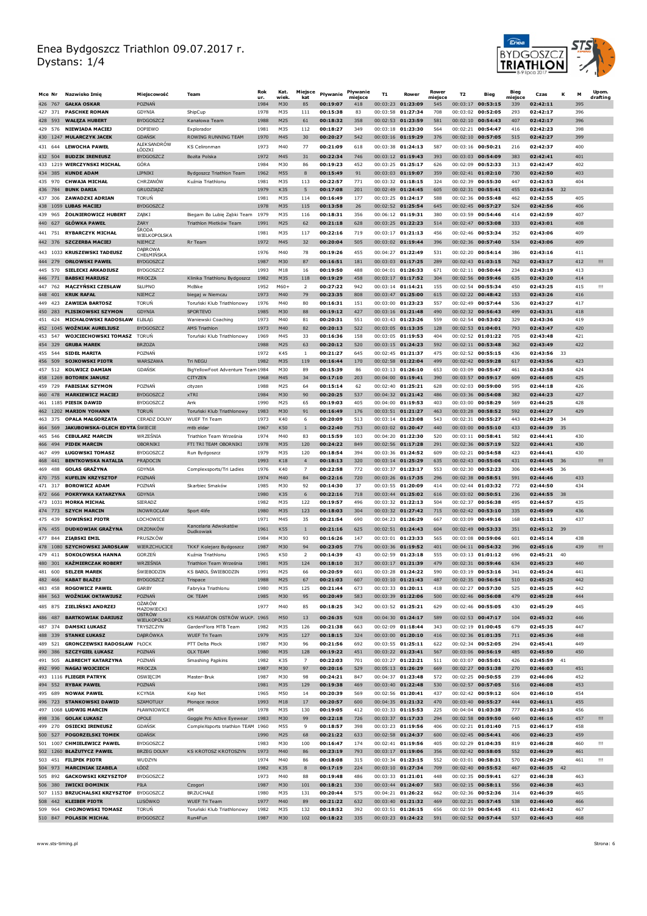# Enea Bydgoszcz Triathlon 09.07.2017 r.
Dystans: 1/4

| Mce | Nr | Nazwisko Imię | Miejscowość | Team | Rok ur. | Kat. wiek. | Miejsce kat | Pływanie | Pływanie miejsce | T1 | Rower | Rower miejsce | T2 | Bieg | Bieg miejsce | Czas | K | M | Upom. drafting |
|---|---|---|---|---|---|---|---|---|---|---|---|---|---|---|---|---|---|---|---|
| 426 | 767 | GAŁKA OSKAR | POZNAŃ | | 1984 | M30 | 85 | 00:19:07 | 418 | 00:03:23 | 01:23:09 | 545 | 00:03:17 | 00:53:15 | 339 | 02:42:11 | | 395 | |
| 427 | 371 | PASCHKE ROMAN | GDYNIA | ShipCup | 1978 | M35 | 111 | 00:15:38 | 83 | 00:03:58 | 01:27:34 | 708 | 00:03:02 | 00:52:05 | 293 | 02:42:17 | | 396 | |
| 428 | 593 | WAŁĘZA HUBERT | BYDGOSZCZ | Kanałowa Team | 1988 | M25 | 61 | 00:18:32 | 358 | 00:02:53 | 01:23:59 | 581 | 00:02:10 | 00:54:43 | 407 | 02:42:17 | | 396 | |
| 429 | 576 | NIEWIADA MACIEJ | DOPIEWO | Explorador | 1981 | M35 | 112 | 00:18:27 | 349 | 00:03:18 | 01:23:30 | 564 | 00:02:21 | 00:54:47 | 416 | 02:42:23 | | 398 | |
| 430 | 1247 | MULARCZYK JACEK | GDAŃSK | ROWING RUNNING TEAM | 1970 | M45 | 30 | 00:20:27 | 542 | 00:03:16 | 01:19:29 | 376 | 00:02:10 | 00:57:05 | 515 | 02:42:27 | | 399 | |
| 431 | 644 | LEWOCHA PAWEŁ | ALEKSANDRÓW ŁÓDZKI | KS Celironman | 1973 | M40 | 77 | 00:21:09 | 618 | 00:03:38 | 01:24:13 | 587 | 00:03:16 | 00:50:21 | 216 | 02:42:37 | | 400 | |
| 432 | 504 | BUDZIK IRENEUSZ | BYDGOSZCZ | Bozita Polska | 1972 | M45 | 31 | 00:22:34 | 746 | 00:03:12 | 01:19:43 | 393 | 00:03:03 | 00:54:09 | 383 | 02:42:41 | | 401 | |
| 433 | 1219 | WERCZYNSKI MICHAL | GÓRA | | 1984 | M30 | 86 | 00:19:23 | 452 | 00:03:25 | 01:25:17 | 626 | 00:02:09 | 00:52:33 | 313 | 02:42:47 | | 402 | |
| 434 | 385 | KUNDE ADAM | LIPNIKI | Bydgoszcz Triathlon Team | 1962 | M55 | 8 | 00:15:49 | 91 | 00:03:03 | 01:19:07 | 359 | 00:02:41 | 01:02:10 | 730 | 02:42:50 | | 403 | |
| 435 | 970 | CHWAJA MICHAŁ | CHRZANÓW | Kuźnia Triathlonu | 1981 | M35 | 113 | 00:22:57 | 771 | 00:03:32 | 01:18:15 | 324 | 00:02:39 | 00:55:30 | 447 | 02:42:53 | | 404 | |
| 436 | 784 | BUNK DARIA | GRUDZIĄDZ | | 1979 | K35 | 5 | 00:17:08 | 201 | 00:02:49 | 01:24:45 | 605 | 00:02:31 | 00:55:41 | 455 | 02:42:54 | 32 | | |
| 437 | 306 | ZAWADZKI ADRIAN | TORUŃ | | 1981 | M35 | 114 | 00:16:49 | 177 | 00:03:25 | 01:24:17 | 588 | 00:02:36 | 00:55:48 | 462 | 02:42:55 | | 405 | |
| 438 | 1059 | LUBAS MACIEJ | BYDGOSZCZ | | 1978 | M35 | 115 | 00:13:58 | 26 | 00:02:52 | 01:25:54 | 645 | 00:02:45 | 00:57:27 | 524 | 02:42:56 | | 406 | |
| 439 | 965 | ŻOŁNIEROWICZ HUBERT | ZĄBKI | Biegam Bo Lubię Ząbki Team | 1979 | M35 | 116 | 00:18:31 | 356 | 00:06:12 | 01:19:31 | 380 | 00:03:59 | 00:54:46 | 414 | 02:42:59 | | 407 | |
| 440 | 627 | GŁÓWKA PAWEŁ | ŻARY | Triathlon Mietków Team | 1991 | M25 | 62 | 00:21:18 | 628 | 00:03:25 | 01:22:23 | 514 | 00:02:47 | 00:53:08 | 333 | 02:43:01 | | 408 | |
| 441 | 751 | RYBARCZYK MICHAŁ | ŚRODA WIELKOPOLSKA | | 1981 | M35 | 117 | 00:22:16 | 719 | 00:03:17 | 01:21:13 | 456 | 00:02:46 | 00:53:34 | 352 | 02:43:06 | | 409 | |
| 442 | 376 | SZCZERBA MACIEJ | NIEMCZ | Rr Team | 1972 | M45 | 32 | 00:20:04 | 505 | 00:03:02 | 01:19:44 | 396 | 00:02:36 | 00:57:40 | 534 | 02:43:06 | | 409 | |
| 443 | 1033 | KRUSZEWSKI TADEUSZ | DĄBROWA CHEŁMIŃSKA | | 1976 | M40 | 78 | 00:19:26 | 455 | 00:04:27 | 01:22:49 | 531 | 00:02:20 | 00:54:14 | 386 | 02:43:16 | | 411 | |
| 444 | 279 | ORŁOWSKI PAWEŁ | BYDGOSZCZ | | 1987 | M30 | 87 | 00:16:51 | 181 | 00:03:03 | 01:17:25 | 289 | 00:02:43 | 01:03:15 | 762 | 02:43:17 | | 412 | !!! |
| 445 | 570 | SIELECKI ARKADIUSZ | BYDGOSZCZ | | 1993 | M18 | 16 | 00:19:50 | 488 | 00:04:01 | 01:26:33 | 671 | 00:02:11 | 00:50:44 | 234 | 02:43:19 | | 413 | |
| 446 | 771 | BABSKI MARIUSZ | MROCZA | Klinika Triathlonu Bydgoszcz | 1982 | M35 | 118 | 00:19:29 | 458 | 00:03:17 | 01:17:52 | 304 | 00:02:56 | 00:59:46 | 635 | 02:43:20 | | 414 | |
| 447 | 762 | MĄCZYŃSKI CZESŁAW | SŁUPNO | McBike | 1952 | M60+ | 2 | 00:27:22 | 942 | 00:03:14 | 01:14:21 | 155 | 00:02:54 | 00:55:34 | 450 | 02:43:25 | | 415 | !!! |
| 448 | 401 | KRUK RAFAŁ | NIEMCZ | biegaj w Niemczu | 1973 | M40 | 79 | 00:23:35 | 808 | 00:03:47 | 01:25:00 | 615 | 00:02:22 | 00:48:42 | 153 | 02:43:26 | | 416 | |
| 449 | 423 | ZAWIEJA BARTOSZ | TORUŃ | Toruński Klub Triathlonowy | 1976 | M40 | 80 | 00:16:31 | 151 | 00:03:00 | 01:23:23 | 557 | 00:02:49 | 00:57:44 | 536 | 02:43:27 | | 417 | |
| 450 | 283 | FLISIKOWSKI SZYMON | GDYNIA | SPORTEVO | 1985 | M30 | 88 | 00:19:12 | 427 | 00:03:16 | 01:21:48 | 490 | 00:02:32 | 00:56:43 | 499 | 02:43:31 | | 418 | |
| 451 | 424 | MICHAŁOWSKI RADOSŁAW | ELBLĄG | Waniewski Coaching | 1973 | M40 | 81 | 00:20:31 | 551 | 00:03:43 | 01:23:26 | 559 | 00:02:54 | 00:53:02 | 329 | 02:43:36 | | 419 | |
| 452 | 1045 | WOŹNIAK AURELIUSZ | BYDGOSZCZ | AMS Triathlon | 1973 | M40 | 82 | 00:20:13 | 522 | 00:03:05 | 01:13:35 | 128 | 00:02:53 | 01:04:01 | 793 | 02:43:47 | | 420 | |
| 453 | 547 | WOJCIECHOWSKI TOMASZ | TORUŃ | Toruński Klub Triathlonowy | 1969 | M45 | 33 | 00:16:36 | 158 | 00:03:05 | 01:19:53 | 404 | 00:02:52 | 01:01:22 | 705 | 02:43:48 | | 421 | |
| 454 | 329 | GRUBA MAREK | BRZOZA | | 1988 | M25 | 63 | 00:20:12 | 520 | 00:03:15 | 01:24:23 | 592 | 00:02:11 | 00:53:48 | 362 | 02:43:49 | | 422 | |
| 455 | 544 | SIDEŁ MARITA | POZNAŃ | | 1972 | K45 | 1 | 00:21:27 | 645 | 00:02:45 | 01:21:37 | 475 | 00:02:52 | 00:55:15 | 436 | 02:43:56 | 33 | | |
| 456 | 509 | SOJKOWSKI PIOTR | WARSZAWA | Tri NEGU | 1982 | M35 | 119 | 00:16:44 | 170 | 00:02:58 | 01:22:04 | 499 | 00:02:42 | 00:59:28 | 617 | 02:43:56 | | 423 | |
| 457 | 512 | KOLWICZ DAMIAN | GDAŃSK | BigYellowFoot Adventure Team | 1984 | M30 | 89 | 00:15:39 | 86 | 00:03:13 | 01:26:10 | 653 | 00:03:09 | 00:55:47 | 461 | 02:43:58 | | 424 | |
| 458 | 1269 | BOTOREK JANUSZ | | CITYZEN | 1968 | M45 | 34 | 00:17:10 | 203 | 00:04:00 | 01:19:41 | 390 | 00:03:57 | 00:59:17 | 609 | 02:44:05 | | 425 | |
| 459 | 729 | FABISIAK SZYMON | POZNAŃ | cityzen | 1988 | M25 | 64 | 00:15:14 | 62 | 00:02:40 | 01:25:21 | 628 | 00:02:03 | 00:59:00 | 595 | 02:44:18 | | 426 | |
| 460 | 478 | MARKIEWICZ MACIEJ | BYDGOSZCZ | xTRI | 1984 | M30 | 90 | 00:20:25 | 537 | 00:04:32 | 01:21:42 | 486 | 00:03:36 | 00:54:08 | 382 | 02:44:23 | | 427 | |
| 461 | 1185 | PIESIK DAWID | BYDGOSZCZ | Arrk | 1990 | M25 | 65 | 00:19:03 | 405 | 00:04:00 | 01:19:53 | 403 | 00:03:00 | 00:58:29 | 569 | 02:44:25 | | 428 | |
| 462 | 1202 | MARION YOHANN | TORUŃ | Toruński Klub Triathlonowy | 1983 | M30 | 91 | 00:16:49 | 176 | 00:03:51 | 01:21:27 | 463 | 00:03:28 | 00:58:52 | 592 | 02:44:27 | | 429 | |
| 463 | 375 | OPALA MAŁGORZATA | CERADZ DOLNY | WUEF Tri Team | 1973 | K40 | 6 | 00:20:09 | 513 | 00:03:14 | 01:23:08 | 543 | 00:02:31 | 00:55:27 | 443 | 02:44:29 | 34 | | |
| 464 | 569 | JAKUBOWSKA-OLECH EDYTA | ŚWIECIE | mtb eldar | 1967 | K50 | 1 | 00:22:40 | 753 | 00:03:02 | 01:20:47 | 440 | 00:03:00 | 00:55:10 | 433 | 02:44:39 | 35 | | |
| 465 | 546 | CEBULARZ MARCIN | WRZEŚNIA | Triathlon Team Września | 1974 | M40 | 83 | 00:15:59 | 103 | 00:04:20 | 01:22:30 | 520 | 00:03:11 | 00:58:41 | 582 | 02:44:41 | | 430 | |
| 466 | 494 | PIDEK MARCIN | OBORNIKI | FTI TRI TEAM OBORNIKI | 1978 | M35 | 120 | 00:24:22 | 849 | 00:02:56 | 01:17:28 | 291 | 00:02:36 | 00:57:19 | 522 | 02:44:41 | | 430 | |
| 467 | 499 | ŁUGOWSKI TOMASZ | BYDGOSZCZ | Run Bydgoszcz | 1979 | M35 | 120 | 00:18:54 | 394 | 00:03:36 | 01:24:52 | 609 | 00:02:21 | 00:54:58 | 423 | 02:44:41 | | 430 | |
| 468 | 441 | BENTKOWSKA NATALIA | PRĄDOCIN | | 1993 | K18 | 4 | 00:18:13 | 320 | 00:03:14 | 01:25:29 | 635 | 00:02:43 | 00:55:06 | 431 | 02:44:45 | 36 | | !!! |
| 469 | 488 | GOLAS GRAŻYNA | GDYNIA | Complexsports/Tri Ladies | 1976 | K40 | 7 | 00:22:58 | 772 | 00:03:37 | 01:23:17 | 553 | 00:02:30 | 00:52:23 | 306 | 02:44:45 | 36 | | |
| 470 | 755 | KUFELIN KRZYSZTOF | POZNAŃ | | 1974 | M40 | 84 | 00:22:16 | 720 | 00:03:26 | 01:17:35 | 296 | 00:02:38 | 00:58:51 | 591 | 02:44:46 | | 433 | |
| 471 | 317 | BOROWICZ ADAM | POZNAŃ | Skarbiec Smaków | 1985 | M30 | 92 | 00:14:30 | 37 | 00:03:55 | 01:20:09 | 414 | 00:02:44 | 01:03:32 | 772 | 02:44:50 | | 434 | |
| 472 | 666 | POKRYWKA KATARZYNA | GDYNIA | | 1980 | K35 | 6 | 00:22:16 | 718 | 00:03:44 | 01:25:02 | 616 | 00:03:02 | 00:50:51 | 236 | 02:44:55 | 38 | | |
| 473 | 1031 | MORKA MICHAŁ | SIERADZ | | 1982 | M35 | 122 | 00:19:57 | 496 | 00:03:32 | 01:22:13 | 504 | 00:02:37 | 00:56:38 | 495 | 02:44:57 | | 435 | |
| 474 | 773 | SZYCH MARCIN | INOWROCŁAW | Sport 4life | 1980 | M35 | 123 | 00:18:03 | 304 | 00:03:32 | 01:27:42 | 715 | 00:02:42 | 00:53:10 | 335 | 02:45:09 | | 436 | |
| 475 | 439 | SOWIŃSKI PIOTR | ŁOCHOWICE | | 1971 | M45 | 35 | 00:21:54 | 690 | 00:04:23 | 01:26:29 | 667 | 00:03:09 | 00:49:16 | 168 | 02:45:11 | | 437 | |
| 476 | 455 | DUDKOWIAK GRAŻYNA | DRZONKÓW | Kancelaria Adwokatów Dudkowiak | 1961 | K55 | 1 | 00:21:16 | 625 | 00:02:51 | 01:24:43 | 604 | 00:02:49 | 00:53:33 | 351 | 02:45:12 | 39 | | |
| 477 | 844 | ZIĄBSKI EMIL | PRUSZKÓW | | 1984 | M30 | 93 | 00:16:26 | 147 | 00:03:01 | 01:23:33 | 565 | 00:03:08 | 00:59:06 | 601 | 02:45:14 | | 438 | |
| 478 | 1080 | SZYCHOWSKI JAROSŁAW | WIERZCHUCICE | TKKF Kolejarz Bydgoszcz | 1987 | M30 | 94 | 00:23:05 | 776 | 00:03:36 | 01:19:52 | 401 | 00:04:11 | 00:54:32 | 396 | 02:45:16 | | 439 | !!! |
| 479 | 411 | SOKOŁOWSKA HANNA | GORZEŃ | Kuźnia Triathlonu | 1965 | K50 | 2 | 00:14:39 | 43 | 00:02:59 | 01:23:18 | 555 | 00:03:13 | 01:01:12 | 696 | 02:45:21 | 40 | | |
| 480 | 301 | KAŹMIERCZAK ROBERT | WRZEŚNIA | Triathlon Team Września | 1981 | M35 | 124 | 00:18:10 | 317 | 00:03:17 | 01:21:39 | 479 | 00:02:31 | 00:59:46 | 634 | 02:45:23 | | 440 | |
| 481 | 600 | SELZER MAREK | ŚWIEBODZIN | KS BABOL ŚWIEBODZIN | 1991 | M25 | 66 | 00:20:59 | 601 | 00:03:28 | 01:24:22 | 590 | 00:03:19 | 00:53:16 | 341 | 02:45:24 | | 441 | |
| 482 | 466 | KABAT BŁAŻEJ | BYDGOSZCZ | Trispace | 1988 | M25 | 67 | 00:21:03 | 607 | 00:03:10 | 01:21:43 | 487 | 00:02:35 | 00:56:54 | 510 | 02:45:25 | | 442 | |
| 483 | 458 | ROGOWICZ PAWEŁ | GARBY | Fabryka Triathlonu | 1980 | M35 | 125 | 00:21:44 | 673 | 00:03:33 | 01:20:11 | 418 | 00:02:27 | 00:57:30 | 525 | 02:45:25 | | 442 | |
| 484 | 563 | WOŹNIAK OKTAWIUSZ | POZNAŃ | OK TEAM | 1985 | M30 | 95 | 00:20:49 | 583 | 00:03:39 | 01:22:06 | 500 | 00:02:46 | 00:56:08 | 479 | 02:45:28 | | 444 | |
| 485 | 875 | ZIELIŃSKI ANDRZEJ | OŻARÓW MAZOWIECKI | | 1977 | M40 | 85 | 00:18:25 | 342 | 00:03:52 | 01:25:21 | 629 | 00:02:46 | 00:55:05 | 430 | 02:45:29 | | 445 | |
| 486 | 487 | BARTKOWIAK DARIUSZ | OSTRÓW WIELKOPOLSKI | KS MARATON OSTRÓW WLKP. | 1965 | M50 | 13 | 00:26:35 | 928 | 00:04:30 | 01:24:17 | 589 | 00:02:53 | 00:47:17 | 104 | 02:45:32 | | 446 | |
| 487 | 374 | DAMSKI ŁUKASZ | TRYSZCZYN | GardenFlora MTB Team | 1982 | M35 | 126 | 00:21:38 | 663 | 00:02:09 | 01:18:44 | 343 | 00:02:19 | 01:00:45 | 679 | 02:45:35 | | 447 | |
| 488 | 339 | STANKE ŁUKASZ | DĄBRÓWKA | WUEF Tri Team | 1979 | M35 | 127 | 00:18:15 | 324 | 00:03:00 | 01:20:10 | 416 | 00:02:36 | 01:01:35 | 711 | 02:45:36 | | 448 | |
| 489 | 521 | GRONCZEWSKI RADOSŁAW | PŁOCK | PTT Delta Płock | 1987 | M30 | 96 | 00:21:56 | 692 | 00:03:55 | 01:25:11 | 622 | 00:02:34 | 00:52:05 | 294 | 02:45:41 | | 449 | |
| 490 | 386 | SZCZYGIEŁ ŁUKASZ | POZNAŃ | OLX TEAM | 1980 | M35 | 128 | 00:19:22 | 451 | 00:03:22 | 01:23:41 | 567 | 00:03:06 | 00:56:19 | 485 | 02:45:50 | | 450 | |
| 491 | 505 | ALBRECHT KATARZYNA | POZNAŃ | Smashing Pąpkins | 1982 | K35 | 7 | 00:22:03 | 701 | 00:03:27 | 01:22:21 | 511 | 00:03:07 | 00:55:01 | 426 | 02:45:59 | 41 | | |
| 492 | 990 | NAGAJ WOJCIECH | MROCZA | | 1987 | M30 | 97 | 00:20:16 | 529 | 00:05:13 | 01:26:29 | 669 | 00:02:27 | 00:51:38 | 270 | 02:46:03 | | 451 | |
| 493 | 1116 | FLIEGER PATRYK | OSWIĘCIM | Master-Bruk | 1987 | M30 | 98 | 00:24:21 | 847 | 00:04:37 | 01:23:48 | 572 | 00:02:25 | 00:50:55 | 239 | 02:46:06 | | 452 | |
| 494 | 552 | RYBAK PAWEŁ | POZNAŃ | | 1981 | M35 | 129 | 00:19:38 | 469 | 00:03:40 | 01:22:48 | 530 | 00:02:57 | 00:57:05 | 516 | 02:46:08 | | 453 | |
| 495 | 689 | NOWAK PAWEŁ | KCYNIA | Kep Net | 1965 | M50 | 14 | 00:20:39 | 569 | 00:02:56 | 01:20:41 | 437 | 00:02:42 | 00:59:12 | 604 | 02:46:10 | | 454 | |
| 496 | 723 | STANKOWSKI DAWID | SZAMOTUŁY | Płonące racice | 1993 | M18 | 17 | 00:20:57 | 600 | 00:04:35 | 01:21:32 | 470 | 00:03:40 | 00:55:27 | 444 | 02:46:11 | | 455 | |
| 497 | 1068 | LUDWIG MARCIN | PŁAWNIOWICE | 4M | 1978 | M35 | 130 | 00:19:05 | 412 | 00:03:33 | 01:15:53 | 225 | 00:04:04 | 01:03:38 | 777 | 02:46:13 | | 456 | |
| 498 | 336 | GOLAK ŁUKASZ | OPOLE | Goggle Pro Active Eyewear | 1983 | M30 | 99 | 00:22:18 | 726 | 00:03:37 | 01:17:33 | 294 | 00:02:58 | 00:59:50 | 640 | 02:46:16 | | 457 | !!! |
| 499 | 270 | OSIECKI IRENEUSZ | GDAŃSK | CompleXsports triathlon TEAM | 1960 | M55 | 9 | 00:18:57 | 398 | 00:03:23 | 01:19:56 | 406 | 00:02:21 | 01:01:40 | 715 | 02:46:17 | | 458 | |
| 500 | 527 | POGORZELSKI TOMEK | GDAŃSK | | 1990 | M25 | 68 | 00:21:22 | 633 | 00:02:58 | 01:24:37 | 600 | 00:02:45 | 00:54:41 | 406 | 02:46:23 | | 459 | |
| 501 | 1007 | CHMIELEWICZ PAWEŁ | BYDGOSZCZ | | 1983 | M30 | 100 | 00:16:47 | 174 | 00:02:41 | 01:19:56 | 405 | 00:02:29 | 01:04:35 | 819 | 02:46:28 | | 460 | !!! |
| 502 | 1260 | BŁAŻUTYCZ PAWEŁ | BRZEG DOLNY | KS KROTOSZ KROTOSZYN | 1973 | M40 | 86 | 00:23:19 | 793 | 00:03:17 | 01:19:06 | 356 | 00:02:42 | 00:58:05 | 552 | 02:46:29 | | 461 | |
| 503 | 451 | FILIPEK PIOTR | WUDZYN | | 1974 | M40 | 86 | 00:18:08 | 315 | 00:03:34 | 01:23:15 | 552 | 00:03:01 | 00:58:31 | 570 | 02:46:29 | | 461 | !!! |
| 504 | 973 | MARCINIAK IZABELA | ŁÓDŹ | | 1982 | K35 | 8 | 00:17:19 | 224 | 00:03:10 | 01:27:34 | 709 | 00:02:40 | 00:55:52 | 467 | 02:46:35 | 42 | | |
| 505 | 892 | GACKOWSKI KRZYSZTOF | BYDGOSZCZ | | 1973 | M40 | 88 | 00:19:48 | 486 | 00:03:33 | 01:21:01 | 448 | 00:02:35 | 00:59:41 | 627 | 02:46:38 | | 463 | |
| 506 | 380 | IWICKI DOMINIK | PIŁA | Czogori | 1987 | M30 | 101 | 00:18:21 | 330 | 00:03:44 | 01:24:07 | 583 | 00:02:15 | 00:58:11 | 556 | 02:46:38 | | 463 | |
| 507 | 1153 | BRZUCHALSKI KRZYSZTOF | BYDGOSZCZ | BRZUCHALE | 1980 | M35 | 131 | 00:20:44 | 575 | 00:04:21 | 01:26:22 | 662 | 00:02:36 | 00:52:36 | 314 | 02:46:39 | | 465 | |
| 508 | 442 | KLEIBER PIOTR | LUSÓWKO | WUEF Tri Team | 1977 | M40 | 89 | 00:21:22 | 632 | 00:03:40 | 01:21:32 | 469 | 00:02:21 | 00:57:45 | 538 | 02:46:40 | | 466 | |
| 509 | 964 | CHOJNOWSKI TOMASZ | TORUŃ | Toruński Klub Triathlonowy | 1982 | M35 | 132 | 00:18:52 | 392 | 00:03:51 | 01:26:15 | 656 | 00:02:59 | 00:54:45 | 411 | 02:46:42 | | 467 | |
| 510 | 847 | POLASIK MICHAŁ | BYDGOSZCZ | Run4Fun | 1987 | M30 | 102 | 00:18:22 | 335 | 00:03:03 | 01:24:22 | 591 | 00:02:52 | 00:57:44 | 537 | 02:46:43 | | 468 | |

www.sts-timing.pl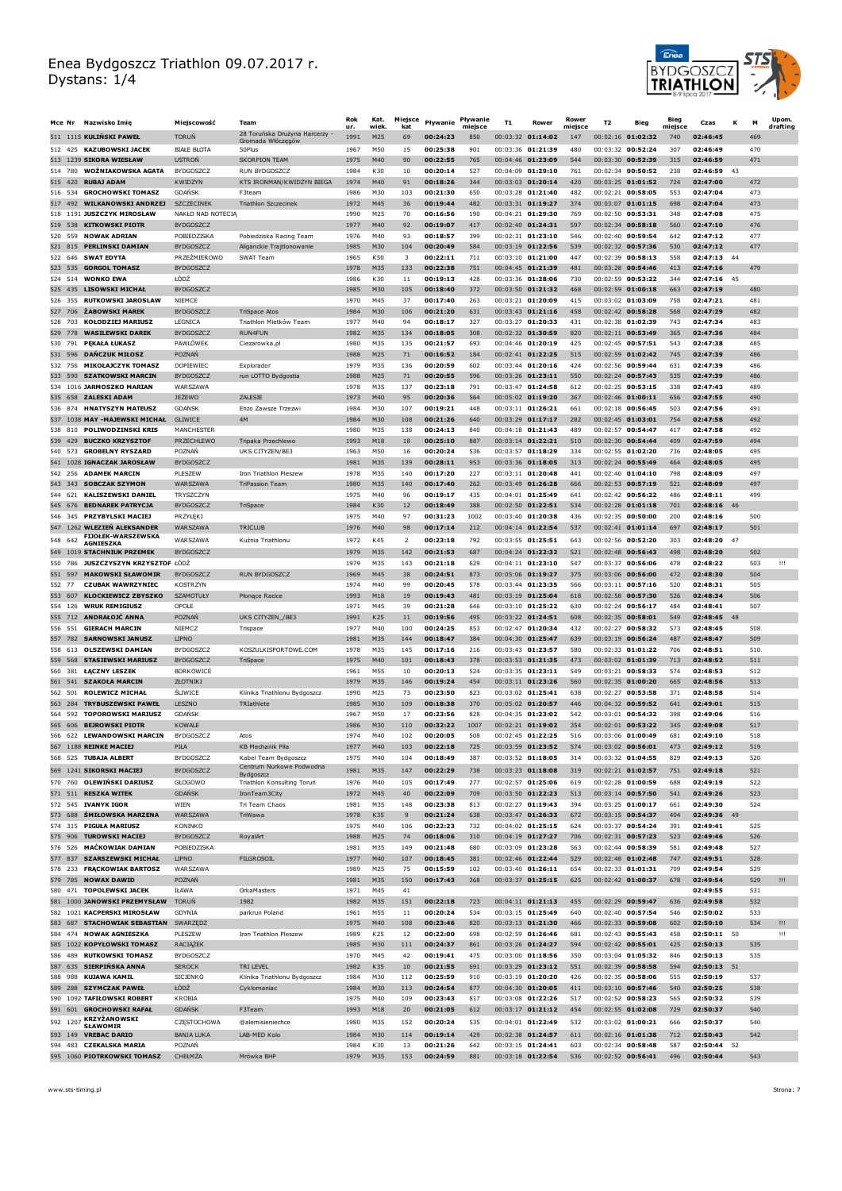# Enea Bydgoszcz Triathlon 09.07.2017 r.
Dystans: 1/4

| Mce | Nr | Nazwisko Imię | Miejscowość | Team | Rok ur. | Kat. wiek. | Miejsce kat | Pływanie | Pływanie miejsce | T1 | Rower | Rower miejsce | T2 | Bieg | Bieg miejsce | Czas | K | M | Upom. drafting |
|---|---|---|---|---|---|---|---|---|---|---|---|---|---|---|---|---|---|---|---|
| 511 | 1115 | KULIŃSKI PAWEŁ | TORUŃ | 28 Toruńska Drużyna Harcerzy - Gromada Włóczęgów | 1991 | M25 | 69 | 00:24:23 | 850 | 00:03:32 | 01:14:02 | 147 | 00:02:16 | 01:02:32 | 740 | 02:46:45 | | 469 | |
| 512 | 425 | KAZUBOWSKI JACEK | BIAŁE BŁOTA | 50Plus | 1967 | M50 | 15 | 00:25:38 | 901 | 00:03:36 | 01:21:39 | 480 | 00:03:32 | 00:52:24 | 307 | 02:46:49 | | 470 | |
| 513 | 1239 | SIKORA WIESŁAW | USTROŃ | SKORPION TEAM | 1975 | M40 | 90 | 00:22:55 | 765 | 00:04:46 | 01:23:09 | 544 | 00:03:30 | 00:52:39 | 316 | 02:46:59 | | 471 | |
| 514 | 780 | WOŹNIAKOWSKA AGATA | BYDGOSZCZ | RUN BYDGOSZCZ | 1984 | K30 | 10 | 00:20:14 | 527 | 00:04:09 | 01:29:10 | 761 | 00:02:34 | 00:50:52 | 238 | 02:46:59 | 43 | | |
| 515 | 420 | RUBAJ ADAM | KWIDZYN | KTS IRONMAN/KWIDZYN BIEGA | 1974 | M40 | 91 | 00:18:26 | 344 | 00:03:03 | 01:20:14 | 420 | 00:03:25 | 01:01:52 | 724 | 02:47:00 | | 472 | |
| 516 | 534 | GROCHOWSKI TOMASZ | GDAŃSK | F3team | 1986 | M30 | 103 | 00:21:30 | 650 | 00:03:28 | 01:21:40 | 482 | 00:02:21 | 00:58:05 | 553 | 02:47:04 | | 473 | |
| 517 | 492 | WILKANOWSKI ANDRZEJ | SZCZECINEK | Triathlon Szczecinek | 1972 | M45 | 36 | 00:19:44 | 482 | 00:03:31 | 01:19:27 | 374 | 00:03:07 | 01:01:15 | 698 | 02:47:04 | | 473 | |
| 518 | 1191 | JUSZCZYK MIROSŁAW | NAKŁO NAD NOTECIĄ | | 1990 | M25 | 70 | 00:16:56 | 190 | 00:04:21 | 01:29:30 | 769 | 00:02:50 | 00:53:31 | 348 | 02:47:08 | | 475 | |
| 519 | 538 | KITKOWSKI PIOTR | BYDGOSZCZ | | 1977 | M40 | 92 | 00:19:07 | 417 | 00:02:40 | 01:24:31 | 597 | 00:02:34 | 00:58:18 | 560 | 02:47:10 | | 476 | |
| 520 | 559 | NOWAK ADRIAN | POBIEDZISKA | Pobiedziska Racing Team | 1976 | M40 | 93 | 00:18:57 | 399 | 00:02:31 | 01:23:10 | 546 | 00:02:40 | 00:59:54 | 642 | 02:47:12 | | 477 | |
| 521 | 815 | PERLIŃSKI DAMIAN | BYDGOSZCZ | Aliganckie Trajtlonowanie | 1985 | M30 | 104 | 00:20:49 | 584 | 00:03:19 | 01:22:56 | 539 | 00:02:32 | 00:57:36 | 530 | 02:47:12 | | 477 | |
| 522 | 646 | SWAT EDYTA | PRZEŹMIEROWO | SWAT Team | 1965 | K50 | 3 | 00:22:11 | 711 | 00:03:10 | 01:21:00 | 447 | 00:02:39 | 00:58:13 | 558 | 02:47:13 | 44 | | |
| 523 | 535 | GORGOL TOMASZ | BYDGOSZCZ | | 1978 | M35 | 133 | 00:22:38 | 751 | 00:04:45 | 01:21:39 | 481 | 00:03:28 | 00:54:46 | 413 | 02:47:16 | | 479 | |
| 524 | 514 | WONKO EWA | ŁÓDŹ | | 1986 | K30 | 11 | 00:19:13 | 428 | 00:03:36 | 01:28:06 | 730 | 00:02:59 | 00:53:22 | 344 | 02:47:16 | 45 | | |
| 525 | 435 | LISOWSKI MICHAŁ | BYDGOSZCZ | | 1985 | M30 | 105 | 00:18:40 | 372 | 00:03:50 | 01:21:32 | 468 | 00:02:59 | 01:00:18 | 663 | 02:47:19 | | 480 | |
| 526 | 355 | RUTKOWSKI JAROSŁAW | NIEMCE | | 1970 | M45 | 37 | 00:17:40 | 263 | 00:03:21 | 01:20:09 | 415 | 00:03:02 | 01:03:09 | 758 | 02:47:21 | | 481 | |
| 527 | 706 | ŻABOWSKI MAREK | BYDGOSZCZ | TriSpace Atos | 1984 | M30 | 106 | 00:21:20 | 631 | 00:03:43 | 01:21:16 | 458 | 00:02:42 | 00:58:28 | 568 | 02:47:29 | | 482 | |
| 528 | 703 | KOŁODZIEJ MARIUSZ | LEGNICA | Triathlon Mietków Team | 1977 | M40 | 94 | 00:18:17 | 327 | 00:03:27 | 01:20:33 | 431 | 00:02:38 | 01:02:39 | 743 | 02:47:34 | | 483 | |
| 529 | 778 | WASILEWSKI DAREK | BYDGOSZCZ | RUN4FUN | 1982 | M35 | 134 | 00:18:05 | 308 | 00:02:32 | 01:30:59 | 820 | 00:02:11 | 00:53:49 | 365 | 02:47:36 | | 484 | |
| 530 | 791 | PĘKAŁA ŁUKASZ | PAWŁÓWEK | Ciezarowka.pl | 1980 | M35 | 135 | 00:21:57 | 693 | 00:04:46 | 01:20:19 | 425 | 00:02:45 | 00:57:51 | 543 | 02:47:38 | | 485 | |
| 531 | 596 | DAŃCZUK MIŁOSZ | POZNAŃ | | 1988 | M25 | 71 | 00:16:52 | 184 | 00:02:41 | 01:22:25 | 515 | 00:02:59 | 01:02:42 | 745 | 02:47:39 | | 486 | |
| 532 | 756 | MIKOŁAJCZYK TOMASZ | DOPIEWIEC | Explorador | 1979 | M35 | 136 | 00:20:59 | 602 | 00:03:44 | 01:20:16 | 424 | 00:02:56 | 00:59:44 | 631 | 02:47:39 | | 486 | |
| 533 | 590 | SZATKOWSKI MARCIN | BYDGOSZCZ | run LOTTO Bydgostia | 1988 | M25 | 71 | 00:20:55 | 596 | 00:03:26 | 01:23:11 | 550 | 00:02:24 | 00:57:43 | 535 | 02:47:39 | | 486 | |
| 534 | 1016 | JARMOSZKO MARIAN | WARSZAWA | | 1978 | M35 | 137 | 00:23:18 | 791 | 00:03:47 | 01:24:58 | 612 | 00:02:25 | 00:53:15 | 338 | 02:47:43 | | 489 | |
| 535 | 658 | ZALESKI ADAM | JEŻEWO | ZALESIE | 1973 | M40 | 95 | 00:20:36 | 564 | 00:05:02 | 01:19:20 | 367 | 00:02:46 | 01:00:11 | 656 | 02:47:55 | | 490 | |
| 536 | 874 | HNATYSZYN MATEUSZ | GDANSK | Enzo Zawsze Trzezwi | 1984 | M30 | 107 | 00:19:21 | 448 | 00:03:11 | 01:26:21 | 661 | 00:02:18 | 00:56:45 | 503 | 02:47:56 | | 491 | |
| 537 | 1038 | MAY -MAJEWSKI MICHAŁ | GLIWICE | 4M | 1984 | M30 | 108 | 00:21:26 | 640 | 00:03:29 | 01:17:17 | 282 | 00:02:45 | 01:03:01 | 754 | 02:47:58 | | 492 | |
| 538 | 810 | POLIWODZINSKI KRIS | MANCHESTER | | 1980 | M35 | 138 | 00:24:13 | 840 | 00:04:18 | 01:21:43 | 489 | 00:02:57 | 00:54:47 | 417 | 02:47:58 | | 492 | |
| 539 | 429 | BUCZKO KRZYSZTOF | PRZECHLEWO | Tripaka Przechlewo | 1993 | M18 | 18 | 00:25:10 | 887 | 00:03:14 | 01:22:21 | 510 | 00:02:30 | 00:54:44 | 409 | 02:47:59 | | 494 | |
| 540 | 573 | GROBELNY RYSZARD | POZNAŃ | UKS CITYZEN/BE3 | 1963 | M50 | 16 | 00:20:24 | 536 | 00:03:57 | 01:18:29 | 334 | 00:02:55 | 01:02:20 | 736 | 02:48:05 | | 495 | |
| 541 | 1028 | IGNACZAK JAROSŁAW | BYDGOSZCZ | | 1981 | M35 | 139 | 00:28:11 | 953 | 00:03:36 | 01:18:05 | 313 | 00:02:24 | 00:55:49 | 464 | 02:48:05 | | 495 | |
| 542 | 256 | ADAMEK MARCIN | PLESZEW | Iron Triathlon Pleszew | 1978 | M35 | 140 | 00:17:20 | 227 | 00:03:11 | 01:20:48 | 441 | 00:02:40 | 01:04:10 | 798 | 02:48:09 | | 497 | |
| 543 | 343 | SOBCZAK SZYMON | WARSZAWA | TriPassion Team | 1980 | M35 | 140 | 00:17:40 | 262 | 00:03:49 | 01:26:28 | 666 | 00:02:53 | 00:57:19 | 521 | 02:48:09 | | 497 | |
| 544 | 621 | KALISZEWSKI DANIEL | TRYSZCZYN | | 1975 | M40 | 96 | 00:19:17 | 435 | 00:04:01 | 01:25:49 | 641 | 00:02:42 | 00:56:22 | 486 | 02:48:11 | | 499 | |
| 545 | 676 | BEDNAREK PATRYCJA | BYDGOSZCZ | TriSpace | 1984 | K30 | 12 | 00:18:49 | 388 | 00:02:50 | 01:22:51 | 534 | 00:02:28 | 01:01:18 | 701 | 02:48:16 | 46 | | |
| 546 | 345 | PRZYBYLSKI MACIEJ | PRZYŁĘKI | | 1975 | M40 | 97 | 00:31:23 | 1002 | 00:03:40 | 01:20:38 | 436 | 00:02:35 | 00:50:00 | 200 | 02:48:16 | | 500 | |
| 547 | 1262 | WLEZIEŃ ALEKSANDER | WARSZAWA | TRICLUB | 1976 | M40 | 98 | 00:17:14 | 212 | 00:04:14 | 01:22:54 | 537 | 00:02:41 | 01:01:14 | 697 | 02:48:17 | | 501 | |
| 548 | 642 | FIJOŁEK-WARSZEWSKA AGNIESZKA | WARSZAWA | Kuźnia Triathlonu | 1972 | K45 | 2 | 00:23:18 | 792 | 00:03:55 | 01:25:51 | 643 | 00:02:56 | 00:52:20 | 303 | 02:48:20 | 47 | | |
| 549 | 1019 | STACHNIUK PRZEMEK | BYDGOSZCZ | | 1979 | M35 | 142 | 00:21:53 | 687 | 00:04:24 | 01:22:32 | 521 | 00:02:48 | 00:56:43 | 498 | 02:48:20 | | 502 | |
| 550 | 786 | JUSZCZYSZYN KRZYSZTOF | ŁÓDŹ | | 1979 | M35 | 143 | 00:21:18 | 629 | 00:04:11 | 01:23:10 | 547 | 00:03:37 | 00:56:06 | 478 | 02:48:22 | | 503 | !!! |
| 551 | 597 | MAKOWSKI SŁAWOMIR | BYDGOSZCZ | RUN BYDGOSZCZ | 1969 | M45 | 38 | 00:24:51 | 873 | 00:05:06 | 01:19:27 | 375 | 00:03:06 | 00:56:00 | 472 | 02:48:30 | | 504 | |
| 552 | 77 | CZUBAK WAWRZYNIEC | KOSTRZYN | | 1974 | M40 | 99 | 00:20:45 | 578 | 00:03:44 | 01:23:35 | 566 | 00:03:11 | 00:57:16 | 520 | 02:48:31 | | 505 | |
| 553 | 607 | KLOCKIEWICZ ZBYSZKO | SZAMOTUŁY | Płonące Racice | 1993 | M18 | 19 | 00:19:43 | 481 | 00:03:19 | 01:25:04 | 618 | 00:02:58 | 00:57:30 | 526 | 02:48:34 | | 506 | |
| 554 | 126 | WRUK REMIGIUSZ | OPOLE | | 1971 | M45 | 39 | 00:21:28 | 646 | 00:03:10 | 01:25:22 | 630 | 00:02:24 | 00:56:17 | 484 | 02:48:41 | | 507 | |
| 555 | 712 | ANDRAŁOJĆ ANNA | POZNAŃ | UKS CITYZEN_/BE3 | 1991 | K25 | 11 | 00:19:56 | 495 | 00:03:22 | 01:24:51 | 608 | 00:02:35 | 00:58:01 | 549 | 02:48:45 | 48 | | |
| 556 | 551 | GIERACH MARCIN | NIEMCZ | Trispace | 1977 | M40 | 100 | 00:24:25 | 853 | 00:02:47 | 01:20:34 | 432 | 00:02:27 | 00:58:32 | 573 | 02:48:45 | | 508 | |
| 557 | 782 | SARNOWSKI JANUSZ | LIPNO | | 1981 | M35 | 144 | 00:18:47 | 384 | 00:04:30 | 01:25:47 | 639 | 00:03:19 | 00:56:24 | 487 | 02:48:47 | | 509 | |
| 558 | 613 | OLSZEWSKI DAMIAN | BYDGOSZCZ | KOSZULKISPORTOWE.COM | 1978 | M35 | 145 | 00:17:16 | 216 | 00:03:43 | 01:23:57 | 580 | 00:02:33 | 01:01:22 | 706 | 02:48:51 | | 510 | |
| 559 | 568 | STASIEWSKI MARIUSZ | BYDGOSZCZ | TriSpace | 1975 | M40 | 101 | 00:18:43 | 378 | 00:03:53 | 01:21:35 | 473 | 00:03:02 | 01:01:39 | 713 | 02:48:52 | | 511 | |
| 560 | 381 | ŁĄCZNY LESZEK | BORKOWICE | | 1961 | M55 | 10 | 00:20:13 | 524 | 00:03:35 | 01:23:11 | 549 | 00:03:21 | 00:58:33 | 574 | 02:48:53 | | 512 | |
| 561 | 541 | SZAKOŁA MARCIN | ZŁOTNIKI | | 1979 | M35 | 146 | 00:19:24 | 454 | 00:03:11 | 01:23:26 | 560 | 00:02:35 | 01:00:20 | 665 | 02:48:56 | | 513 | |
| 562 | 501 | ROLEWICZ MICHAŁ | ŚLIWICE | Klinika Triathlonu Bydgoszcz | 1990 | M25 | 73 | 00:23:50 | 823 | 00:03:02 | 01:25:41 | 638 | 00:02:27 | 00:53:58 | 371 | 02:48:58 | | 514 | |
| 563 | 284 | TRYBUSZEWSKI PAWEŁ | LESZNO | TRIathlete | 1985 | M30 | 109 | 00:18:38 | 370 | 00:05:02 | 01:20:57 | 446 | 00:04:32 | 00:59:52 | 641 | 02:49:01 | | 515 | |
| 564 | 592 | TOPOROWSKI MARIUSZ | GDAŃSK | | 1967 | M50 | 17 | 00:23:56 | 828 | 00:04:35 | 01:23:02 | 542 | 00:03:01 | 00:54:32 | 398 | 02:49:06 | | 516 | |
| 565 | 606 | BEJROWSKI PIOTR | KOWALE | | 1986 | M30 | 110 | 00:32:22 | 1007 | 00:02:21 | 01:19:02 | 354 | 00:02:01 | 00:53:22 | 345 | 02:49:08 | | 517 | |
| 566 | 622 | LEWANDOWSKI MARCIN | BYDGOSZCZ | Atos | 1974 | M40 | 102 | 00:20:05 | 508 | 00:02:45 | 01:22:25 | 516 | 00:03:06 | 01:00:49 | 681 | 02:49:10 | | 518 | |
| 567 | 1188 | REINKE MACIEJ | PIŁA | KB Mechanik Piła | 1977 | M40 | 103 | 00:22:18 | 725 | 00:03:59 | 01:23:52 | 574 | 00:03:02 | 00:56:01 | 473 | 02:49:12 | | 519 | |
| 568 | 525 | TUBAJA ALBERT | BYDGOSZCZ | Kabel Team Bydgoszcz | 1975 | M40 | 104 | 00:18:49 | 387 | 00:03:52 | 01:18:05 | 314 | 00:03:32 | 01:04:55 | 829 | 02:49:13 | | 520 | |
| 569 | 1241 | SIKORSKI MACIEJ | BYDGOSZCZ | Centrum Nurkowe Podwodna Bydgoszcz | 1981 | M35 | 147 | 00:22:29 | 738 | 00:03:23 | 01:18:08 | 319 | 00:02:21 | 01:02:57 | 751 | 02:49:18 | | 521 | |
| 570 | 760 | OLEWIŃSKI DARIUSZ | GŁOGOWO | Triathlon Konsulting Toruń | 1976 | M40 | 105 | 00:17:49 | 277 | 00:02:57 | 01:25:06 | 619 | 00:02:28 | 01:00:59 | 688 | 02:49:19 | | 522 | |
| 571 | 511 | RESZKA WITEK | GDAŃSK | IronTeam3City | 1972 | M45 | 40 | 00:22:09 | 709 | 00:03:50 | 01:22:23 | 513 | 00:03:14 | 00:57:50 | 541 | 02:49:26 | | 523 | |
| 572 | 545 | IVANYK IGOR | WIEN | Tri Team Chaos | 1981 | M35 | 148 | 00:23:38 | 813 | 00:02:27 | 01:19:43 | 394 | 00:03:25 | 01:00:17 | 661 | 02:49:30 | | 524 | |
| 573 | 688 | ŚMIŁOWSKA MARZENA | WARSZAWA | TriWawa | 1978 | K35 | 9 | 00:21:24 | 638 | 00:03:47 | 01:26:33 | 672 | 00:03:15 | 00:54:37 | 404 | 02:49:36 | 49 | | |
| 574 | 315 | PIGUŁA MARIUSZ | KONINKO | | 1975 | M40 | 106 | 00:22:23 | 732 | 00:04:02 | 01:25:15 | 624 | 00:03:37 | 00:54:24 | 391 | 02:49:41 | | 525 | |
| 575 | 906 | TUROWSKI MACIEJ | BYDGOSZCZ | RoyalArt | 1988 | M25 | 74 | 00:18:06 | 310 | 00:04:19 | 01:27:27 | 706 | 00:02:31 | 00:57:23 | 523 | 02:49:46 | | 526 | |
| 576 | 526 | MAĆKOWIAK DAMIAN | POBIEDZISKA | | 1981 | M35 | 149 | 00:21:48 | 680 | 00:03:09 | 01:23:28 | 563 | 00:02:44 | 00:58:39 | 581 | 02:49:48 | | 527 | |
| 577 | 837 | SZARSZEWSKI MICHAŁ | LIPNO | FILGROSOIL | 1977 | M40 | 107 | 00:18:45 | 381 | 00:02:46 | 01:22:44 | 529 | 00:02:48 | 01:02:48 | 747 | 02:49:51 | | 528 | |
| 578 | 233 | FRĄCKOWIAK BARTOSZ | WARSZAWA | | 1989 | M25 | 75 | 00:15:59 | 102 | 00:03:40 | 01:26:11 | 654 | 00:02:33 | 01:01:31 | 709 | 02:49:54 | | 529 | |
| 579 | 785 | NOWAK DAWID | POZNAŃ | | 1981 | M35 | 150 | 00:17:43 | 268 | 00:03:37 | 01:25:15 | 625 | 00:02:42 | 01:00:37 | 678 | 02:49:54 | | 529 | !!! |
| 580 | 471 | TOPOLEWSKI JACEK | IŁAWA | OrkaMasters | 1971 | M45 | 41 | | | | | | | | | 02:49:55 | | 531 | |
| 581 | 1000 | JANOWSKI PRZEMYSŁAW | TORUŃ | 1982 | 1982 | M35 | 151 | 00:22:18 | 723 | 00:04:11 | 01:21:13 | 455 | 00:02:29 | 00:59:47 | 636 | 02:49:58 | | 532 | |
| 582 | 1021 | KACPERSKI MIROSŁAW | GDYNIA | parkrun Poland | 1961 | M55 | 11 | 00:20:24 | 534 | 00:03:15 | 01:25:49 | 640 | 00:02:40 | 00:57:54 | 546 | 02:50:02 | | 533 | |
| 583 | 687 | STACHOWIAK SEBASTIAN | SWARZĘDZ | | 1975 | M40 | 108 | 00:23:46 | 820 | 00:03:13 | 01:21:30 | 466 | 00:02:33 | 00:59:08 | 602 | 02:50:10 | | 534 | !!! |
| 584 | 474 | NOWAK AGNIESZKA | PLESZEW | Iron Triathlon Pleszew | 1989 | K25 | 12 | 00:22:00 | 698 | 00:02:59 | 01:26:46 | 681 | 00:02:43 | 00:55:43 | 458 | 02:50:11 | 50 | | !!! |
| 585 | 1022 | KOPYŁOWSKI TOMASZ | RACIĄŻEK | | 1985 | M30 | 111 | 00:24:37 | 861 | 00:03:26 | 01:24:27 | 594 | 00:02:42 | 00:55:01 | 425 | 02:50:13 | | 535 | |
| 586 | 489 | RUTKOWSKI TOMASZ | BYDGOSZCZ | | 1970 | M45 | 42 | 00:19:41 | 475 | 00:03:00 | 01:18:56 | 350 | 00:03:04 | 01:05:32 | 846 | 02:50:13 | | 535 | |
| 587 | 635 | SIERPIŃSKA ANNA | SEROCK | TRI LEVEL | 1982 | K35 | 10 | 00:21:55 | 691 | 00:03:29 | 01:23:12 | 551 | 00:02:39 | 00:58:58 | 594 | 02:50:13 | 51 | | |
| 588 | 988 | KUJAWA KAMIL | SICIENKO | Klinika Triathlonu Bydgoszcz | 1984 | M30 | 112 | 00:25:59 | 910 | 00:03:19 | 01:20:20 | 426 | 00:02:35 | 00:58:06 | 555 | 02:50:19 | | 537 | |
| 589 | 288 | SZYMCZAK PAWEŁ | ŁÓDŹ | Cyklomaniac | 1984 | M30 | 113 | 00:24:54 | 877 | 00:04:30 | 01:20:05 | 411 | 00:03:10 | 00:57:46 | 540 | 02:50:25 | | 538 | |
| 590 | 1092 | TAFIŁOWSKI ROBERT | KROBIA | | 1975 | M40 | 109 | 00:23:43 | 817 | 00:03:08 | 01:22:26 | 517 | 00:02:52 | 00:58:23 | 565 | 02:50:32 | | 539 | |
| 591 | 601 | GROCHOWSKI RAFAŁ | GDAŃSK | F3Team | 1993 | M18 | 20 | 00:21:05 | 612 | 00:03:17 | 01:21:12 | 454 | 00:02:55 | 01:02:08 | 729 | 02:50:37 | | 540 | |
| 592 | 1207 | KRZYŻANOWSKI SŁAWOMIR | CZĘSTOCHOWA | @alemisieniechce | 1980 | M35 | 152 | 00:20:24 | 535 | 00:04:01 | 01:22:49 | 532 | 00:03:02 | 01:00:21 | 666 | 02:50:37 | | 540 | |
| 593 | 149 | VREBAC DARIO | BANJA LUKA | LAB-MED Kolo | 1984 | M30 | 114 | 00:19:14 | 429 | 00:02:38 | 01:24:57 | 611 | 00:02:16 | 01:01:38 | 712 | 02:50:43 | | 542 | |
| 594 | 483 | CZEKALSKA MARIA | POZNAŃ | | 1984 | K30 | 13 | 00:21:26 | 642 | 00:03:15 | 01:24:41 | 603 | 00:02:34 | 00:58:48 | 587 | 02:50:44 | 52 | | |
| 595 | 1060 | PIOTRKOWSKI TOMASZ | CHEŁMŻA | Mrówka BHP | 1979 | M35 | 153 | 00:24:59 | 881 | 00:03:18 | 01:22:54 | 536 | 00:02:52 | 00:56:41 | 496 | 02:50:44 | | 543 | |

www.sts-timing.pl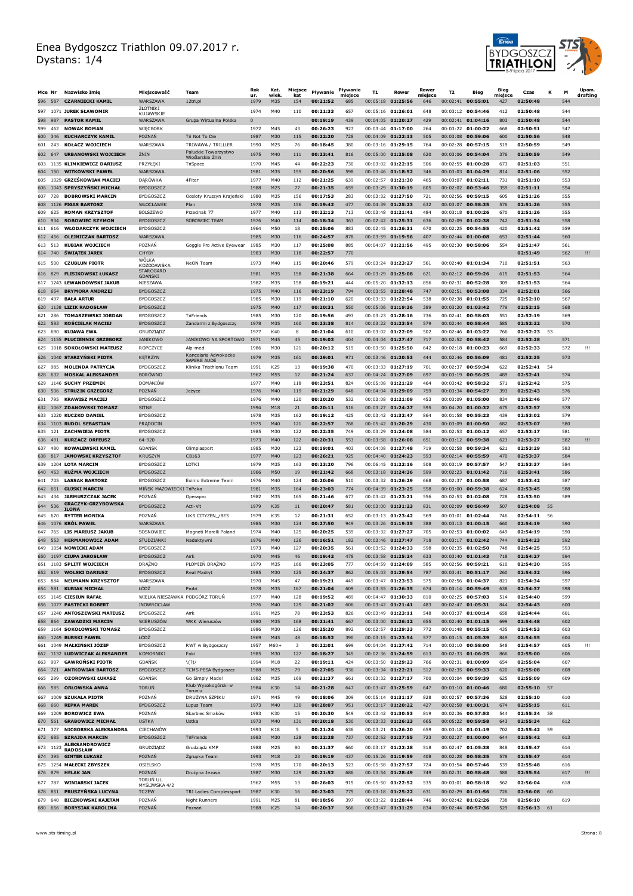# Enea Bydgoszcz Triathlon 09.07.2017 r.
# Dystans: 1/4

| Mce | Nr | Nazwisko Imię | Miejscowość | Team | Rok ur. | Kat. wiek. | Miejsce kat | Pływanie | Pływanie miejsce | T1 | Rower | Rower miejsce | T2 | Bieg | Bieg miejsce | Czas | K | M | Upom. drafting |
|---|---|---|---|---|---|---|---|---|---|---|---|---|---|---|---|---|---|---|---|
| 596 | 587 | CZARNIECKI KAMIL | WARSZAWA | 12tri.pl | 1979 | M35 | 154 | 00:21:52 | 685 | 00:05:18 | 01:25:56 | 646 | 00:02:41 | 00:55:01 | 427 | 02:50:48 | | 544 | |
| 597 | 1071 | JUREK SŁAWOMIR | ZŁOTNIKI KUJAWSKIE | | 1974 | M40 | 110 | 00:21:33 | 657 | 00:05:16 | 01:26:01 | 648 | 00:03:12 | 00:54:46 | 412 | 02:50:48 | | 544 | |
| 598 | 987 | PASTOR KAMIL | WARSZAWA | Grupa Wirtualna Polska | 0 | | | 00:19:19 | 439 | 00:04:05 | 01:20:27 | 429 | 00:02:41 | 01:04:16 | 803 | 02:50:48 | | 544 | |
| 599 | 462 | NOWAK ROMAN | WIĘCBORK | | 1972 | M45 | 43 | 00:26:23 | 927 | 00:03:44 | 01:17:00 | 264 | 00:03:22 | 01:00:22 | 668 | 02:50:51 | | 547 | |
| 600 | 346 | KUCHARCZYK KAMIL | POZNAŃ | Tri Not To Die | 1987 | M30 | 115 | 00:22:20 | 728 | 00:04:09 | 01:22:13 | 505 | 00:03:08 | 00:59:06 | 600 | 02:50:56 | | 548 | |
| 601 | 243 | KOŁACZ WOJCIECH | WARSZAWA | TRIWAWA / TRILLLER | 1990 | M25 | 76 | 00:18:45 | 380 | 00:03:16 | 01:29:15 | 764 | 00:02:28 | 00:57:15 | 519 | 02:50:59 | | 549 | |
| 602 | 647 | URBANOWSKI WOJCIECH | ŻNIN | Pałuckie Towarzystwo Wioślarskie Żnin | 1975 | M40 | 111 | 00:23:41 | 816 | 00:05:00 | 01:25:08 | 620 | 00:03:06 | 00:54:04 | 376 | 02:50:59 | | 549 | |
| 603 | 1135 | KLIMKIEWICZ DARIUSZ | PRZYŁĘKI | TriSpace | 1970 | M45 | 44 | 00:22:23 | 730 | 00:03:02 | 01:22:15 | 506 | 00:02:55 | 01:00:28 | 673 | 02:51:03 | | 551 | |
| 604 | 150 | WITKOWSKI PAWEŁ | WARSZAWA | | 1981 | M35 | 155 | 00:20:56 | 598 | 00:03:46 | 01:18:52 | 346 | 00:03:03 | 01:04:29 | 814 | 02:51:06 | | 552 | |
| 605 | 1029 | GRZEŚKOWIAK MACIEJ | DĄRÓWKA | 4Fiter | 1977 | M40 | 112 | 00:21:25 | 639 | 00:02:57 | 01:21:30 | 465 | 00:03:07 | 01:02:11 | 731 | 02:51:10 | | 553 | |
| 606 | 1043 | SPRYSZYŃSKI MICHAŁ | BYDGOSZCZ | | 1988 | M25 | 77 | 00:21:35 | 659 | 00:03:29 | 01:30:19 | 805 | 00:02:02 | 00:53:46 | 359 | 02:51:11 | | 554 | |
| 607 | 728 | BOBROWSKI MARCIN | BYDGOSZCZ | Oceloty Kruszyn Krajeński | 1980 | M35 | 156 | 00:17:53 | 283 | 00:03:32 | 01:27:50 | 721 | 00:02:56 | 00:59:15 | 605 | 02:51:26 | | 555 | |
| 608 | 1126 | FIGAS BARTOSZ | WŁOCŁAWEK | Plan | 1978 | M35 | 156 | 00:19:42 | 477 | 00:04:39 | 01:25:23 | 632 | 00:03:07 | 00:58:35 | 576 | 02:51:26 | | 555 | |
| 609 | 625 | ROMAN KRZYSZTOF | BOLSZEWO | Przecinak 77 | 1977 | M40 | 113 | 00:22:13 | 713 | 00:03:48 | 01:21:41 | 484 | 00:03:18 | 01:00:26 | 670 | 02:51:26 | | 555 | |
| 610 | 934 | SOBOWIEC SZYMON | BYDGOSZCZ | SOBOWIEC TEAM | 1976 | M40 | 114 | 00:18:34 | 363 | 00:02:42 | 01:25:31 | 636 | 00:02:09 | 01:02:38 | 742 | 02:51:34 | | 558 | |
| 611 | 616 | WŁODARCZYK WOJCIECH | BYDGOSZCZ | | 1964 | M50 | 18 | 00:25:06 | 883 | 00:02:45 | 01:26:31 | 670 | 00:02:25 | 00:54:55 | 420 | 02:51:42 | | 559 | |
| 612 | 456 | OLEJNICZAK BARTOSZ | WARSZAWA | | 1985 | M30 | 116 | 00:24:57 | 878 | 00:03:59 | 01:19:56 | 407 | 00:02:44 | 01:00:08 | 653 | 02:51:44 | | 560 | |
| 613 | 513 | KUBIAK WOJCIECH | POZNAŃ | Goggle Pro Active Eyewear | 1985 | M30 | 117 | 00:25:08 | 885 | 00:04:07 | 01:21:56 | 495 | 00:02:30 | 00:58:06 | 554 | 02:51:47 | | 561 | |
| 614 | 740 | ŚWIĄTEK JAREK | CHYBY | | 1983 | M30 | 118 | 00:22:57 | 770 | | | | | | | 02:51:49 | | 562 | !!! |
| 615 | 500 | CZUBLUN PIOTR | WÓLKA KOZODAWSKA | NeON Team | 1973 | M40 | 115 | 00:20:46 | 579 | 00:03:24 | 01:23:27 | 561 | 00:02:40 | 01:01:34 | 710 | 02:51:51 | | 563 | |
| 616 | 829 | FLISIKOWSKI ŁUKASZ | STAROGARD GDAŃSKI | | 1981 | M35 | 158 | 00:21:38 | 664 | 00:03:29 | 01:25:08 | 621 | 00:02:12 | 00:59:26 | 615 | 02:51:53 | | 564 | |
| 617 | 1243 | LEWANDOWSKI JAKUB | NIESZAWA | | 1982 | M35 | 158 | 00:19:21 | 444 | 00:05:20 | 01:32:13 | 856 | 00:02:31 | 00:52:28 | 309 | 02:51:53 | | 564 | |
| 618 | 654 | BRYMORA ANDRZEJ | BYDGOSZCZ | | 1975 | M40 | 116 | 00:23:19 | 794 | 00:03:55 | 01:28:48 | 747 | 00:02:51 | 00:53:08 | 334 | 02:52:01 | | 566 | |
| 619 | 497 | BAŁA ARTUR | BYDGOSZCZ | | 1985 | M30 | 119 | 00:21:10 | 620 | 00:03:33 | 01:22:54 | 538 | 00:02:38 | 01:01:55 | 725 | 02:52:10 | | 567 | |
| 620 | 1138 | LIZIK RADOSŁAW | BYDGOSZCZ | | 1975 | M40 | 117 | 00:20:31 | 550 | 00:05:06 | 01:19:36 | 389 | 00:03:20 | 01:03:42 | 779 | 02:52:15 | | 568 | |
| 621 | 286 | TOMASZEWSKI JORDAN | BYDGOSZCZ | TriFriends | 1985 | M30 | 120 | 00:19:56 | 493 | 00:03:23 | 01:28:16 | 736 | 00:02:41 | 00:58:03 | 551 | 02:52:19 | | 569 | |
| 622 | 583 | KOŚCIELAK MACIEJ | BYDGOSZCZ | Żandarmi z Bydgoszczy | 1978 | M35 | 160 | 00:23:38 | 814 | 00:03:22 | 01:23:54 | 579 | 00:02:44 | 00:58:44 | 585 | 02:52:22 | | 570 | |
| 623 | 690 | KUJAWA EWA | GRUDZIĄDZ | | 1977 | K40 | 8 | 00:21:04 | 610 | 00:03:02 | 01:22:09 | 502 | 00:02:46 | 01:03:22 | 766 | 02:52:23 | 53 | | |
| 624 | 1155 | PŁUCIENNIK GRZEGORZ | JANIKOWO | JANIKOWO NA SPORTOWO | 1971 | M45 | 45 | 00:19:03 | 404 | 00:04:04 | 01:27:47 | 717 | 00:02:52 | 00:58:42 | 584 | 02:52:28 | | 571 | |
| 625 | 1018 | SOKOŁOWSKI MATEUSZ | ROPCZYCE | Alp-med | 1986 | M30 | 121 | 00:20:12 | 519 | 00:03:50 | 01:25:50 | 642 | 00:02:18 | 01:00:23 | 669 | 02:52:33 | | 572 | !!! |
| 626 | 1040 | STARZYŃSKI PIOTR | KĘTRZYN | Kancelaria Adwokacka SAPERE AUDE | 1979 | M35 | 161 | 00:29:01 | 971 | 00:03:46 | 01:20:53 | 444 | 00:02:46 | 00:56:09 | 481 | 02:52:35 | | 573 | |
| 627 | 985 | MOLENDA PATRYCJA | BYDGOSZCZ | Klinika Triathlonu Team | 1991 | K25 | 13 | 00:19:38 | 470 | 00:03:33 | 01:27:19 | 701 | 00:02:37 | 00:59:34 | 622 | 02:52:41 | 54 | | |
| 628 | 632 | MOSKAL ALEKSANDER | BORÓWNO | | 1962 | M55 | 12 | 00:21:24 | 637 | 00:04:24 | 01:27:09 | 697 | 00:03:19 | 00:56:25 | 489 | 02:52:41 | | 574 | |
| 629 | 1146 | SUCHY PRZEMEK | DOMANIÓW | | 1977 | M40 | 118 | 00:23:51 | 824 | 00:05:08 | 01:21:29 | 464 | 00:03:42 | 00:58:32 | 571 | 02:52:42 | | 575 | |
| 630 | 506 | STRUZIK GRZEGORZ | POZNAŃ | Jeżyce | 1976 | M40 | 119 | 00:21:29 | 648 | 00:04:04 | 01:29:09 | 759 | 00:03:34 | 00:54:27 | 393 | 02:52:43 | | 576 | |
| 631 | 795 | KRAWISZ MACIEJ | BYDGOSZCZ | | 1976 | M40 | 120 | 00:20:20 | 532 | 00:03:08 | 01:21:09 | 453 | 00:03:09 | 01:05:00 | 834 | 02:52:46 | | 577 | |
| 632 | 1067 | ZDANOWSKI TOMASZ | SITNE | | 1994 | M18 | 21 | 00:20:11 | 516 | 00:03:27 | 01:24:27 | 595 | 00:04:20 | 01:00:32 | 675 | 02:52:57 | | 578 | |
| 633 | 1220 | KUCZKO DANIEL | BYDGOSZCZ | | 1978 | M35 | 162 | 00:19:12 | 425 | 00:03:42 | 01:32:47 | 864 | 00:01:58 | 00:55:23 | 439 | 02:53:02 | | 579 | |
| 634 | 1103 | RUDOL SEBASTIAN | PRĄDOCIN | | 1975 | M40 | 121 | 00:22:57 | 768 | 00:05:42 | 01:20:29 | 430 | 00:03:09 | 01:00:50 | 682 | 02:53:07 | | 580 | |
| 635 | 121 | ZACHWIEJA PIOTR | BYDGOSZCZ | | 1985 | M30 | 122 | 00:22:35 | 749 | 00:03:29 | 01:24:08 | 584 | 00:02:53 | 01:00:12 | 657 | 02:53:17 | | 581 | |
| 636 | 491 | KURZACZ ORFEUSZ | 64-920 | | 1973 | M40 | 122 | 00:20:31 | 553 | 00:03:58 | 01:26:08 | 651 | 00:03:12 | 00:59:38 | 623 | 02:53:27 | | 582 | !!! |
| 637 | 480 | KOWALEWSKI KAMIL | GDAŃSK | Olimpiasport | 1985 | M30 | 123 | 00:19:01 | 403 | 00:04:08 | 01:27:48 | 719 | 00:02:58 | 00:59:34 | 621 | 02:53:29 | | 583 | |
| 638 | 817 | JANOWSKI KRZYSZTOF | KRUSZYN | CB163 | 1977 | M40 | 123 | 00:26:21 | 925 | 00:04:40 | 01:24:23 | 593 | 00:02:14 | 00:55:59 | 470 | 02:53:37 | | 584 | |
| 639 | 1204 | LOTA MARCIN | BYDGOSZCZ | LOTKI | 1979 | M35 | 163 | 00:23:20 | 796 | 00:06:45 | 01:22:16 | 508 | 00:03:19 | 00:57:57 | 547 | 02:53:37 | | 584 | |
| 640 | 453 | KUŹMA WOJCIECH | BYDGOSZCZ | | 1966 | M50 | 19 | 00:21:42 | 668 | 00:03:18 | 01:24:36 | 599 | 00:02:23 | 01:01:42 | 716 | 02:53:41 | | 586 | |
| 641 | 705 | LASSAK BARTOSZ | BYDGOSZCZ | Eximo Extreme Team | 1976 | M40 | 124 | 00:20:06 | 510 | 00:03:32 | 01:26:29 | 668 | 00:02:37 | 01:00:58 | 687 | 02:53:42 | | 587 | |
| 642 | 651 | GUJSKI MARCIN | MIŃSK MAZOWIECKI | TriPaka | 1981 | M35 | 164 | 00:23:03 | 774 | 00:04:39 | 01:23:25 | 558 | 00:03:00 | 00:59:38 | 624 | 02:53:45 | | 588 | |
| 643 | 434 | JARMUSZCZAK JACEK | POZNAŃ | Operapro | 1982 | M35 | 165 | 00:21:46 | 677 | 00:03:42 | 01:23:21 | 556 | 00:02:53 | 01:02:08 | 728 | 02:53:50 | | 589 | |
| 644 | 536 | GRACZYK-GRZYBOWSKA ILONA | BYDGOSZCZ | Acti-Vit | 1979 | K35 | 11 | 00:20:47 | 581 | 00:03:00 | 01:31:23 | 831 | 00:02:09 | 00:56:49 | 507 | 02:54:08 | 55 | | |
| 645 | 670 | RYTTER MONIKA | POZNAŃ | UKS CITYZEN_/BE3 | 1979 | K35 | 12 | 00:21:31 | 652 | 00:03:13 | 01:23:42 | 569 | 00:03:01 | 01:02:44 | 746 | 02:54:11 | 56 | | |
| 646 | 1076 | KRÓL PAWEŁ | WARSZAWA | | 1985 | M30 | 124 | 00:27:50 | 949 | 00:03:26 | 01:19:35 | 388 | 00:03:13 | 01:00:15 | 660 | 02:54:19 | | 590 | |
| 647 | 765 | LIS MARIUSZ JAKUB | SOSNOWIEC | Magneti Marelli Poland | 1974 | M40 | 125 | 00:20:25 | 539 | 00:03:32 | 01:27:27 | 705 | 00:02:53 | 01:00:02 | 649 | 02:54:19 | | 590 | |
| 648 | 553 | HERMANOWICZ ADAM | STUDZIANKI | Nadaktywni | 1976 | M40 | 126 | 00:16:51 | 182 | 00:03:46 | 01:27:47 | 718 | 00:03:17 | 01:02:42 | 744 | 02:54:23 | | 592 | |
| 649 | 1054 | NOWICKI ADAM | BYDGOSZCZ | | 1973 | M40 | 127 | 00:20:35 | 561 | 00:03:52 | 01:24:33 | 598 | 00:02:35 | 01:02:50 | 748 | 02:54:25 | | 593 | |
| 650 | 1197 | CIUPA JAROSŁAW | BYDGOSZCZ | Arrk | 1970 | M45 | 46 | 00:19:42 | 478 | 00:03:58 | 01:25:24 | 633 | 00:03:40 | 01:01:43 | 718 | 02:54:27 | | 594 | |
| 651 | 1183 | SPLITT WOJCIECH | DRĄŻNO | PŁOMIEŃ DRĄŻNO | 1979 | M35 | 166 | 00:23:05 | 777 | 00:04:59 | 01:24:09 | 585 | 00:02:56 | 00:59:21 | 610 | 02:54:30 | | 595 | |
| 652 | 619 | WOLSKI DARIUSZ | BYDGOSZCZ | Real Madryt | 1985 | M30 | 125 | 00:24:37 | 862 | 00:05:03 | 01:29:54 | 787 | 00:03:41 | 00:51:17 | 260 | 02:54:32 | | 596 | |
| 653 | 884 | NEUMANN KRZYSZTOF | WARSZAWA | | 1970 | M45 | 47 | 00:19:21 | 449 | 00:03:47 | 01:23:53 | 575 | 00:02:56 | 01:04:37 | 821 | 02:54:34 | | 597 | |
| 654 | 581 | KUBIAK MICHAŁ | ŁÓDŹ | Protri | 1978 | M35 | 167 | 00:21:04 | 609 | 00:03:55 | 01:26:35 | 674 | 00:03:14 | 00:59:49 | 638 | 02:54:37 | | 598 | |
| 655 | 1145 | CIESIUN RAFAŁ | WIELKA NIESZAWKA | PODGÓRZ TORUŃ | 1977 | M40 | 128 | 00:19:52 | 489 | 00:04:47 | 01:30:33 | 810 | 00:02:25 | 00:57:03 | 514 | 02:54:40 | | 599 | |
| 656 | 1077 | PASTECKI ROBERT | INOWROCŁAW | | 1976 | M40 | 129 | 00:21:02 | 606 | 00:03:42 | 01:21:41 | 483 | 00:02:47 | 01:05:31 | 844 | 02:54:43 | | 600 | |
| 657 | 1240 | ANTOSZEWSKI MATEUSZ | BYDGOSZCZ | Arrk | 1991 | M25 | 78 | 00:23:53 | 826 | 00:03:49 | 01:23:11 | 548 | 00:03:37 | 01:00:14 | 658 | 02:54:44 | | 601 | |
| 658 | 864 | ZAWADZKI MARCIN | WIERUSZÓW | WKK Wieruszów | 1980 | M35 | 168 | 00:21:41 | 667 | 00:03:00 | 01:26:12 | 655 | 00:02:40 | 01:01:15 | 699 | 02:54:48 | | 602 | |
| 659 | 1164 | SOKOŁOWSKI TOMASZ | BYDGOSZCZ | | 1986 | M30 | 126 | 00:25:20 | 892 | 00:02:57 | 01:29:33 | 772 | 00:01:48 | 00:55:15 | 435 | 02:54:53 | | 603 | |
| 660 | 1249 | BURSKI PAWEŁ | ŁÓDŹ | | 1969 | M45 | 48 | 00:18:51 | 390 | 00:03:15 | 01:23:54 | 577 | 00:03:15 | 01:05:39 | 849 | 02:54:55 | | 604 | |
| 661 | 1049 | MAŁKIŃSKI JÓZEF | BYDGOSZCZ | RWT w Bydgoszczy | 1957 | M60+ | 3 | 00:22:01 | 699 | 00:04:04 | 01:27:42 | 714 | 00:03:10 | 00:58:00 | 548 | 02:54:57 | | 605 | !!! |
| 662 | 1132 | LUDWICZAK ALEKSANDER | KOMORNIKI | Foki | 1985 | M30 | 127 | 00:18:27 | 345 | 00:02:36 | 01:24:59 | 613 | 00:02:33 | 01:06:25 | 866 | 02:55:00 | | 606 | |
| 663 | 907 | GAWROŃSKI PIOTR | GDAŃSK | \(?)/ | 1994 | M18 | 22 | 00:19:11 | 424 | 00:03:50 | 01:29:23 | 766 | 00:02:31 | 01:00:09 | 654 | 02:55:04 | | 607 | |
| 664 | 721 | ANTKOWIAK BARTOSZ | BYDGOSZCZ | TCMS PESA Bydgoszcz | 1988 | M25 | 79 | 00:27:05 | 936 | 00:03:34 | 01:22:21 | 512 | 00:02:35 | 00:59:33 | 620 | 02:55:08 | | 608 | |
| 665 | 299 | OZOROWSKI ŁUKASZ | GDAŃSK | Go Simply Made! | 1982 | M35 | 169 | 00:21:37 | 661 | 00:03:32 | 01:27:17 | 700 | 00:03:04 | 00:59:39 | 625 | 02:55:09 | | 609 | |
| 666 | 585 | ORŁOWSKA ANNA | TORUŃ | Klub Wysokogórski w Toruniu | 1984 | K30 | 14 | 00:21:28 | 647 | 00:03:47 | 01:25:59 | 647 | 00:03:10 | 01:00:46 | 680 | 02:55:10 | 57 | | |
| 667 | 1009 | SZUKAŁA PIOTR | POZNAŃ | DRUŻYNA SZPIKU | 1971 | M45 | 49 | 00:18:06 | 309 | 00:05:14 | 01:31:17 | 828 | 00:02:57 | 00:57:36 | 528 | 02:55:10 | | 610 | |
| 668 | 660 | REPKA MAREK | BYDGOSZCZ | Lupus Team | 1973 | M40 | 130 | 00:28:07 | 951 | 00:03:17 | 01:20:22 | 427 | 00:02:58 | 01:00:31 | 674 | 02:55:15 | | 611 | |
| 669 | 1209 | BOROWICZ EWA | POZNAŃ | Skarbiec Smaków | 1983 | K30 | 15 | 00:20:30 | 549 | 00:03:42 | 01:30:53 | 819 | 00:02:36 | 00:57:53 | 544 | 02:55:34 | 58 | | |
| 670 | 561 | GRABOWICZ MICHAŁ | USTKA | Ustka | 1973 | M40 | 131 | 00:20:18 | 530 | 00:03:33 | 01:26:23 | 665 | 00:05:22 | 00:59:58 | 643 | 02:55:34 | | 612 | |
| 671 | 377 | NICGORSKA ALEKSANDRA | CIECHANÓW | | 1993 | K18 | 5 | 00:21:24 | 636 | 00:03:21 | 01:26:20 | 659 | 00:03:18 | 01:01:19 | 702 | 02:55:42 | 59 | | |
| 672 | 685 | SZRAJDA MARCIN | BYDGOSZCZ | TriFriends | 1983 | M30 | 128 | 00:22:28 | 737 | 00:02:52 | 01:27:55 | 723 | 00:02:27 | 01:00:00 | 644 | 02:55:42 | | 613 | |
| 673 | 1123 | ALEKSANDROWICZ RADOSŁAW | GRUDZIĄDZ | Grudziądz KMP | 1988 | M25 | 80 | 00:21:37 | 660 | 00:03:17 | 01:22:28 | 518 | 00:02:47 | 01:05:38 | 848 | 02:55:47 | | 614 | |
| 674 | 395 | GINTER ŁUKASZ | POZNAŃ | Zgrupka Team | 1993 | M18 | 23 | 00:19:19 | 437 | 00:05:26 | 01:19:59 | 408 | 00:02:28 | 01:08:35 | 918 | 02:55:47 | | 614 | |
| 675 | 1254 | MAŁECKI ZBYSZEK | OSIELSKO | | 1978 | M35 | 170 | 00:20:13 | 523 | 00:05:58 | 01:27:57 | 724 | 00:03:54 | 00:57:46 | 539 | 02:55:48 | | 616 | |
| 676 | 879 | HELAK JAN | POZNAŃ | Drużyna Jezusa | 1987 | M30 | 129 | 00:21:52 | 686 | 00:03:54 | 01:28:49 | 749 | 00:02:31 | 00:58:48 | 588 | 02:55:54 | | 617 | !!! |
| 677 | 787 | WINIARSKI JACEK | TORUŃ UL. MYŚLIWSKA 4/2 | | 1962 | M55 | 13 | 00:26:03 | 915 | 00:05:50 | 01:22:52 | 535 | 00:03:01 | 00:58:18 | 562 | 02:56:04 | | 618 | |
| 678 | 851 | PRUSZYŃSKA LUCYNA | TCZEW | TRI Ladies Complexsport | 1987 | K30 | 16 | 00:23:03 | 775 | 00:03:18 | 01:25:22 | 631 | 00:02:29 | 01:01:56 | 726 | 02:56:08 | 60 | | |
| 679 | 640 | BICZKOWSKI KAJETAN | POZNAŃ | Night Runners | 1991 | M25 | 81 | 00:18:56 | 397 | 00:03:22 | 01:28:44 | 746 | 00:02:42 | 01:02:26 | 738 | 02:56:10 | | 619 | |
| 680 | 656 | BORYSIAK KAROLINA | POZNAŃ | Poznań | 1988 | K25 | 14 | 00:20:37 | 566 | 00:03:47 | 01:31:29 | 834 | 00:02:44 | 00:57:36 | 529 | 02:56:13 | 61 | | |

www.sts-timing.pl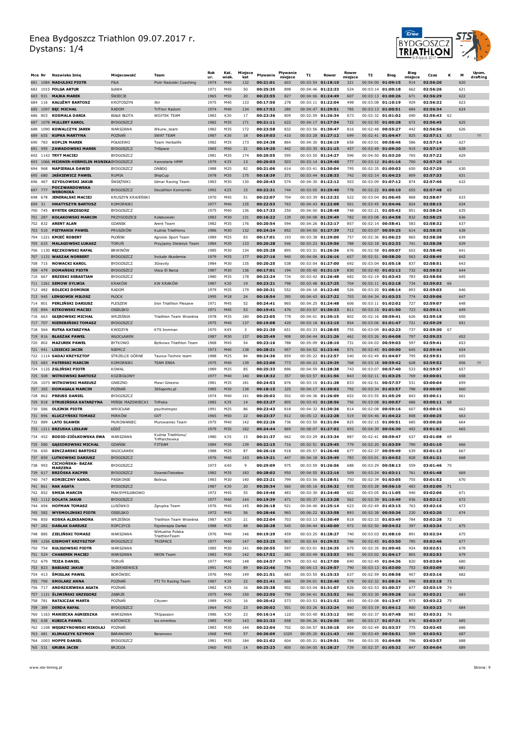# Enea Bydgoszcz Triathlon 09.07.2017 r.
Dystans: 1/4

| Mce | Nr | Nazwisko Imię | Miejscowość | Team | Rok ur. | Kat. wiek. | Miejsce kat | Pływanie | Pływanie miejsce | T1 | Rower | Rower miejsce | T2 | Bieg | Bieg miejsce | Czas | K | M | Upom. drafting |
|---|---|---|---|---|---|---|---|---|---|---|---|---|---|---|---|---|---|---|---|
| 681 | 1084 | NADULSKI PIOTR | PIŁA | Piotr Nadulski Coaching | 1974 | M40 | 132 | 00:21:01 | 603 | 00:03:54 | 01:18:10 | 321 | 00:04:00 | 01:09:15 | 914 | 02:56:20 | | 620 | |
| 682 | 1015 | FOLGA ARTUR | IŁAWA | | 1971 | M45 | 50 | 00:25:35 | 898 | 00:04:46 | 01:22:33 | 524 | 00:03:14 | 01:00:18 | 662 | 02:56:26 | | 621 | |
| 683 | 931 | MAJKA MAREK | ŚWIECIE | | 1965 | M50 | 20 | 00:23:55 | 827 | 00:04:06 | 01:24:49 | 607 | 00:03:13 | 01:00:26 | 671 | 02:56:29 | | 622 | |
| 684 | 116 | KAŁUŻNY BARTOSZ | KROTOSZYN | Xtri | 1975 | M40 | 133 | 00:17:50 | 278 | 00:03:11 | 01:22:04 | 498 | 00:03:08 | 01:10:19 | 929 | 02:56:32 | | 623 | |
| 685 | 1097 | BĘC MICHAŁ | RADOM | TriTron Radom | 1974 | M40 | 134 | 00:17:52 | 280 | 00:04:47 | 01:29:51 | 785 | 00:03:13 | 01:00:51 | 684 | 02:56:34 | | 624 | |
| 686 | 803 | KOSMALA DARIA | BIAŁE BŁOTA | WOJTEK TEAM | 1983 | K30 | 17 | 00:23:36 | 809 | 00:02:59 | 01:26:34 | 673 | 00:02:32 | 01:01:02 | 690 | 02:56:43 | 62 | | |
| 687 | 1078 | MULLERT KAROL | BYDGOSZCZ | | 1982 | M35 | 171 | 00:21:11 | 622 | 00:04:17 | 01:27:54 | 722 | 00:02:55 | 01:00:28 | 672 | 02:56:45 | | 625 | |
| 688 | 1090 | KOWALCZYK JAREK | WARSZAWA | Wkurw_team | 1982 | M35 | 172 | 00:23:58 | 832 | 00:03:56 | 01:30:47 | 816 | 00:02:48 | 00:55:27 | 442 | 02:56:56 | | 626 | |
| 689 | 655 | KUPKA MARTYNA | POZNAŃ | SWAT TEAM | 1987 | K30 | 18 | 00:19:03 | 410 | 00:03:28 | 01:27:12 | 699 | 00:02:41 | 01:04:47 | 825 | 02:57:11 | 63 | | !!! |
| 690 | 783 | KOPLIN MAREK | POŁAJEWO | Team Herbalife | 1982 | M35 | 173 | 00:24:38 | 864 | 00:04:30 | 01:26:19 | 658 | 00:03:01 | 00:58:46 | 586 | 02:57:14 | | 627 | |
| 691 | 595 | ZAWADOWSKI MAREK | BYDGOSZCZ | TriSpace | 1965 | M50 | 21 | 00:19:20 | 442 | 00:03:35 | 01:21:15 | 457 | 00:03:49 | 01:09:20 | 915 | 02:57:19 | | 628 | |
| 692 | 1143 | TRYT MACIEJ | BYDGOSZCZ | | 1981 | M35 | 174 | 00:20:55 | 595 | 00:03:50 | 01:24:27 | 596 | 00:04:50 | 01:03:20 | 765 | 02:57:22 | | 629 | |
| 693 | 1066 | MEJSNER-HERMELIN MONIKA | BYDGOSZCZ | Kancelaria HMM | 1979 | K35 | 13 | 00:20:03 | 503 | 00:03:14 | 01:29:40 | 777 | 00:03:12 | 01:01:16 | 700 | 02:57:25 | 64 | | |
| 694 | 968 | NAPIERAŁA DAWID | BYDGOSZCZ | DNBDG | 1988 | M25 | 82 | 00:21:06 | 614 | 00:03:41 | 01:30:04 | 795 | 00:02:35 | 01:00:03 | 650 | 02:57:29 | | 630 | |
| 695 | 680 | JAŚKIEWICZ PAWEŁ | RUMIA | ShipCup | 1978 | M35 | 175 | 00:18:39 | 371 | 00:03:44 | 01:28:33 | 742 | 00:02:14 | 01:04:23 | 809 | 02:57:33 | | 631 | |
| 696 | 467 | SZYDŁOWSKI JAKUB | ŚWIĄTNIKI | Idmar Racing Team | 1983 | M30 | 130 | 00:20:43 | 574 | 00:04:30 | 01:22:12 | 503 | 00:03:09 | 01:07:12 | 874 | 02:57:46 | | 632 | |
| 697 | 777 | POCZWARDOWSKA WERONIKA | BYDGOSZCZ | Decathlon Komorniki | 1992 | K25 | 15 | 00:22:31 | 744 | 00:03:05 | 01:29:40 | 778 | 00:02:22 | 01:00:10 | 655 | 02:57:48 | 65 | | |
| 698 | 678 | JENERALSKI MACIEJ | KRUSZYN KRAJEŃSKI | | 1970 | M45 | 51 | 00:22:07 | 704 | 00:03:39 | 01:22:32 | 522 | 00:03:04 | 01:06:45 | 868 | 02:58:07 | | 633 | |
| 699 | 31 | HNATYSZYN BARTOSZ | KOMORNIKI | | 1977 | M40 | 135 | 00:22:53 | 763 | 00:04:43 | 01:22:08 | 501 | 00:03:45 | 01:04:46 | 824 | 02:58:15 | | 634 | |
| 700 | 745 | BYRTEK GRZEGORZ | BYDGOSZCZ | | 1975 | M40 | 136 | 00:17:33 | 250 | 00:04:00 | 01:28:48 | 748 | 00:02:21 | 01:05:42 | 851 | 02:58:24 | | 635 | |
| 701 | 287 | KOŁAKOWSKI MARCIN | PRZYGODZICE | Kołakowski | 1983 | M30 | 131 | 00:16:22 | 139 | 00:04:08 | 01:29:49 | 782 | 00:03:08 | 01:04:58 | 832 | 02:58:25 | | 636 | |
| 702 | 832 | ARENT ALAN | GDAŃSK | Arent Team | 1982 | M35 | 176 | 00:20:54 | 594 | 00:04:26 | 01:32:17 | 857 | 00:02:14 | 00:58:41 | 583 | 02:58:32 | | 637 | |
| 703 | 510 | PIETRANIK PAWEŁ | PRUSZKÓW | Kuźnia Triathlonu | 1986 | M30 | 132 | 00:24:24 | 852 | 00:04:00 | 01:27:39 | 712 | 00:03:07 | 00:59:25 | 614 | 02:58:35 | | 638 | |
| 704 | 1221 | KMIEĆ ROBERT | PŁOŃSK | Agrolok Sport Team | 1989 | M25 | 83 | 00:17:01 | 193 | 00:03:38 | 01:29:00 | 757 | 00:02:36 | 01:06:23 | 865 | 02:58:38 | | 639 | |
| 705 | 633 | MALAGOWSKI ŁUKASZ | TORUŃ | Przyjazny Dietetyk Team | 1984 | M30 | 133 | 00:20:28 | 546 | 00:03:23 | 01:29:56 | 788 | 00:02:18 | 01:02:33 | 741 | 02:58:38 | | 639 | |
| 706 | 1130 | RĘCZKOWSKI RAFAŁ | BRWINÓW | | 1985 | M30 | 134 | 00:25:28 | 895 | 00:03:31 | 01:26:36 | 676 | 00:02:58 | 01:00:07 | 652 | 02:58:40 | | 641 | |
| 707 | 1131 | WASZAK NORBERT | BYDGOSZCZ | Include Akademia | 1979 | M35 | 177 | 00:27:16 | 940 | 00:04:06 | 01:26:16 | 657 | 00:02:51 | 00:58:20 | 563 | 02:58:49 | | 642 | |
| 708 | 715 | NOWACKI KAROL | BYDGOSZCZ | 3Gravity | 1984 | M30 | 135 | 00:20:25 | 538 | 00:03:04 | 01:27:00 | 692 | 00:03:04 | 01:05:18 | 837 | 02:58:51 | | 643 | |
| 709 | 479 | DOMAŃSKI PIOTR | BYDGOSZCZ | Visca El Barca | 1987 | M30 | 136 | 00:17:01 | 194 | 00:05:40 | 01:31:19 | 830 | 00:02:40 | 01:02:12 | 732 | 02:58:52 | | 644 | |
| 710 | 667 | BRZESKI SEBASTIAN | BYDGOSZCZ | | 1980 | M35 | 178 | 00:22:24 | 734 | 00:03:42 | 01:26:48 | 682 | 00:02:19 | 01:03:43 | 783 | 02:58:56 | | 645 | |
| 711 | 1261 | SEMOW SYLWIA | KRAKÓW | KW KRAKÓW | 1987 | K30 | 19 | 00:23:21 | 798 | 00:03:48 | 01:27:25 | 704 | 00:02:11 | 01:02:18 | 734 | 02:59:03 | 66 | | |
| 712 | 482 | SOLECKI DOMINIK | RADOM | | 1979 | M35 | 179 | 00:20:31 | 552 | 00:04:18 | 01:22:40 | 526 | 00:03:20 | 01:08:14 | 893 | 02:59:03 | | 646 | |
| 713 | 945 | ŁENGOWIK MIŁOSZ | PŁOCK | | 1995 | M18 | 24 | 00:18:54 | 395 | 00:04:43 | 01:27:22 | 703 | 00:04:34 | 01:03:33 | 774 | 02:59:06 | | 647 | |
| 714 | 801 | PERLIŃSKI DARIUSZ | PLESZEW | Iron Triathlon Pleszew | 1971 | M45 | 52 | 00:24:41 | 865 | 00:04:25 | 01:24:48 | 606 | 00:03:11 | 01:02:02 | 727 | 02:59:07 | | 648 | |
| 715 | 894 | KITKOWSKI MACIEJ | OSIELSKO | | 1971 | M45 | 53 | 00:19:41 | 476 | 00:03:57 | 01:30:33 | 811 | 00:03:10 | 01:01:50 | 723 | 02:59:11 | | 649 | |
| 716 | 663 | GŁĘBOWSKI MICHAŁ | WRZEŚNIA | Triathlon Team Września | 1978 | M35 | 180 | 00:23:05 | 778 | 00:04:01 | 01:30:15 | 802 | 00:02:16 | 00:59:41 | 626 | 02:59:18 | | 650 | |
| 717 | 707 | NIEREBIŃSKI TOMASZ | BYDGOSZCZ | | 1975 | M40 | 137 | 00:19:08 | 420 | 00:03:18 | 01:32:10 | 854 | 00:03:06 | 01:01:47 | 721 | 02:59:29 | | 651 | |
| 718 | 564 | RUTKA KATARZYNA | KWIDZYN | KTS Ironman | 1970 | K45 | 3 | 00:21:30 | 651 | 00:03:33 | 01:28:55 | 755 | 00:03:09 | 01:02:23 | 737 | 02:59:30 | 67 | | |
| 719 | 816 | BŁASZAK PAWEŁ | WŁOCŁAWEK | | 1987 | M30 | 137 | 00:25:49 | 908 | 00:04:44 | 01:21:26 | 462 | 00:03:26 | 01:04:08 | 797 | 02:59:33 | | 652 | |
| 720 | 802 | MAZUREK PAWEŁ | BYTKOWO | Bytkowo Triathlon Team | 1968 | M45 | 54 | 00:23:16 | 788 | 00:05:09 | 01:28:10 | 731 | 00:04:03 | 00:59:03 | 597 | 02:59:41 | | 653 | |
| 721 | 941 | LISIECKI JACEK | NIEMCZ | | 1973 | M40 | 138 | 00:28:21 | 957 | 00:04:52 | 01:23:46 | 571 | 00:02:45 | 01:00:00 | 645 | 02:59:44 | | 654 | |
| 722 | 1114 | SADAJ KRZYSZTOF | STRZELCE GÓRNE | Taurus-Technic team | 1988 | M25 | 84 | 00:24:36 | 859 | 00:05:22 | 01:22:57 | 540 | 00:02:49 | 01:04:07 | 795 | 02:59:51 | | 655 | |
| 723 | 683 | PATERSKI MARCIN | KOMORNIKI | TEAM ENEA | 1975 | M40 | 139 | 00:23:00 | 773 | 00:04:23 | 01:29:29 | 768 | 00:03:18 | 00:59:42 | 628 | 02:59:52 | | 656 | !!! |
| 724 | 1125 | ZGLIŃSKI PIOTR | KOWAL | | 1989 | M25 | 85 | 00:25:33 | 896 | 00:04:59 | 01:28:38 | 743 | 00:03:07 | 00:57:40 | 533 | 02:59:57 | | 657 | |
| 725 | 508 | WITKOWSKI BARTOSZ | KOZIEGŁOWY | | 1977 | M40 | 140 | 00:18:32 | 357 | 00:03:57 | 01:31:56 | 843 | 00:02:11 | 01:03:25 | 769 | 03:00:01 | | 658 | |
| 726 | 1073 | WITKOWSKI MARIUSZ | GNIEZNO | Mawi Gniezno | 1981 | M35 | 181 | 00:24:53 | 876 | 00:03:15 | 01:31:28 | 833 | 00:02:51 | 00:57:37 | 531 | 03:00:04 | | 659 | |
| 727 | 365 | DOMAGAŁA MARCIN | POZNAŃ | 365sportu.pl | 1985 | M30 | 138 | 00:18:15 | 325 | 00:04:17 | 01:30:02 | 792 | 00:03:34 | 01:03:57 | 788 | 03:00:05 | | 660 | |
| 728 | 862 | PREUSS DANIEL | BYDGOSZCZ | | 1974 | M40 | 141 | 00:20:02 | 502 | 00:04:36 | 01:26:09 | 652 | 00:03:55 | 01:05:29 | 843 | 03:00:11 | | 661 | |
| 729 | 818 | STRUSIŃSKA KATARZYNA | MIŃSK MAZOWIECKI | TriPaka | 1982 | K35 | 14 | 00:23:27 | 805 | 00:03:43 | 01:28:56 | 756 | 00:03:08 | 01:00:57 | 686 | 03:00:11 | 68 | | |
| 730 | 586 | OLEJNIK PIOTR | WROCŁAW | psychotropici | 1991 | M25 | 86 | 00:23:43 | 818 | 00:04:32 | 01:30:36 | 814 | 00:02:08 | 00:59:16 | 607 | 03:00:15 | | 662 | |
| 731 | 896 | KLUCZYŃSKI TOMASZ | MIRKÓW | GVT | 1965 | M50 | 22 | 00:23:37 | 812 | 00:05:12 | 01:22:28 | 519 | 00:04:46 | 01:04:22 | 808 | 03:00:25 | | 663 | |
| 732 | 889 | LATO SŁAWEK | MUROWANIEC | Murowaniec Team | 1975 | M40 | 142 | 00:22:26 | 736 | 00:03:50 | 01:31:04 | 825 | 00:02:15 | 01:00:51 | 685 | 03:00:26 | | 664 | |
| 733 | 1211 | BRZUSKA LESŁAW | ŁÓDŹ | | 1979 | M35 | 182 | 00:24:44 | 869 | 00:08:07 | 01:27:02 | 693 | 00:04:39 | 00:56:30 | 492 | 03:01:02 | | 665 | |
| 734 | 452 | BODIO-ZIÓŁKOWSKA EWA | WARSZAWA | Kuźnia Triathlonu/ TriMarchewka | 1980 | K35 | 15 | 00:21:37 | 662 | 00:03:29 | 01:33:34 | 887 | 00:02:41 | 00:59:47 | 637 | 03:01:08 | 69 | | |
| 735 | 580 | GĄSIOROWSKI MICHAŁ | GDAŃSK | F3TEAM | 1984 | M30 | 139 | 00:22:15 | 716 | 00:02:51 | 01:29:45 | 779 | 00:02:20 | 01:03:59 | 790 | 03:01:10 | | 666 | |
| 736 | 650 | BINCZARSKI BARTOSZ | WŁOCŁAWEK | | 1988 | M25 | 87 | 00:26:10 | 918 | 00:05:57 | 01:26:40 | 677 | 00:02:37 | 00:59:49 | 639 | 03:01:13 | | 667 | |
| 737 | 859 | LUTKOWSKI DARIUSZ | BYDGOSZCZ | | 1976 | M40 | 143 | 00:19:21 | 447 | 00:04:18 | 01:29:49 | 783 | 00:03:01 | 01:04:52 | 828 | 03:01:21 | | 668 | |
| 738 | 993 | CICHOŃSKA- BAZAK MARZENA | BYDGOSZCZ | | 1973 | K40 | 9 | 00:29:09 | 975 | 00:03:59 | 01:26:56 | 688 | 00:03:29 | 00:58:13 | 559 | 03:01:46 | 70 | | |
| 739 | 617 | BRZÓSKA KACPER | BYDGOSZCZ | DziarskiTatosław | 1982 | M35 | 183 | 00:28:02 | 950 | 00:04:55 | 01:22:16 | 509 | 00:03:24 | 01:03:11 | 761 | 03:01:48 | | 669 | |
| 740 | 747 | KONIECZNY KAROL | PASIKONIE | Bolinus | 1983 | M30 | 140 | 00:23:21 | 799 | 00:03:56 | 01:28:51 | 750 | 00:02:39 | 01:03:05 | 755 | 03:01:52 | | 670 | |
| 741 | 861 | RAK AGATA | BYDGOSZCZ | | 1987 | K30 | 20 | 00:20:34 | 560 | 00:05:16 | 01:36:32 | 935 | 00:03:28 | 00:56:10 | 483 | 03:02:00 | 71 | | |
| 742 | 852 | SMEJA MARCIN | MAKSYMILIANOWO | | 1972 | M45 | 55 | 00:19:46 | 483 | 00:03:30 | 01:24:40 | 602 | 00:03:05 | 01:11:05 | 940 | 03:02:06 | | 671 | |
| 743 | 1112 | DOLATA JAKUB | BYDGOSZCZ | | 1977 | M40 | 144 | 00:19:39 | 471 | 00:05:37 | 01:23:28 | 562 | 00:02:39 | 01:10:49 | 936 | 03:02:12 | | 672 | |
| 744 | 694 | HOFMAN TOMASZ | LUSÓWKO | Zgrupka Team | 1976 | M40 | 145 | 00:26:18 | 921 | 00:04:40 | 01:25:14 | 623 | 00:02:49 | 01:03:15 | 763 | 03:02:16 | | 673 | |
| 745 | 582 | WYSMOLIŃSKI PIOTR | OSIELSKO | | 1972 | M45 | 56 | 00:28:46 | 965 | 00:06:22 | 01:33:58 | 893 | 00:02:38 | 00:50:36 | 230 | 03:02:20 | | 674 | |
| 746 | 850 | KOSKA ALEKSANDRA | WRZEŚNIA | Triathlon Team Września | 1987 | K30 | 21 | 00:22:04 | 703 | 00:03:13 | 01:30:49 | 818 | 00:02:33 | 01:03:49 | 784 | 03:02:28 | 72 | | |
| 747 | 282 | DARŁAK DARIUSZ | ROPCZYCE | fizjoterapia Darłak | 1988 | M25 | 88 | 00:20:28 | 545 | 00:04:44 | 01:40:00 | 972 | 00:02:50 | 00:54:32 | 397 | 03:02:34 | | 675 | |
| 748 | 885 | ZIELIŃSKI TOMASZ | WARSZAWA | Wirtualna Polska TriathlonTeam | 1976 | M40 | 146 | 00:19:29 | 459 | 00:03:25 | 01:28:27 | 740 | 00:03:03 | 01:08:10 | 891 | 03:02:34 | | 675 | |
| 749 | 1256 | EJSMONT KRZYSZTOF | BYDGOSZCZ | TRISPACE | 1977 | M40 | 147 | 00:23:25 | 803 | 00:02:54 | 01:29:52 | 786 | 00:02:45 | 01:03:50 | 785 | 03:02:46 | | 677 | |
| 750 | 754 | KULIGOWSKI PIOTR | WARSZAWA | | 1985 | M30 | 141 | 00:20:55 | 597 | 00:03:01 | 01:26:35 | 675 | 00:02:35 | 01:09:45 | 924 | 03:02:51 | | 678 | |
| 751 | 524 | CHABEREK MACIEJ | WARSZAWA | NEON Team | 1983 | M30 | 142 | 00:17:52 | 282 | 00:03:49 | 01:33:53 | 892 | 00:03:02 | 01:04:17 | 805 | 03:02:53 | | 679 | |
| 752 | 679 | TEJZA DANIEL | TORUŃ | | 1977 | M40 | 148 | 00:24:57 | 879 | 00:03:42 | 01:27:00 | 690 | 00:02:49 | 01:04:36 | 820 | 03:03:04 | | 680 | |
| 753 | 823 | BABIARZ JAKUB | SKIERNIEWICE | | 1991 | M25 | 89 | 00:22:46 | 756 | 00:04:13 | 01:29:57 | 790 | 00:03:13 | 01:03:00 | 753 | 03:03:09 | | 681 | |
| 754 | 413 | ŚMIGLAK PAWEŁ | BORÓWIEC | | 1976 | M40 | 149 | 00:21:51 | 683 | 00:03:55 | 01:25:33 | 637 | 00:02:59 | 01:08:58 | 907 | 03:03:16 | | 682 | |
| 755 | 790 | SMOLARZ ANNA | POZNAŃ | FTI Tri Racing Team | 1987 | K30 | 22 | 00:21:41 | 666 | 00:04:01 | 01:26:40 | 678 | 00:02:32 | 01:08:24 | 896 | 03:03:18 | 73 | | |
| 756 | 717 | ANDRZEJEWSKA AGATA | POZNAŃ | | 1982 | K35 | 16 | 00:25:38 | 902 | 00:03:04 | 01:31:07 | 826 | 00:02:53 | 01:00:37 | 677 | 03:03:19 | 74 | | |
| 757 | 1121 | ŚLIWIŃSKI GRZEGORZ | ZABRZE | | 1975 | M40 | 150 | 00:22:50 | 758 | 00:04:41 | 01:32:52 | 866 | 00:03:30 | 00:59:28 | 616 | 03:03:21 | | 683 | |
| 758 | 781 | RATAJCZAK MARTA | POZNAŃ | Cityzen | 1989 | K25 | 16 | 00:20:42 | 573 | 00:03:53 | 01:21:52 | 493 | 00:03:08 | 01:13:47 | 973 | 03:03:22 | 75 | | |
| 759 | 389 | DERDA RAFAŁ | BYDGOSZCZ | | 1964 | M50 | 23 | 00:20:02 | 501 | 00:03:26 | 01:32:24 | 860 | 00:03:19 | 01:04:12 | 800 | 03:03:23 | | 684 | |
| 760 | 1163 | MANIECKA AGNIESZKA | WARSZAWA | TRIpassion | 1986 | K30 | 23 | 00:16:14 | 122 | 00:03:40 | 01:33:12 | 880 | 00:02:37 | 01:07:48 | 883 | 03:03:31 | 76 | | |
| 761 | 638 | KUBICA PAWEŁ | KATOWICE | los ementos | 1985 | M30 | 143 | 00:21:33 | 658 | 00:04:26 | 01:26:50 | 685 | 00:03:17 | 01:07:31 | 876 | 03:03:37 | | 685 | |
| 762 | 1108 | WĘGRZYNOWSKI MIKOŁAJ | POZNAŃ | | 1983 | M30 | 144 | 00:22:04 | 702 | 00:04:57 | 01:30:18 | 804 | 00:02:49 | 01:03:37 | 775 | 03:03:45 | | 686 | |
| 763 | 481 | KLIMASZYK SZYMON | BARANOWO | Baranowo | 1968 | M45 | 57 | 00:36:09 | 1029 | 00:05:20 | 01:21:43 | 488 | 00:03:49 | 00:56:51 | 509 | 03:03:52 | | 687 | |
| 764 | 1003 | HOPPE DANIEL | BYDGOSZCZ | | 1981 | M35 | 184 | 00:21:02 | 604 | 00:05:21 | 01:29:51 | 784 | 00:03:35 | 01:04:08 | 796 | 03:03:57 | | 688 | |
| 765 | 531 | GRUBA JACEK | BRZOZA | | 1960 | M55 | 14 | 00:23:23 | 800 | 00:04:05 | 01:28:27 | 739 | 00:02:37 | 01:05:32 | 847 | 03:04:04 | | 689 | |

www.sts-timing.pl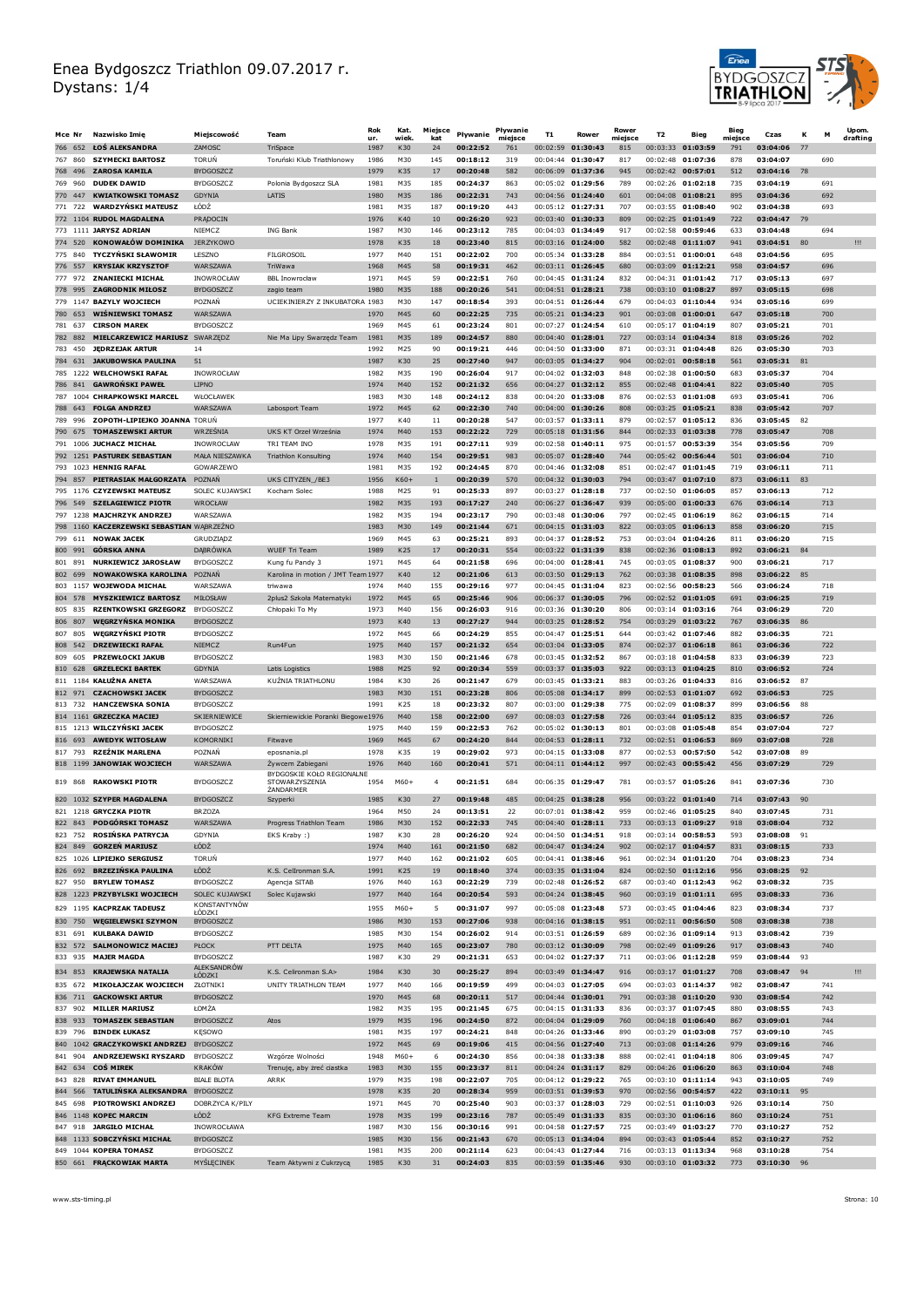# Enea Bydgoszcz Triathlon 09.07.2017 r.
Dystans: 1/4

| Mce | Nr | Nazwisko Imię | Miejscowość | Team | Rok ur. | Kat. wiek. | Miejsce kat | Pływanie | Pływanie miejsce | T1 | Rower | Rower miejsce | T2 | Bieg | Bieg miejsce | Czas | K | M | Upom. drafting |
|---|---|---|---|---|---|---|---|---|---|---|---|---|---|---|---|---|---|---|---|
| 766 | 652 | ŁOŚ ALEKSANDRA | ZAMOSC | TriSpace | 1987 | K30 | 24 | 00:22:52 | 761 | 00:02:59 | 01:30:43 | 815 | 00:03:33 | 01:03:59 | 791 | 03:04:06 | 77 | | |
| 767 | 860 | SZYMECKI BARTOSZ | TORUŃ | Toruński Klub Triathlonowy | 1986 | M30 | 145 | 00:18:12 | 319 | 00:04:44 | 01:30:47 | 817 | 00:02:48 | 01:07:36 | 878 | 03:04:07 | | 690 | |
| 768 | 496 | ZAROSA KAMILA | BYDGOSZCZ | | 1979 | K35 | 17 | 00:20:48 | 582 | 00:06:09 | 01:37:36 | 945 | 00:02:42 | 00:57:01 | 512 | 03:04:16 | 78 | | |
| 769 | 960 | DUDEK DAWID | BYDGOSZCZ | Polonia Bydgoszcz SLA | 1981 | M35 | 185 | 00:24:37 | 863 | 00:05:02 | 01:29:56 | 789 | 00:02:26 | 01:02:18 | 735 | 03:04:19 | | 691 | |
| 770 | 447 | KWIATKOWSKI TOMASZ | GDYNIA | LATIS | 1980 | M35 | 186 | 00:22:31 | 743 | 00:04:56 | 01:24:40 | 601 | 00:04:08 | 01:08:21 | 895 | 03:04:36 | | 692 | |
| 771 | 722 | WARDZYŃSKI MATEUSZ | ŁÓDŹ | | 1981 | M35 | 187 | 00:19:20 | 443 | 00:05:12 | 01:27:31 | 707 | 00:03:55 | 01:08:40 | 902 | 03:04:38 | | 693 | |
| 772 | 1104 | RUDOL MAGDALENA | PRĄDOCIN | | 1976 | K40 | 10 | 00:26:20 | 923 | 00:03:40 | 01:30:33 | 809 | 00:02:25 | 01:01:49 | 722 | 03:04:47 | 79 | | |
| 773 | 1111 | JARYSZ ADRIAN | NIEMCZ | ING Bank | 1987 | M30 | 146 | 00:23:12 | 785 | 00:04:03 | 01:34:49 | 917 | 00:02:58 | 00:59:46 | 633 | 03:04:48 | | 694 | |
| 774 | 520 | KONOWAŁÓW DOMINIKA | JERZYKOWO | | 1978 | K35 | 18 | 00:23:40 | 815 | 00:03:16 | 01:24:00 | 582 | 00:02:48 | 01:11:07 | 941 | 03:04:51 | 80 | | !!! |
| 775 | 840 | TYCZYŃSKI SŁAWOMIR | LESZNO | FILGROSOIL | 1977 | M40 | 151 | 00:22:02 | 700 | 00:05:34 | 01:33:28 | 884 | 00:03:51 | 01:00:01 | 648 | 03:04:56 | | 695 | |
| 776 | 557 | KRYSIAK KRZYSZTOF | WARSZAWA | TriWawa | 1968 | M45 | 58 | 00:19:31 | 462 | 00:03:11 | 01:26:45 | 680 | 00:03:09 | 01:12:21 | 958 | 03:04:57 | | 696 | |
| 777 | 972 | ZNANIECKI MICHAŁ | INOWROCŁAW | BBL Inowrocław | 1971 | M45 | 59 | 00:22:51 | 760 | 00:04:45 | 01:31:24 | 832 | 00:04:31 | 01:01:42 | 717 | 03:05:13 | | 697 | |
| 778 | 995 | ZAGRODNIK MIŁOSZ | BYDGOSZCZ | zagio team | 1980 | M35 | 188 | 00:20:26 | 541 | 00:04:51 | 01:28:21 | 738 | 00:03:10 | 01:08:27 | 897 | 03:05:15 | | 698 | |
| 779 | 1147 | BAZYLY WOJCIECH | POZNAŃ | UCIEKINIERZY Z INKUBATORA | 1983 | M30 | 147 | 00:18:54 | 393 | 00:04:51 | 01:26:44 | 679 | 00:04:03 | 01:10:44 | 934 | 03:05:16 | | 699 | |
| 780 | 653 | WIŚNIEWSKI TOMASZ | WARSZAWA | | 1970 | M45 | 60 | 00:22:25 | 735 | 00:05:21 | 01:34:23 | 901 | 00:03:08 | 01:00:01 | 647 | 03:05:18 | | 700 | |
| 781 | 637 | CIRSON MAREK | BYDGOSZCZ | | 1969 | M45 | 61 | 00:23:24 | 801 | 00:07:27 | 01:24:54 | 610 | 00:05:17 | 01:04:19 | 807 | 03:05:21 | | 701 | |
| 782 | 882 | MIELCARZEWICZ MARIUSZ | SWARZĘDZ | Nie Ma Lipy Swarzędz Team | 1981 | M35 | 189 | 00:24:57 | 880 | 00:04:40 | 01:28:01 | 727 | 00:03:14 | 01:04:34 | 818 | 03:05:26 | | 702 | |
| 783 | 450 | JĘDRZEJAK ARTUR | 14 | | 1992 | M25 | 90 | 00:19:21 | 446 | 00:04:50 | 01:33:00 | 871 | 00:03:31 | 01:04:48 | 826 | 03:05:30 | | 703 | |
| 784 | 631 | JAKUBOWSKA PAULINA | 51 | | 1987 | K30 | 25 | 00:27:40 | 947 | 00:03:05 | 01:34:27 | 904 | 00:02:01 | 00:58:18 | 561 | 03:05:31 | 81 | | |
| 785 | 1222 | WELCHOWSKI RAFAŁ | INOWROCŁAW | | 1982 | M35 | 190 | 00:26:04 | 917 | 00:04:02 | 01:32:03 | 848 | 00:02:38 | 01:00:50 | 683 | 03:05:37 | | 704 | |
| 786 | 841 | GAWROŃSKI PAWEŁ | LIPNO | | 1974 | M40 | 152 | 00:21:32 | 656 | 00:04:27 | 01:32:12 | 855 | 00:02:48 | 01:04:41 | 822 | 03:05:40 | | 705 | |
| 787 | 1004 | CHRAPKOWSKI MARCEL | WŁOCŁAWEK | | 1983 | M30 | 148 | 00:24:12 | 838 | 00:04:20 | 01:33:08 | 876 | 00:02:53 | 01:01:08 | 693 | 03:05:41 | | 706 | |
| 788 | 643 | FOLGA ANDRZEJ | WARSZAWA | Labosport Team | 1972 | M45 | 62 | 00:22:30 | 740 | 00:04:00 | 01:30:26 | 808 | 00:03:25 | 01:05:21 | 838 | 03:05:42 | | 707 | |
| 789 | 996 | ZOPOTH-LIPIEJKO JOANNA | TORUŃ | | 1977 | K40 | 11 | 00:20:28 | 547 | 00:03:57 | 01:33:11 | 879 | 00:02:57 | 01:05:12 | 836 | 03:05:45 | 82 | | |
| 790 | 675 | TOMASZEWSKI ARTUR | WRZEŚNIA | UKS KT Orzeł Września | 1974 | M40 | 153 | 00:22:22 | 729 | 00:05:18 | 01:31:56 | 844 | 00:02:33 | 01:03:38 | 778 | 03:05:47 | | 708 | |
| 791 | 1006 | JUCHACZ MICHAŁ | INOWROCŁAW | TRI TEAM INO | 1978 | M35 | 191 | 00:27:11 | 939 | 00:02:58 | 01:40:11 | 975 | 00:01:57 | 00:53:39 | 354 | 03:05:56 | | 709 | |
| 792 | 1251 | PASTUREK SEBASTIAN | MAŁA NIESZAWKA | Triathlon Konsulting | 1974 | M40 | 154 | 00:29:51 | 983 | 00:05:07 | 01:28:40 | 744 | 00:05:42 | 00:56:44 | 501 | 03:06:04 | | 710 | |
| 793 | 1023 | HENNIG RAFAŁ | GOWARZEWO | | 1981 | M35 | 192 | 00:24:45 | 870 | 00:04:46 | 01:32:08 | 851 | 00:02:47 | 01:01:45 | 719 | 03:06:11 | | 711 | |
| 794 | 857 | PIETRASIAK MAŁGORZATA | POZNAŃ | UKS CITYZEN_/BE3 | 1956 | K60+ | 1 | 00:20:39 | 570 | 00:04:32 | 01:30:03 | 794 | 00:03:47 | 01:07:10 | 873 | 03:06:11 | 83 | | |
| 795 | 1176 | CZYZEWSKI MATEUSZ | SOLEC KUJAWSKI | Kocham Solec | 1988 | M25 | 91 | 00:25:33 | 897 | 00:03:27 | 01:28:18 | 737 | 00:02:50 | 01:06:05 | 857 | 03:06:13 | | 712 | |
| 796 | 549 | SZELAGIEWICZ PIOTR | WROCŁAW | | 1982 | M35 | 193 | 00:17:27 | 240 | 00:06:27 | 01:36:47 | 939 | 00:05:00 | 01:00:33 | 676 | 03:06:14 | | 713 | |
| 797 | 1238 | MAJCHRZYK ANDRZEJ | WARSZAWA | | 1982 | M35 | 194 | 00:23:17 | 790 | 00:03:48 | 01:30:06 | 797 | 00:02:45 | 01:06:19 | 862 | 03:06:15 | | 714 | |
| 798 | 1160 | KACZERZEWSKI SEBASTIAN | WĄBRZEŹNO | | 1983 | M30 | 149 | 00:21:44 | 671 | 00:04:15 | 01:31:03 | 822 | 00:03:05 | 01:06:13 | 858 | 03:06:20 | | 715 | |
| 799 | 611 | NOWAK JACEK | GRUDZIĄDZ | | 1969 | M45 | 63 | 00:25:21 | 893 | 00:04:37 | 01:28:52 | 753 | 00:03:04 | 01:04:26 | 811 | 03:06:20 | | 715 | |
| 800 | 991 | GÓRSKA ANNA | DĄBRÓWKA | WUEF Tri Team | 1989 | K25 | 17 | 00:20:31 | 554 | 00:03:22 | 01:31:39 | 838 | 00:02:36 | 01:08:13 | 892 | 03:06:21 | 84 | | |
| 801 | 891 | NURKIEWICZ JAROSŁAW | BYDGOSZCZ | Kung fu Pandy 3 | 1971 | M45 | 64 | 00:21:58 | 696 | 00:04:00 | 01:28:41 | 745 | 00:03:05 | 01:08:37 | 900 | 03:06:21 | | 717 | |
| 802 | 699 | NOWAKOWSKA KAROLINA | POZNAŃ | Karolina in motion / JMT Team | 1977 | K40 | 12 | 00:21:06 | 613 | 00:03:50 | 01:29:13 | 762 | 00:03:38 | 01:08:35 | 898 | 03:06:22 | 85 | | |
| 803 | 1157 | WOJEWODA MICHAŁ | WARSZAWA | triwawa | 1974 | M40 | 155 | 00:29:16 | 977 | 00:04:45 | 01:31:04 | 823 | 00:02:56 | 00:58:23 | 566 | 03:06:24 | | 718 | |
| 804 | 578 | MYSZKIEWICZ BARTOSZ | MIŁOSŁAW | 2plus2 Szkoła Matematyki | 1972 | M45 | 65 | 00:25:46 | 906 | 00:06:37 | 01:30:05 | 796 | 00:02:52 | 01:01:05 | 691 | 03:06:25 | | 719 | |
| 805 | 835 | RZENTKOWSKI GRZEGORZ | BYDGOSZCZ | Chłopaki To My | 1973 | M40 | 156 | 00:26:03 | 916 | 00:03:36 | 01:30:20 | 806 | 00:03:14 | 01:03:16 | 764 | 03:06:29 | | 720 | |
| 806 | 807 | WĘGRZYŃSKA MONIKA | BYDGOSZCZ | | 1973 | K40 | 13 | 00:27:27 | 944 | 00:03:25 | 01:28:52 | 754 | 00:03:29 | 01:03:22 | 767 | 03:06:35 | 86 | | |
| 807 | 805 | WĘGRZYŃSKI PIOTR | BYDGOSZCZ | | 1972 | M45 | 66 | 00:24:29 | 855 | 00:04:47 | 01:25:51 | 644 | 00:03:42 | 01:07:46 | 882 | 03:06:35 | | 721 | |
| 808 | 542 | DRZEWIECKI RAFAŁ | NIEMCZ | Run4Fun | 1975 | M40 | 157 | 00:21:32 | 654 | 00:03:04 | 01:33:05 | 874 | 00:02:37 | 01:06:18 | 861 | 03:06:36 | | 722 | |
| 809 | 605 | PRZEWŁOCKI JAKUB | BYDGOSZCZ | | 1983 | M30 | 150 | 00:21:46 | 678 | 00:03:45 | 01:32:52 | 867 | 00:03:18 | 01:04:58 | 833 | 03:06:39 | | 723 | |
| 810 | 628 | GRZELECKI BARTEK | GDYNIA | Latis Logistics | 1988 | M25 | 92 | 00:20:34 | 559 | 00:03:37 | 01:35:03 | 922 | 00:03:13 | 01:04:25 | 810 | 03:06:52 | | 724 | |
| 811 | 1184 | KAŁUŻNA ANETA | WARSZAWA | KUŹNIA TRIATHLONU | 1984 | K30 | 26 | 00:21:47 | 679 | 00:03:45 | 01:33:21 | 883 | 00:03:26 | 01:04:33 | 816 | 03:06:52 | 87 | | |
| 812 | 971 | CZACHOWSKI JACEK | BYDGOSZCZ | | 1983 | M30 | 151 | 00:23:28 | 806 | 00:05:08 | 01:34:17 | 899 | 00:02:53 | 01:01:07 | 692 | 03:06:53 | | 725 | |
| 813 | 732 | HANCZEWSKA SONIA | BYDGOSZCZ | | 1991 | K25 | 18 | 00:23:32 | 807 | 00:03:00 | 01:29:38 | 775 | 00:02:09 | 01:08:37 | 899 | 03:06:56 | 88 | | |
| 814 | 1161 | GRZECZKA MACIEJ | SKIERNIEWICE | Skierniewickie Poranki Biegowe | 1976 | M40 | 158 | 00:22:00 | 697 | 00:08:03 | 01:27:58 | 726 | 00:03:44 | 01:05:12 | 835 | 03:06:57 | | 726 | |
| 815 | 1213 | WILCZYŃSKI JACEK | BYDGOSZCZ | | 1975 | M40 | 159 | 00:22:53 | 762 | 00:05:02 | 01:30:13 | 801 | 00:03:08 | 01:05:48 | 854 | 03:07:04 | | 727 | |
| 816 | 693 | AWEDYK WITOSŁAW | KOMORNIKI | Fitwave | 1969 | M45 | 67 | 00:24:20 | 844 | 00:04:53 | 01:28:11 | 732 | 00:02:51 | 01:06:53 | 869 | 03:07:08 | | 728 | |
| 817 | 793 | RZEŹNIK MARLENA | POZNAŃ | eposnania.pl | 1978 | K35 | 19 | 00:29:02 | 973 | 00:04:15 | 01:33:08 | 877 | 00:02:53 | 00:57:50 | 542 | 03:07:08 | 89 | | |
| 818 | 1199 | JANOWIAK WOJCIECH | WARSZAWA | Żywcem Zabiegani | 1976 | M40 | 160 | 00:20:41 | 571 | 00:04:11 | 01:44:12 | 997 | 00:02:43 | 00:55:42 | 456 | 03:07:29 | | 729 | |
| 819 | 868 | RAKOWSKI PIOTR | BYDGOSZCZ | BYDGOSKIE KOŁO REGIONALNE STOWARZYSZENIA ŻANDARMER | 1954 | M60+ | 4 | 00:21:51 | 684 | 00:06:35 | 01:29:47 | 781 | 00:03:57 | 01:05:26 | 841 | 03:07:36 | | 730 | |
| 820 | 1032 | SZYPER MAGDALENA | BYDGOSZCZ | Szyperki | 1985 | K30 | 27 | 00:19:48 | 485 | 00:04:25 | 01:38:28 | 956 | 00:03:22 | 01:01:40 | 714 | 03:07:43 | 90 | | |
| 821 | 1218 | GRYCZKA PIOTR | BRZOZA | | 1964 | M50 | 24 | 00:13:51 | 22 | 00:07:01 | 01:38:42 | 959 | 00:02:46 | 01:05:25 | 840 | 03:07:45 | | 731 | |
| 822 | 843 | PODGÓRSKI TOMASZ | WARSZAWA | Progress Triathlon Team | 1986 | M30 | 152 | 00:22:33 | 745 | 00:04:40 | 01:28:11 | 733 | 00:03:13 | 01:09:27 | 918 | 03:08:04 | | 732 | |
| 823 | 752 | ROSIŃSKA PATRYCJA | GDYNIA | EKS Kraby :) | 1987 | K30 | 28 | 00:26:20 | 924 | 00:04:50 | 01:34:51 | 918 | 00:03:14 | 00:58:53 | 593 | 03:08:08 | 91 | | |
| 824 | 849 | GORZEŃ MARIUSZ | ŁÓDŹ | | 1974 | M40 | 161 | 00:21:50 | 682 | 00:04:47 | 01:34:24 | 902 | 00:02:17 | 01:04:57 | 831 | 03:08:15 | | 733 | |
| 825 | 1026 | LIPIEJKO SERGIUSZ | TORUŃ | | 1977 | M40 | 162 | 00:21:02 | 605 | 00:04:41 | 01:38:46 | 961 | 00:02:34 | 01:01:20 | 704 | 03:08:23 | | 734 | |
| 826 | 692 | BRZEZIŃSKA PAULINA | ŁÓDŹ | K.S. Cellronman S.A. | 1991 | K25 | 19 | 00:18:40 | 374 | 00:03:35 | 01:31:04 | 824 | 00:02:50 | 01:12:16 | 956 | 03:08:25 | 92 | | |
| 827 | 950 | BRYLEW TOMASZ | BYDGOSZCZ | Agencja SITAB | 1976 | M40 | 163 | 00:22:29 | 739 | 00:02:48 | 01:26:52 | 687 | 00:03:40 | 01:12:43 | 962 | 03:08:32 | | 735 | |
| 828 | 1223 | PRZYBYLSKI WOJCIECH | SOLEC KUJAWSKI | Solec Kujawski | 1977 | M40 | 164 | 00:20:54 | 593 | 00:04:24 | 01:38:45 | 960 | 00:03:19 | 01:01:11 | 695 | 03:08:33 | | 736 | |
| 829 | 1195 | KACPRZAK TADEUSZ | KONSTANTYNÓW ŁÓDZKI | | 1955 | M60+ | 5 | 00:31:07 | 997 | 00:05:08 | 01:23:48 | 573 | 00:03:45 | 01:04:46 | 823 | 03:08:34 | | 737 | |
| 830 | 750 | WĘGIELEWSKI SZYMON | BYDGOSZCZ | | 1986 | M30 | 153 | 00:27:06 | 938 | 00:04:16 | 01:38:15 | 951 | 00:02:11 | 00:56:50 | 508 | 03:08:38 | | 738 | |
| 831 | 691 | KULBAKA DAWID | BYDGOSZCZ | | 1985 | M30 | 154 | 00:26:02 | 914 | 00:03:51 | 01:26:59 | 689 | 00:02:36 | 01:09:14 | 913 | 03:08:42 | | 739 | |
| 832 | 572 | SALMONOWICZ MACIEJ | PŁOCK | PTT DELTA | 1975 | M40 | 165 | 00:23:07 | 780 | 00:03:12 | 01:30:09 | 798 | 00:02:49 | 01:09:26 | 917 | 03:08:43 | | 740 | |
| 833 | 935 | MAJER MAGDA | BYDGOSZCZ | | 1987 | K30 | 29 | 00:21:31 | 653 | 00:04:02 | 01:27:37 | 711 | 00:03:06 | 01:12:28 | 959 | 03:08:44 | 93 | | |
| 834 | 853 | KRAJEWSKA NATALIA | ALEKSANDRÓW ŁÓDZKI | K.S. Cellronman S.A> | 1984 | K30 | 30 | 00:25:27 | 894 | 00:03:49 | 01:34:47 | 916 | 00:03:17 | 01:01:27 | 708 | 03:08:47 | 94 | | !!! |
| 835 | 672 | MIKOŁAJCZAK WOJCIECH | ZŁOTNIKI | UNITY TRIATHLON TEAM | 1977 | M40 | 166 | 00:19:59 | 499 | 00:04:03 | 01:27:05 | 694 | 00:03:03 | 01:14:37 | 982 | 03:08:47 | | 741 | |
| 836 | 711 | GACKOWSKI ARTUR | BYDGOSZCZ | | 1970 | M45 | 68 | 00:20:11 | 517 | 00:04:44 | 01:30:01 | 791 | 00:03:38 | 01:10:20 | 930 | 03:08:54 | | 742 | |
| 837 | 902 | MILLER MARIUSZ | ŁOMŻA | | 1982 | M35 | 195 | 00:21:45 | 675 | 00:04:15 | 01:31:33 | 836 | 00:03:37 | 01:07:45 | 880 | 03:08:55 | | 743 | |
| 838 | 933 | TOMASZEK SEBASTIAN | BYDGOSZCZ | Atos | 1979 | M35 | 196 | 00:24:50 | 872 | 00:04:04 | 01:29:09 | 760 | 00:04:18 | 01:06:40 | 867 | 03:09:01 | | 744 | |
| 839 | 796 | BINDEK ŁUKASZ | KĘSOWO | | 1981 | M35 | 197 | 00:24:21 | 848 | 00:04:26 | 01:33:46 | 890 | 00:03:29 | 01:03:08 | 757 | 03:09:10 | | 745 | |
| 840 | 1042 | GRACZYKOWSKI ANDRZEJ | BYDGOSZCZ | | 1972 | M45 | 69 | 00:19:06 | 415 | 00:04:56 | 01:27:40 | 713 | 00:03:08 | 01:14:26 | 979 | 03:09:16 | | 746 | |
| 841 | 904 | ANDRZEJEWSKI RYSZARD | BYDGOSZCZ | Wzgórze Wolności | 1948 | M60+ | 6 | 00:24:30 | 856 | 00:04:38 | 01:33:38 | 888 | 00:02:41 | 01:04:18 | 806 | 03:09:45 | | 747 | |
| 842 | 634 | COŚ MIREK | KRAKÓW | Trenuję, aby zreć ciastka | 1983 | M30 | 155 | 00:23:37 | 811 | 00:04:24 | 01:31:17 | 829 | 00:04:26 | 01:06:20 | 863 | 03:10:04 | | 748 | |
| 843 | 828 | RIVAT EMMANUEL | BIAŁE BŁOTA | ARRK | 1979 | M35 | 198 | 00:22:07 | 705 | 00:04:12 | 01:29:22 | 765 | 00:03:10 | 01:11:14 | 943 | 03:10:05 | | 749 | |
| 844 | 566 | TATULIŃSKA ALEKSANDRA | BYDGOSZCZ | | 1978 | K35 | 20 | 00:28:34 | 959 | 00:03:51 | 01:39:53 | 970 | 00:02:56 | 00:54:57 | 422 | 03:10:11 | 95 | | |
| 845 | 698 | PIOTROWSKI ANDRZEJ | DOBRZYCA K/PIŁY | | 1971 | M45 | 70 | 00:25:40 | 903 | 00:03:37 | 01:28:03 | 729 | 00:02:51 | 01:10:03 | 926 | 03:10:14 | | 750 | |
| 846 | 1148 | KOPEC MARCIN | ŁÓDŹ | KFG Extreme Team | 1978 | M35 | 199 | 00:23:16 | 787 | 00:05:49 | 01:31:33 | 835 | 00:03:30 | 01:06:16 | 860 | 03:10:24 | | 751 | |
| 847 | 918 | JARGIŁO MICHAŁ | INOWROCŁAWA | | 1987 | M30 | 156 | 00:30:16 | 991 | 00:04:58 | 01:27:57 | 725 | 00:03:49 | 01:03:27 | 770 | 03:10:27 | | 752 | |
| 848 | 1133 | SOBCZYŃSKI MICHAŁ | BYDGOSZCZ | | 1985 | M30 | 156 | 00:21:43 | 670 | 00:05:13 | 01:34:04 | 894 | 00:03:43 | 01:05:44 | 852 | 03:10:27 | | 752 | |
| 849 | 1044 | KOPERA TOMASZ | BYDGOSZCZ | | 1981 | M35 | 200 | 00:21:14 | 623 | 00:04:43 | 01:27:44 | 716 | 00:03:13 | 01:13:34 | 968 | 03:10:28 | | 754 | |
| 850 | 661 | FRĄCKOWIAK MARTA | MYŚLĘCINEK | Team Aktywni z Cukrzycą | 1985 | K30 | 31 | 00:24:03 | 835 | 00:03:59 | 01:35:46 | 930 | 00:03:10 | 01:03:32 | 773 | 03:10:30 | 96 | | |

www.sts-timing.pl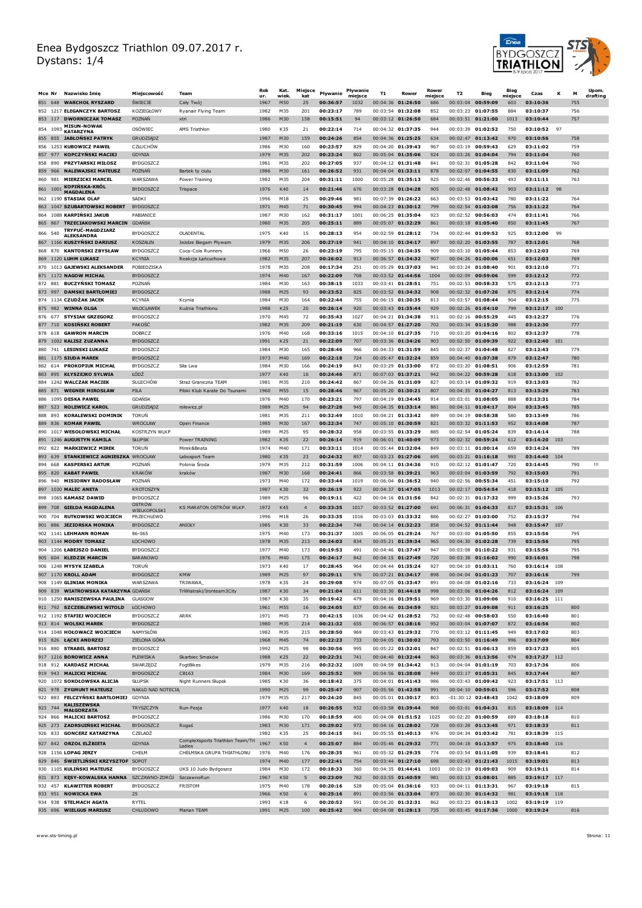# Enea Bydgoszcz Triathlon 09.07.2017 r.
Dystans: 1/4

| Mce | Nr | Nazwisko Imię | Miejscowość | Team | Rok ur. | Kat. wiek. | Miejsce kat | Pływanie | Pływanie miejsce | T1 | Rower | Rower miejsce | T2 | Bieg | Bieg miejsce | Czas | K | M | Upom. drafting |
|---|---|---|---|---|---|---|---|---|---|---|---|---|---|---|---|---|---|---|---|
| 851 | 648 | WARCHOŁ RYSZARD | ŚWIECIE | Cały Twój | 1967 | M50 | 25 | 00:36:57 | 1032 | 00:04:36 | 01:26:50 | 686 | 00:03:04 | 00:59:09 | 603 | 03:10:36 | | 755 | |
| 852 | 1217 | ELEGANCZYK BARTOSZ | KOZIEGŁOWY | Ryanair Flying Team | 1982 | M35 | 201 | 00:23:17 | 789 | 00:03:54 | 01:32:08 | 852 | 00:03:23 | 01:07:55 | 884 | 03:10:37 | | 756 | |
| 853 | 117 | DWORNICZAK TOMASZ | POZNAŃ | xtri | 1986 | M30 | 158 | 00:15:51 | 94 | 00:03:12 | 01:26:50 | 684 | 00:03:51 | 01:21:00 | 1013 | 03:10:44 | | 757 | |
| 854 | 1093 | MISUN-NOWAK KATARZYNA | OSÓWIEC | AMS Triathlon | 1980 | K35 | 21 | 00:22:14 | 714 | 00:04:32 | 01:37:35 | 944 | 00:03:39 | 01:02:52 | 750 | 03:10:52 | 97 | | |
| 855 | 855 | JABŁOŃSKI PATRYK | GRUDZIĄDZ | | 1987 | M30 | 159 | 00:24:26 | 854 | 00:04:36 | 01:25:25 | 634 | 00:02:47 | 01:13:42 | 970 | 03:10:56 | | 758 | |
| 856 | 1253 | KUBOWICZ PAWEŁ | CZŁUCHÓW | | 1986 | M30 | 160 | 00:23:57 | 829 | 00:04:20 | 01:39:43 | 967 | 00:03:19 | 00:59:43 | 629 | 03:11:02 | | 759 | |
| 857 | 977 | KOPCZYŃSKI MACIEJ | GDYNIA | | 1979 | M35 | 202 | 00:23:24 | 802 | 00:05:04 | 01:35:06 | 924 | 00:03:26 | 01:04:04 | 794 | 03:11:04 | | 760 | |
| 858 | 890 | PRZYTARSKI MIŁOSZ | BYDGOSZCZ | | 1981 | M35 | 202 | 00:27:05 | 937 | 00:04:12 | 01:31:48 | 841 | 00:02:31 | 01:05:28 | 842 | 03:11:04 | | 760 | |
| 859 | 966 | NALEWAJSKI MATEUSZ | POZNAŃ | Bartek ty ciulu | 1986 | M30 | 161 | 00:26:52 | 931 | 00:04:04 | 01:33:11 | 878 | 00:02:07 | 01:04:55 | 830 | 03:11:09 | | 762 | |
| 860 | 981 | MIERZICKI MARCEL | WARSZAWA | Power Training | 1982 | M35 | 204 | 00:31:11 | 1000 | 00:05:28 | 01:35:13 | 925 | 00:02:46 | 00:56:33 | 493 | 03:11:11 | | 763 | |
| 861 | 1001 | KOPIŃSKA-KRÓL MAGDALENA | BYDGOSZCZ | Trispace | 1976 | K40 | 14 | 00:21:46 | 676 | 00:03:28 | 01:34:28 | 905 | 00:02:48 | 01:08:42 | 903 | 03:11:12 | 98 | | |
| 862 | 1190 | STASIAK OLAF | SADKI | | 1996 | M18 | 25 | 00:29:46 | 981 | 00:07:39 | 01:26:22 | 663 | 00:03:53 | 01:03:42 | 780 | 03:11:22 | | 764 | |
| 863 | 1047 | SZUBARTOWSKI ROBERT | BYDGOSZCZ | | 1971 | M45 | 71 | 00:30:45 | 994 | 00:04:23 | 01:30:12 | 799 | 00:02:54 | 01:03:08 | 756 | 03:11:22 | | 764 | |
| 864 | 1088 | KARPIŃSKI JAKUB | PABIANICE | | 1987 | M30 | 162 | 00:31:17 | 1001 | 00:06:25 | 01:35:04 | 923 | 00:02:52 | 00:56:03 | 474 | 03:11:41 | | 766 | |
| 865 | 867 | TRZECIAKOWSKI MARCIN | GDAŃSK | | 1980 | M35 | 205 | 00:25:11 | 889 | 00:05:07 | 01:32:29 | 861 | 00:03:18 | 01:05:40 | 850 | 03:11:45 | | 767 | |
| 866 | 540 | TRYPUĆ-MAGDZIARZ ALEKSANDRA | BYDGOSZCZ | OLADENTAL | 1975 | K40 | 15 | 00:28:13 | 954 | 00:02:59 | 01:28:12 | 734 | 00:02:44 | 01:09:52 | 925 | 03:12:00 | 99 | | |
| 867 | 1166 | KUSZYŃSKI DARIUSZ | KOSZALIN | Jeżdże Biegam Pływam | 1979 | M35 | 206 | 00:27:19 | 941 | 00:04:10 | 01:34:17 | 897 | 00:02:20 | 01:03:55 | 787 | 03:12:01 | | 768 | |
| 868 | 870 | KANTORSKI ZBYSŁAW | BYDGOSZCZ | Coca-Cola Runners | 1966 | M50 | 26 | 00:23:19 | 795 | 00:05:15 | 01:34:35 | 909 | 00:03:10 | 01:05:44 | 853 | 03:12:03 | | 769 | |
| 869 | 1120 | LUHM ŁUKASZ | KCYNIA | Reakcja Łańcuchowa | 1982 | M35 | 207 | 00:26:02 | 913 | 00:06:57 | 01:34:32 | 907 | 00:04:26 | 01:00:06 | 651 | 03:12:03 | | 769 | |
| 870 | 1013 | GAJEWSKI ALEKSANDER | POBIEDZISKA | | 1978 | M35 | 208 | 00:17:34 | 251 | 00:05:29 | 01:37:03 | 941 | 00:03:24 | 01:08:40 | 901 | 03:12:10 | | 771 | |
| 871 | 1172 | NAGOW MICHAŁ | BYDGOSZCZ | | 1974 | M40 | 167 | 00:22:09 | 708 | 00:03:52 | 01:44:56 | 1004 | 00:02:09 | 00:59:06 | 599 | 03:12:12 | | 772 | |
| 872 | 881 | BUCZYŃSKI TOMASZ | POZNAŃ | | 1984 | M30 | 163 | 00:38:15 | 1033 | 00:03:41 | 01:28:51 | 751 | 00:02:53 | 00:58:33 | 575 | 03:12:13 | | 773 | |
| 873 | 997 | DAMSKI BARTŁOMIEJ | BYDGOSZCZ | | 1988 | M25 | 93 | 00:23:52 | 825 | 00:03:52 | 01:34:32 | 908 | 00:02:32 | 01:07:26 | 875 | 03:12:14 | | 774 | |
| 874 | 1134 | CZUDŻAK JACEK | KCYNIA | Kcynia | 1984 | M30 | 164 | 00:22:44 | 755 | 00:06:15 | 01:30:35 | 813 | 00:03:57 | 01:08:44 | 904 | 03:12:15 | | 775 | |
| 875 | 982 | WINNA OLGA | WŁOCŁAWEK | Kuźnia Triathlonu | 1988 | K25 | 20 | 00:26:14 | 920 | 00:03:43 | 01:35:44 | 929 | 00:02:26 | 01:04:10 | 799 | 03:12:17 | 100 | | |
| 876 | 677 | STYSIAK GRZEGORZ | BYDGOSZCZ | | 1970 | M45 | 72 | 00:35:43 | 1027 | 00:04:21 | 01:34:38 | 911 | 00:02:16 | 00:55:29 | 445 | 03:12:27 | | 776 | |
| 877 | 710 | KOSIŃSKI ROBERT | PAKOŚĆ | | 1982 | M35 | 209 | 00:21:19 | 630 | 00:04:57 | 01:27:20 | 702 | 00:03:34 | 01:15:20 | 988 | 03:12:30 | | 777 | |
| 878 | 618 | GAWRON MARCIN | DOBRCZ | | 1976 | M40 | 168 | 00:33:16 | 1015 | 00:04:10 | 01:27:35 | 710 | 00:03:20 | 01:04:16 | 802 | 03:12:37 | | 778 | |
| 879 | 1002 | KALISZ ZUZANNA | BYDGOSZCZ | | 1991 | K25 | 21 | 00:22:09 | 707 | 00:03:36 | 01:34:26 | 903 | 00:02:50 | 01:09:39 | 922 | 03:12:40 | 101 | | |
| 880 | 741 | LESINSKI ŁUKASZ | BYDGOSZCZ | | 1984 | M30 | 165 | 00:28:46 | 966 | 00:04:33 | 01:31:59 | 845 | 00:02:37 | 01:04:48 | 827 | 03:12:43 | | 779 | |
| 881 | 1175 | SIUDA MAREK | BYDGOSZCZ | | 1973 | M40 | 169 | 00:22:18 | 724 | 00:05:47 | 01:32:24 | 859 | 00:04:40 | 01:07:38 | 879 | 03:12:47 | | 780 | |
| 882 | 614 | PROKOPIUK MICHAŁ | BYDGOSZCZ | Siła Lwa | 1984 | M30 | 166 | 00:24:19 | 843 | 00:03:29 | 01:33:00 | 872 | 00:03:20 | 01:08:51 | 906 | 03:12:59 | | 781 | |
| 883 | 895 | KŁYSZEJKO SYLWIA | ŁÓDŹ | | 1977 | K40 | 16 | 00:24:46 | 871 | 00:07:03 | 01:37:21 | 942 | 00:04:22 | 00:59:28 | 618 | 03:13:00 | 102 | | |
| 884 | 1242 | WALCZAK MACIEK | SULECHÓW | Straż Graniczna TEAM | 1981 | M35 | 210 | 00:24:42 | 867 | 00:04:26 | 01:31:09 | 827 | 00:03:14 | 01:09:32 | 919 | 03:13:03 | | 782 | |
| 885 | 871 | WEGNER MIROSŁAW | PIŁA | Pilski Klub Karate Do Tsunami | 1960 | M55 | 15 | 00:28:46 | 967 | 00:05:20 | 01:30:21 | 807 | 00:04:35 | 01:04:27 | 813 | 03:13:29 | | 783 | |
| 886 | 1095 | DESKA PAWEŁ | GDAŃSK | | 1976 | M40 | 170 | 00:23:21 | 797 | 00:04:19 | 01:34:45 | 914 | 00:03:01 | 01:08:05 | 888 | 03:13:31 | | 784 | |
| 887 | 523 | ROLEWICZ KAROL | GRUDZIĄDZ | rolewicz.pl | 1989 | M25 | 94 | 00:27:28 | 945 | 00:04:35 | 01:33:14 | 881 | 00:04:11 | 01:04:17 | 804 | 03:13:45 | | 785 | |
| 888 | 893 | KORALEWSKI DOMINIK | TORUŃ | | 1981 | M35 | 211 | 00:32:49 | 1010 | 00:04:21 | 01:33:42 | 889 | 00:04:19 | 00:58:38 | 580 | 03:13:49 | | 786 | |
| 889 | 836 | KOMAR PAWEŁ | WROCŁAW | Open Finance | 1985 | M30 | 167 | 00:22:34 | 747 | 00:05:10 | 01:30:59 | 821 | 00:03:32 | 01:11:53 | 952 | 03:14:08 | | 787 | |
| 890 | 1017 | WESOŁOWSKI MICHAŁ | KOSTRZYN WLKP | | 1989 | M25 | 95 | 00:28:32 | 958 | 00:03:55 | 01:33:29 | 885 | 00:02:54 | 01:05:24 | 839 | 03:14:14 | | 788 | |
| 891 | 1246 | AUGUSTYN KAMILA | SŁUPSK | Power TRAINING | 1982 | K35 | 22 | 00:26:14 | 919 | 00:06:01 | 01:40:09 | 973 | 00:02:32 | 00:59:24 | 612 | 03:14:20 | 103 | | |
| 892 | 822 | MARKIEWICZ MIREK | TORUŃ | Mirek&Beata | 1974 | M40 | 171 | 00:33:11 | 1014 | 00:05:44 | 01:32:04 | 849 | 00:03:11 | 01:00:14 | 659 | 03:14:24 | | 789 | |
| 893 | 639 | STANKIEWICZ AGNIESZKA | WROCŁAW | Labosport Team | 1980 | K35 | 23 | 00:24:32 | 857 | 00:03:23 | 01:27:06 | 695 | 00:03:21 | 01:16:18 | 993 | 03:14:40 | 104 | | |
| 894 | 668 | KASPERSKI ARTUR | POZNAŃ | Polonia Środa | 1979 | M35 | 212 | 00:31:59 | 1006 | 00:04:11 | 01:34:36 | 910 | 00:02:12 | 01:01:47 | 720 | 03:14:45 | | 790 | !!! |
| 895 | 820 | KABAT PAWEŁ | KRAKÓW | kraków | 1987 | M30 | 168 | 00:24:41 | 866 | 00:03:58 | 01:39:21 | 963 | 00:03:04 | 01:03:59 | 792 | 03:15:03 | | 791 | |
| 896 | 940 | MISIORNY RADOSŁAW | POZNAŃ | | 1973 | M40 | 172 | 00:33:44 | 1019 | 00:06:04 | 01:36:52 | 940 | 00:02:56 | 00:55:34 | 451 | 03:15:10 | | 792 | |
| 897 | 1030 | MALEC ANETA | KROTOSZYN | | 1987 | K30 | 32 | 00:26:19 | 922 | 00:04:37 | 01:47:05 | 1013 | 00:02:17 | 00:54:54 | 418 | 03:15:12 | 105 | | |
| 898 | 1065 | KAMASZ DAWID | BYDGOSZCZ | | 1989 | M25 | 96 | 00:19:11 | 422 | 00:04:16 | 01:31:56 | 842 | 00:02:31 | 01:17:32 | 999 | 03:15:26 | | 793 | |
| 899 | 708 | GIEŁDA MAGDALENA | OSTRÓW WIELKOPOLSKI | KS MARATON OSTRÓW WLKP. | 1972 | K45 | 4 | 00:33:35 | 1017 | 00:03:52 | 01:27:00 | 691 | 00:06:31 | 01:04:33 | 817 | 03:15:31 | 106 | | |
| 900 | 704 | RUTKOWSKI WOJCIECH | PRZECHLEWO | | 1996 | M18 | 26 | 00:33:35 | 1016 | 00:03:03 | 01:33:32 | 886 | 00:02:27 | 01:03:00 | 752 | 03:15:37 | | 794 | |
| 901 | 886 | JEZIORSKA MONIKA | BYDGOSZCZ | ANIOŁY | 1985 | K30 | 33 | 00:22:34 | 748 | 00:04:14 | 01:32:23 | 858 | 00:04:52 | 01:11:44 | 948 | 03:15:47 | 107 | | |
| 902 | 1141 | LEHMANN ROMAN | 86-065 | | 1975 | M40 | 173 | 00:31:37 | 1005 | 00:06:05 | 01:29:24 | 767 | 00:03:00 | 01:05:50 | 855 | 03:15:56 | | 795 | |
| 903 | 1144 | MODRY TOMASZ | ŁOCHOWO | | 1978 | M35 | 213 | 00:24:03 | 834 | 00:05:21 | 01:39:34 | 965 | 00:04:30 | 01:02:28 | 739 | 03:15:56 | | 795 | |
| 904 | 1206 | ŁABĘSZO DANIEL | BYDGOSZCZ | | 1977 | M40 | 173 | 00:19:53 | 491 | 00:04:46 | 01:37:47 | 947 | 00:03:08 | 01:10:22 | 931 | 03:15:56 | | 795 | |
| 905 | 604 | KLEDZIK MARCIN | BARANOWO | | 1976 | M40 | 175 | 00:24:17 | 842 | 00:04:15 | 01:27:49 | 720 | 00:03:38 | 01:16:02 | 990 | 03:16:01 | | 798 | |
| 906 | 1248 | MYSYK IZABELA | TORUŃ | | 1973 | K40 | 17 | 00:28:45 | 964 | 00:04:44 | 01:35:24 | 927 | 00:04:10 | 01:03:11 | 760 | 03:16:14 | 108 | | |
| 907 | 1170 | KROLL ADAM | BYDGOSZCZ | KMW | 1989 | M25 | 97 | 00:29:11 | 976 | 00:07:21 | 01:34:17 | 898 | 00:04:04 | 01:01:23 | 707 | 03:16:16 | | 799 | |
| 908 | 1149 | GLINIAK MONIKA | WARSZAWA | TRIWAWA_ | 1978 | K35 | 24 | 00:29:08 | 974 | 00:07:05 | 01:33:47 | 891 | 00:04:08 | 01:02:16 | 733 | 03:16:24 | 109 | | |
| 909 | 839 | WIATROWSKA KATARZYNA | GDAŃSK | TriWiatraki/Ironteam3City | 1987 | K30 | 34 | 00:21:04 | 611 | 00:03:30 | 01:44:18 | 998 | 00:03:06 | 01:04:26 | 812 | 03:16:24 | 109 | | |
| 910 | 1250 | RANISZEWSKA PAULINA | GLASGOW | | 1987 | K30 | 35 | 00:19:42 | 479 | 00:04:16 | 01:39:51 | 969 | 00:03:30 | 01:09:06 | 910 | 03:16:25 | 111 | | |
| 911 | 792 | SZCZEBLEWSKI WITOLD | ŁOCHOWO | | 1961 | M55 | 16 | 00:24:05 | 837 | 00:04:46 | 01:34:59 | 921 | 00:03:27 | 01:09:08 | 911 | 03:16:25 | | 800 | |
| 912 | 1192 | STAFIEJ WOJCIECH | BYDGOSZCZ | ARRK | 1971 | M45 | 73 | 00:42:15 | 1036 | 00:04:42 | 01:28:52 | 752 | 00:02:48 | 00:58:03 | 550 | 03:16:40 | | 801 | |
| 913 | 814 | WOLSKI MAREK | BYDGOSZCZ | | 1980 | M35 | 214 | 00:21:32 | 655 | 00:06:57 | 01:38:16 | 952 | 00:03:04 | 01:07:07 | 872 | 03:16:56 | | 802 | |
| 914 | 1048 | HOŁOWACZ WOJCIECH | NAMYSŁÓW | | 1982 | M35 | 215 | 00:28:50 | 969 | 00:03:43 | 01:29:32 | 770 | 00:03:12 | 01:11:45 | 949 | 03:17:02 | | 803 | |
| 915 | 826 | ŁĄCKI ANDRZEJ | ZIELONA GÓRA | | 1968 | M45 | 74 | 00:22:23 | 733 | 00:04:05 | 01:30:02 | 793 | 00:03:50 | 01:16:49 | 996 | 03:17:09 | | 804 | |
| 916 | 880 | STRABEL BARTOSZ | BYDGOSZCZ | | 1992 | M25 | 98 | 00:30:56 | 995 | 00:05:22 | 01:32:01 | 847 | 00:02:51 | 01:06:13 | 859 | 03:17:23 | | 805 | |
| 917 | 1216 | BOROWICZ ANNA | PLEWISKA | Skarbiec Smaków | 1988 | K25 | 22 | 00:22:31 | 741 | 00:04:40 | 01:32:44 | 863 | 00:03:36 | 01:13:56 | 974 | 03:17:27 | 112 | | |
| 918 | 912 | KARDASZ MICHAŁ | SWARZĘDZ | FogtBikes | 1979 | M35 | 216 | 00:32:32 | 1009 | 00:04:59 | 01:34:42 | 913 | 00:04:04 | 01:01:19 | 703 | 03:17:36 | | 806 | |
| 919 | 943 | MALICKI MICHAŁ | BYDGOSZCZ | CB163 | 1984 | M30 | 169 | 00:25:52 | 909 | 00:04:56 | 01:38:08 | 949 | 00:03:17 | 01:05:31 | 845 | 03:17:44 | | 807 | |
| 920 | 1072 | SOKOŁOWSKA ALICJA | SŁUPSK | Night Runners Słupsk | 1985 | K30 | 36 | 00:18:42 | 375 | 00:04:01 | 01:41:43 | 986 | 00:03:43 | 01:09:42 | 923 | 03:17:51 | 113 | | |
| 921 | 978 | ZYGMUNT MATEUSZ | NAKŁO NAD NOTECIĄ | | 1990 | M25 | 99 | 00:25:47 | 907 | 00:05:56 | 01:42:58 | 991 | 00:04:10 | 00:59:01 | 596 | 03:17:52 | | 808 | |
| 922 | 883 | FELCZYŃSKI BARTŁOMIEJ | GDYNIA | | 1979 | M35 | 217 | 00:24:20 | 845 | 00:05:01 | 01:30:17 | 803 | -01:30:12 | 02:48:43 | 1042 | 03:18:09 | | 809 | |
| 923 | 744 | KALISZEWSKA MAŁGORZATA | TRYSZCZYN | Run-Pasja | 1977 | K40 | 18 | 00:26:55 | 932 | 00:03:58 | 01:39:44 | 968 | 00:03:01 | 01:04:31 | 815 | 03:18:09 | 114 | | |
| 924 | 866 | MALICKI BARTOSZ | BYDGOSZCZ | | 1986 | M30 | 170 | 00:18:59 | 400 | 00:04:08 | 01:51:52 | 1025 | 00:02:20 | 01:00:59 | 689 | 03:18:18 | | 810 | |
| 925 | 273 | ZADRSUIŃSKI MICHAŁ | BYDGOSZCZ | Rogaś | 1983 | M30 | 171 | 00:29:02 | 972 | 00:04:16 | 01:28:02 | 728 | 00:03:28 | 01:13:45 | 971 | 03:18:33 | | 811 | |
| 926 | 833 | GONCERZ KATARZYNA | CZELADŹ | | 1982 | K35 | 25 | 00:24:15 | 841 | 00:05:55 | 01:40:13 | 976 | 00:04:34 | 01:03:42 | 781 | 03:18:39 | 115 | | |
| 927 | 842 | ORZOŁ ELŻBIETA | GDYNIA | CompleXsports Triathlon Team/Tri Ladies | 1967 | K50 | 4 | 00:25:07 | 884 | 00:05:46 | 01:29:32 | 771 | 00:04:18 | 01:13:57 | 975 | 03:18:40 | 116 | | |
| 928 | 1156 | LOPAG JERZY | CHEŁM | CHEŁMSKA GRUPA THIATHLONU | 1976 | M40 | 176 | 00:28:35 | 961 | 00:05:32 | 01:29:35 | 774 | 00:03:54 | 01:11:05 | 939 | 03:18:41 | | 812 | |
| 929 | 846 | ŚWIETLIŃSKI KRZYSZTOF | SOPOT | | 1974 | M40 | 177 | 00:22:41 | 754 | 00:03:44 | 01:27:10 | 698 | 00:03:43 | 01:21:43 | 1015 | 03:19:01 | | 813 | |
| 930 | 1105 | KULIŃSKI MATEUSZ | BYDGOSZCZ | UKS 10 Judo Bydgoszcz | 1984 | M30 | 172 | 00:18:33 | 360 | 00:04:35 | 01:44:41 | 1003 | 00:02:19 | 01:09:03 | 909 | 03:19:11 | | 814 | |
| 931 | 873 | KĘSY-KOWALSKA HANNA | SZCZAWNO-ZDRÓJ | SzczawnoRun | 1967 | K50 | 5 | 00:23:09 | 782 | 00:03:55 | 01:40:59 | 981 | 00:03:13 | 01:08:01 | 885 | 03:19:17 | 117 | | |
| 932 | 457 | KLAWITTER ROBERT | BYDGOSZCZ | FRISTOM | 1975 | M40 | 178 | 00:20:16 | 528 | 00:05:04 | 01:36:16 | 933 | 00:04:11 | 01:13:31 | 967 | 03:19:18 | | 815 | |
| 933 | 951 | NOWICKA EWA | 25 | | 1966 | K50 | 6 | 00:25:16 | 891 | 00:03:56 | 01:33:04 | 873 | 00:02:30 | 01:14:32 | 981 | 03:19:18 | 118 | | |
| 934 | 938 | STELMACH AGATA | RYTEL | | 1993 | K18 | 6 | 00:20:52 | 591 | 00:04:20 | 01:32:31 | 862 | 00:03:23 | 01:18:13 | 1002 | 03:19:19 | 119 | | |
| 935 | 696 | WIELGUS MARIUSZ | CHLUDOWO | Marian TEAM | 1991 | M25 | 100 | 00:25:42 | 904 | 00:04:08 | 01:28:13 | 735 | 00:03:45 | 01:17:36 | 1000 | 03:19:24 | | 816 | |

www.sts-timing.pl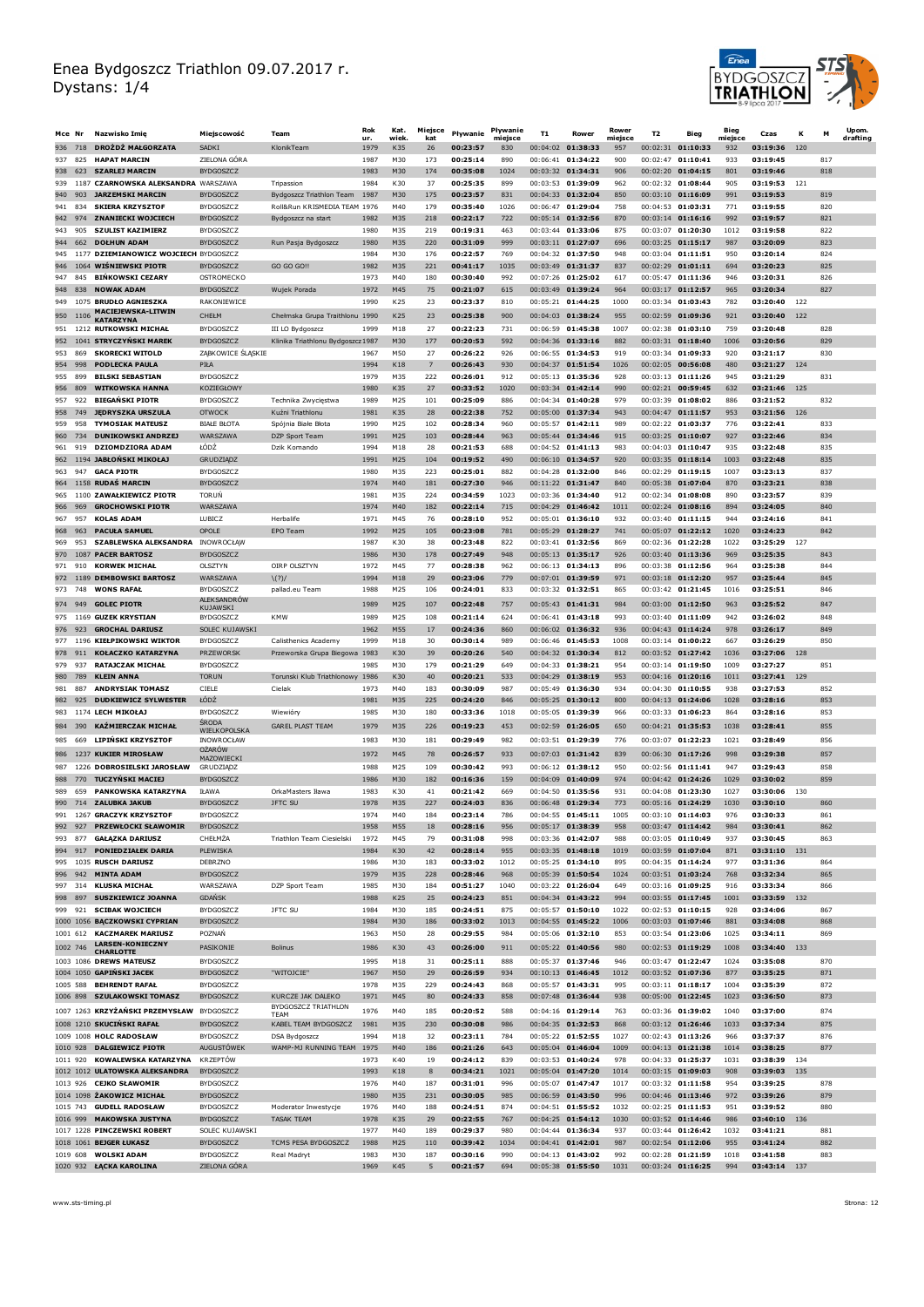# Enea Bydgoszcz Triathlon 09.07.2017 r.
Dystans: 1/4

| Mce | Nr | Nazwisko Imię | Miejscowość | Team | Rok ur. | Kat. wiek. | Miejsce kat | Pływanie | Pływanie miejsce | T1 | Rower | Rower miejsce | T2 | Bieg | Bieg miejsce | Czas | K | M | Upom. drafting |
|---|---|---|---|---|---|---|---|---|---|---|---|---|---|---|---|---|---|---|---|
| 936 | 718 | DROŻDŻ MAŁGORZATA | SADKI | KlonikTeam | 1979 | K35 | 26 | 00:23:57 | 830 | 00:04:02 | 01:38:33 | 957 | 00:02:31 | 01:10:33 | 932 | 03:19:36 | 120 | | |
| 937 | 825 | HAPAT MARCIN | ZIELONA GÓRA | | 1987 | M30 | 173 | 00:25:14 | 890 | 00:06:41 | 01:34:22 | 900 | 00:02:47 | 01:10:41 | 933 | 03:19:45 | | 817 | |
| 938 | 623 | SZARLEJ MARCIN | BYDGOSZCZ | | 1983 | M30 | 174 | 00:35:08 | 1024 | 00:03:32 | 01:34:31 | 906 | 00:02:20 | 01:04:15 | 801 | 03:19:46 | | 818 | |
| 939 | 1187 | CZARNOWSKA ALEKSANDRA | WARSZAWA | Tripassion | 1984 | K30 | 37 | 00:25:35 | 899 | 00:03:53 | 01:39:09 | 962 | 00:02:32 | 01:08:44 | 905 | 03:19:53 | 121 | | |
| 940 | 903 | JARZEMSKI MARCIN | BYDGOSZCZ | Bydgoszcz Triathlon Team | 1987 | M30 | 175 | 00:23:57 | 831 | 00:04:33 | 01:32:04 | 850 | 00:03:10 | 01:16:09 | 991 | 03:19:53 | | 819 | |
| 941 | 834 | SKIERA KRZYSZTOF | BYDGOSZCZ | Roll&Run KRISMEDIA TEAM | 1976 | M40 | 179 | 00:35:40 | 1026 | 00:06:47 | 01:29:04 | 758 | 00:04:53 | 01:03:31 | 771 | 03:19:55 | | 820 | |
| 942 | 974 | ZNANIECKI WOJCIECH | BYDGOSZCZ | Bydgoszcz na start | 1982 | M35 | 218 | 00:22:17 | 722 | 00:05:14 | 01:32:56 | 870 | 00:03:14 | 01:16:16 | 992 | 03:19:57 | | 821 | |
| 943 | 905 | SZULIST KAZIMIERZ | BYDGOSZCZ | | 1980 | M35 | 219 | 00:19:31 | 463 | 00:03:44 | 01:33:06 | 875 | 00:03:07 | 01:20:30 | 1012 | 03:19:58 | | 822 | |
| 944 | 662 | DOŁHUN ADAM | BYDGOSZCZ | Run Pasja Bydgoszcz | 1980 | M35 | 220 | 00:31:09 | 999 | 00:03:11 | 01:27:07 | 696 | 00:03:25 | 01:15:17 | 987 | 03:20:09 | | 823 | |
| 945 | 1177 | DZIEMIANOWICZ WOJCIECH | BYDGOSZCZ | | 1984 | M30 | 176 | 00:22:57 | 769 | 00:04:32 | 01:37:50 | 948 | 00:03:04 | 01:11:51 | 950 | 03:20:14 | | 824 | |
| 946 | 1064 | WIŚNIEWSKI PIOTR | BYDGOSZCZ | GO GO GO!! | 1982 | M35 | 221 | 00:41:17 | 1035 | 00:03:49 | 01:31:37 | 837 | 00:02:29 | 01:01:11 | 694 | 03:20:23 | | 825 | |
| 947 | 845 | BIŃKOWSKI CEZARY | OSTROMECKO | | 1973 | M40 | 180 | 00:30:40 | 992 | 00:07:26 | 01:25:02 | 617 | 00:05:47 | 01:11:36 | 946 | 03:20:31 | | 826 | |
| 948 | 838 | NOWAK ADAM | BYDGOSZCZ | Wujek Porada | 1972 | M45 | 75 | 00:21:07 | 615 | 00:03:49 | 01:39:24 | 964 | 00:03:17 | 01:12:57 | 965 | 03:20:34 | | 827 | |
| 949 | 1075 | BRUDŁO AGNIESZKA | RAKONIEWICE | | 1990 | K25 | 23 | 00:23:37 | 810 | 00:05:21 | 01:44:25 | 1000 | 00:03:34 | 01:03:43 | 782 | 03:20:40 | 122 | | |
| 950 | 1106 | MACIEJEWSKA-LITWIN KATARZYNA | CHEŁM | Chełmska Grupa Triathlonu | 1990 | K25 | 23 | 00:25:38 | 900 | 00:04:03 | 01:38:24 | 955 | 00:02:59 | 01:09:36 | 921 | 03:20:40 | 122 | | |
| 951 | 1212 | RUTKOWSKI MICHAŁ | BYDGOSZCZ | III LO Bydgoszcz | 1999 | M18 | 27 | 00:22:23 | 731 | 00:06:59 | 01:45:38 | 1007 | 00:02:38 | 01:03:10 | 759 | 03:20:48 | | 828 | |
| 952 | 1041 | STRYCZYŃSKI MAREK | BYDGOSZCZ | Klinika Triathlonu Bydgoszcz | 1987 | M30 | 177 | 00:20:53 | 592 | 00:04:36 | 01:33:16 | 882 | 00:03:31 | 01:18:40 | 1006 | 03:20:56 | | 829 | |
| 953 | 869 | SKORECKI WITOLD | ZĄBKOWICE ŚLĄSKIE | | 1967 | M50 | 27 | 00:26:22 | 926 | 00:06:55 | 01:34:53 | 919 | 00:03:34 | 01:09:33 | 920 | 03:21:17 | | 830 | |
| 954 | 998 | PODLECKA PAULA | PIŁA | | 1994 | K18 | 7 | 00:26:43 | 930 | 00:04:37 | 01:51:54 | 1026 | 00:02:05 | 00:56:08 | 480 | 03:21:27 | 124 | | |
| 955 | 899 | BILSKI SEBASTIAN | BYDGOSZCZ | | 1979 | M35 | 222 | 00:26:01 | 912 | 00:05:13 | 01:35:36 | 928 | 00:03:13 | 01:11:26 | 945 | 03:21:29 | | 831 | |
| 956 | 809 | WITKOWSKA HANNA | KOZIEGŁOWY | | 1980 | K35 | 27 | 00:33:52 | 1020 | 00:03:34 | 01:42:14 | 990 | 00:02:21 | 00:59:45 | 632 | 03:21:46 | 125 | | |
| 957 | 922 | BIEGAŃSKI PIOTR | BYDGOSZCZ | Technika Zwycięstwa | 1989 | M25 | 101 | 00:25:09 | 886 | 00:04:34 | 01:40:28 | 979 | 00:03:39 | 01:08:02 | 886 | 03:21:52 | | 832 | |
| 958 | 749 | JĘDRYSZKA URSZULA | OTWOCK | Kuźni Triathlonu | 1981 | K35 | 28 | 00:22:38 | 752 | 00:05:00 | 01:37:34 | 943 | 00:04:47 | 01:11:57 | 953 | 03:21:56 | 126 | | |
| 959 | 958 | TYMOSIAK MATEUSZ | BIAŁE BŁOTA | Spójnia Białe Błota | 1990 | M25 | 102 | 00:28:34 | 960 | 00:05:57 | 01:42:11 | 989 | 00:02:22 | 01:03:37 | 776 | 03:22:41 | | 833 | |
| 960 | 734 | DUNIKOWSKI ANDRZEJ | WARSZAWA | DZP Sport Team | 1991 | M25 | 103 | 00:28:44 | 963 | 00:05:44 | 01:34:46 | 915 | 00:03:25 | 01:10:07 | 927 | 03:22:46 | | 834 | |
| 961 | 919 | DZIOMDZIORA ADAM | ŁÓDŹ | Dzik Komando | 1994 | M18 | 28 | 00:21:53 | 688 | 00:04:52 | 01:41:13 | 983 | 00:04:03 | 01:10:47 | 935 | 03:22:48 | | 835 | |
| 962 | 1194 | JABŁOŃSKI MIKOŁAJ | GRUDZIĄDZ | | 1991 | M25 | 104 | 00:19:52 | 490 | 00:06:10 | 01:34:57 | 920 | 00:03:35 | 01:18:14 | 1003 | 03:22:48 | | 835 | |
| 963 | 947 | GACA PIOTR | BYDGOSZCZ | | 1980 | M35 | 223 | 00:25:01 | 882 | 00:04:28 | 01:32:00 | 846 | 00:02:29 | 01:19:15 | 1007 | 03:23:13 | | 837 | |
| 964 | 1158 | RUDAŚ MARCIN | BYDGOSZCZ | | 1974 | M40 | 181 | 00:27:30 | 946 | 00:11:22 | 01:31:47 | 840 | 00:05:38 | 01:07:04 | 870 | 03:23:21 | | 838 | |
| 965 | 1100 | ZAWAŁKIEWICZ PIOTR | TORUŃ | | 1981 | M35 | 224 | 00:34:59 | 1023 | 00:03:36 | 01:34:40 | 912 | 00:02:34 | 01:08:08 | 890 | 03:23:57 | | 839 | |
| 966 | 969 | GROCHOWSKI PIOTR | WARSZAWA | | 1974 | M40 | 182 | 00:22:14 | 715 | 00:04:29 | 01:46:42 | 1011 | 00:02:24 | 01:08:16 | 894 | 03:24:05 | | 840 | |
| 967 | 957 | KOLAS ADAM | LUBICZ | Herbalife | 1971 | M45 | 76 | 00:28:10 | 952 | 00:05:01 | 01:36:10 | 932 | 00:03:40 | 01:11:15 | 944 | 03:24:16 | | 841 | |
| 968 | 963 | PACUŁA SAMUEL | OPOLE | EPO Team | 1992 | M25 | 105 | 00:23:08 | 781 | 00:05:29 | 01:28:27 | 741 | 00:05:07 | 01:22:12 | 1020 | 03:24:23 | | 842 | |
| 969 | 953 | SZABLEWSKA ALEKSANDRA | INOWROCŁAW | | 1987 | K30 | 38 | 00:23:48 | 822 | 00:03:41 | 01:32:56 | 869 | 00:02:36 | 01:22:28 | 1022 | 03:25:29 | 127 | | |
| 970 | 1087 | PACER BARTOSZ | BYDGOSZCZ | | 1986 | M30 | 178 | 00:27:49 | 948 | 00:05:13 | 01:35:17 | 926 | 00:03:40 | 01:13:36 | 969 | 03:25:35 | | 843 | |
| 971 | 910 | KORWEK MICHAŁ | OLSZTYN | OIRP OLSZTYN | 1972 | M45 | 77 | 00:28:38 | 962 | 00:06:13 | 01:34:13 | 896 | 00:03:38 | 01:12:56 | 964 | 03:25:38 | | 844 | |
| 972 | 1189 | DEMBOWSKI BARTOSZ | WARSZAWA | \(?)/ | 1994 | M18 | 29 | 00:23:06 | 779 | 00:07:01 | 01:39:59 | 971 | 00:03:18 | 01:12:20 | 957 | 03:25:44 | | 845 | |
| 973 | 748 | WONS RAFAŁ | BYDGOSZCZ | pallad.eu Team | 1988 | M25 | 106 | 00:24:01 | 833 | 00:03:32 | 01:32:51 | 865 | 00:03:42 | 01:21:45 | 1016 | 03:25:51 | | 846 | |
| 974 | 949 | GOLEC PIOTR | ALEKSANDRÓW KUJAWSKI | | 1989 | M25 | 107 | 00:22:48 | 757 | 00:05:43 | 01:41:31 | 984 | 00:03:00 | 01:12:50 | 963 | 03:25:52 | | 847 | |
| 975 | 1169 | GUZEK KRYSTIAN | BYDGOSZCZ | KMW | 1989 | M25 | 108 | 00:21:14 | 624 | 00:06:41 | 01:43:18 | 993 | 00:03:40 | 01:11:09 | 942 | 03:26:02 | | 848 | |
| 976 | 923 | GROCHAL DARIUSZ | SOLEC KUJAWSKI | | 1962 | M55 | 17 | 00:24:36 | 860 | 00:06:02 | 01:36:32 | 936 | 00:04:43 | 01:14:24 | 978 | 03:26:17 | | 849 | |
| 977 | 1196 | KIEŁPIKOWSKI WIKTOR | BYDGOSZCZ | Calisthenics Academy | 1999 | M18 | 30 | 00:30:14 | 989 | 00:06:46 | 01:45:53 | 1008 | 00:03:14 | 01:00:22 | 667 | 03:26:29 | | 850 | |
| 978 | 911 | KOŁACZKO KATARZYNA | PRZEWORSK | Przeworska Grupa Biegowa | 1983 | K30 | 39 | 00:20:26 | 540 | 00:04:32 | 01:30:34 | 812 | 00:03:52 | 01:27:42 | 1036 | 03:27:06 | 128 | | |
| 979 | 937 | RATAJCZAK MICHAŁ | BYDGOSZCZ | | 1985 | M30 | 179 | 00:21:29 | 649 | 00:04:33 | 01:38:21 | 954 | 00:03:14 | 01:19:50 | 1009 | 03:27:27 | | 851 | |
| 980 | 789 | KLEIN ANNA | TORUŃ | Toruński Klub Triathlonowy | 1986 | K30 | 40 | 00:20:21 | 533 | 00:04:29 | 01:38:19 | 953 | 00:04:16 | 01:20:16 | 1011 | 03:27:41 | 129 | | |
| 981 | 887 | ANDRYSIAK TOMASZ | CIELE | Cielak | 1973 | M40 | 183 | 00:30:09 | 987 | 00:05:49 | 01:36:30 | 934 | 00:04:30 | 01:10:55 | 938 | 03:27:53 | | 852 | |
| 982 | 925 | DUDKIEWICZ SYLWESTER | ŁÓDŹ | | 1981 | M35 | 225 | 00:24:20 | 846 | 00:05:25 | 01:30:12 | 800 | 00:04:13 | 01:24:06 | 1028 | 03:28:16 | | 853 | |
| 983 | 1174 | LECH MIKOŁAJ | BYDGOSZCZ | Wiewióry | 1985 | M30 | 180 | 00:33:36 | 1018 | 00:05:05 | 01:39:39 | 966 | 00:03:33 | 01:06:23 | 864 | 03:28:16 | | 853 | |
| 984 | 390 | KAŹMIERCZAK MICHAŁ | ŚRODA WIELKOPOLSKA | GAREL PLAST TEAM | 1979 | M35 | 226 | 00:19:23 | 453 | 00:02:59 | 01:26:05 | 650 | 00:04:21 | 01:35:53 | 1038 | 03:28:41 | | 855 | |
| 985 | 669 | LIPIŃSKI KRZYSZTOF | INOWROCŁAW | | 1983 | M30 | 181 | 00:29:49 | 982 | 00:03:51 | 01:29:39 | 776 | 00:03:07 | 01:22:23 | 1021 | 03:28:49 | | 856 | |
| 986 | 1237 | KUKIER MIROSŁAW | OŻARÓW MAZOWIECKI | | 1972 | M45 | 78 | 00:26:57 | 933 | 00:07:03 | 01:31:42 | 839 | 00:06:30 | 01:17:26 | 998 | 03:29:38 | | 857 | |
| 987 | 1226 | DOBROSIELSKI JAROSŁAW | GRUDZIĄDZ | | 1988 | M25 | 109 | 00:30:42 | 993 | 00:06:12 | 01:38:12 | 950 | 00:02:56 | 01:11:41 | 947 | 03:29:43 | | 858 | |
| 988 | 770 | TUCZYŃSKI MACIEJ | BYDGOSZCZ | | 1986 | M30 | 182 | 00:16:36 | 159 | 00:04:09 | 01:40:09 | 974 | 00:04:42 | 01:24:26 | 1029 | 03:30:02 | | 859 | |
| 989 | 659 | PANKOWSKA KATARZYNA | IŁAWA | OrkaMasters Iława | 1983 | K30 | 41 | 00:21:42 | 669 | 00:04:50 | 01:35:56 | 931 | 00:04:08 | 01:23:30 | 1027 | 03:30:06 | 130 | | |
| 990 | 714 | ZALUBKA JAKUB | BYDGOSZCZ | JFTC SU | 1978 | M35 | 227 | 00:24:03 | 836 | 00:06:48 | 01:29:34 | 773 | 00:05:16 | 01:24:29 | 1030 | 03:30:10 | | 860 | |
| 991 | 1267 | GRACZYK KRZYSZTOF | BYDGOSZCZ | | 1974 | M40 | 184 | 00:23:14 | 786 | 00:04:55 | 01:45:11 | 1005 | 00:03:10 | 01:14:03 | 976 | 03:30:33 | | 861 | |
| 992 | 927 | PRZEWŁOCKI SŁAWOMIR | BYDGOSZCZ | | 1958 | M55 | 18 | 00:28:16 | 956 | 00:05:17 | 01:38:39 | 958 | 00:03:47 | 01:14:42 | 984 | 03:30:41 | | 862 | |
| 993 | 877 | GAŁĄZKA DARIUSZ | CHEŁMŻA | Triathlon Team Ciesielski | 1972 | M45 | 79 | 00:31:08 | 998 | 00:03:36 | 01:42:07 | 988 | 00:03:05 | 01:10:49 | 937 | 03:30:45 | | 863 | |
| 994 | 917 | PONIEDZIAŁEK DARIA | PLEWISKA | | 1984 | K30 | 42 | 00:28:14 | 955 | 00:03:35 | 01:48:18 | 1019 | 00:03:59 | 01:07:04 | 871 | 03:31:10 | 131 | | |
| 995 | 1035 | RUSCH DARIUSZ | DEBRZNO | | 1986 | M30 | 183 | 00:33:02 | 1012 | 00:05:25 | 01:34:10 | 895 | 00:04:35 | 01:14:24 | 977 | 03:31:36 | | 864 | |
| 996 | 942 | MINTA ADAM | BYDGOSZCZ | | 1979 | M35 | 228 | 00:28:46 | 968 | 00:05:39 | 01:50:54 | 1024 | 00:03:51 | 01:03:24 | 768 | 03:32:34 | | 865 | |
| 997 | 314 | KLUSKA MICHAŁ | WARSZAWA | DZP Sport Team | 1985 | M30 | 184 | 00:51:27 | 1040 | 00:03:22 | 01:26:04 | 649 | 00:03:16 | 01:09:25 | 916 | 03:33:34 | | 866 | |
| 998 | 897 | SUSZKIEWICZ JOANNA | GDAŃSK | | 1988 | K25 | 25 | 00:24:23 | 851 | 00:04:34 | 01:43:22 | 994 | 00:03:55 | 01:17:45 | 1001 | 03:33:59 | 132 | | |
| 999 | 921 | SCIBAK WOJCIECH | BYDGOSZCZ | JFTC SU | 1984 | M30 | 185 | 00:24:51 | 875 | 00:05:57 | 01:50:10 | 1022 | 00:02:53 | 01:10:15 | 928 | 03:34:06 | | 867 | |
| 1000 | 1056 | BĄCZKOWSKI CYPRIAN | BYDGOSZCZ | | 1984 | M30 | 186 | 00:33:02 | 1013 | 00:04:55 | 01:45:22 | 1006 | 00:03:03 | 01:07:46 | 881 | 03:34:08 | | 868 | |
| 1001 | 612 | KACZMAREK MARIUSZ | POZNAŃ | | 1963 | M50 | 28 | 00:29:55 | 984 | 00:05:06 | 01:32:10 | 853 | 00:03:54 | 01:23:06 | 1025 | 03:34:11 | | 869 | |
| 1002 | 746 | LARSEN-KONIECZNY CHARLOTTE | PASIKONIE | Bolinus | 1986 | K30 | 43 | 00:26:00 | 911 | 00:05:22 | 01:40:56 | 980 | 00:02:53 | 01:19:29 | 1008 | 03:34:40 | 133 | | |
| 1003 | 1086 | DREWS MATEUSZ | BYDGOSZCZ | | 1995 | M18 | 31 | 00:25:11 | 888 | 00:05:37 | 01:37:46 | 946 | 00:03:47 | 01:22:47 | 1024 | 03:35:08 | | 870 | |
| 1004 | 1050 | GAPIŃSKI JACEK | BYDGOSZCZ | "WITOJCIE" | 1967 | M50 | 29 | 00:26:59 | 934 | 00:10:13 | 01:46:45 | 1012 | 00:03:52 | 01:07:36 | 877 | 03:35:25 | | 871 | |
| 1005 | 588 | BEHRENDT RAFAŁ | BYDGOSZCZ | | 1978 | M35 | 229 | 00:24:43 | 868 | 00:05:57 | 01:43:31 | 995 | 00:03:11 | 01:18:17 | 1004 | 03:35:39 | | 872 | |
| 1006 | 898 | SZULAKOWSKI TOMASZ | BYDGOSZCZ | KURCZE JAK DALEKO | 1971 | M45 | 80 | 00:24:33 | 858 | 00:07:48 | 01:36:44 | 938 | 00:05:00 | 01:22:45 | 1023 | 03:36:50 | | 873 | |
| 1007 | 1263 | KRZYŻAŃSKI PRZEMYSŁAW | BYDGOSZCZ | BYDGOSZCZ TRIATHLON TEAM | 1976 | M40 | 185 | 00:20:52 | 588 | 00:04:16 | 01:29:14 | 763 | 00:03:36 | 01:39:02 | 1040 | 03:37:00 | | 874 | |
| 1008 | 1210 | SKUCIŃSKI RAFAŁ | BYDGOSZCZ | KABEL TEAM BYDGOSZCZ | 1981 | M35 | 230 | 00:30:08 | 986 | 00:04:35 | 01:32:53 | 868 | 00:03:12 | 01:26:46 | 1033 | 03:37:34 | | 875 | |
| 1009 | 1008 | HOLC RADOSŁAW | BYDGOSZCZ | DSA Bydgoszcz | 1994 | M18 | 32 | 00:23:11 | 784 | 00:05:22 | 01:52:55 | 1027 | 00:02:43 | 01:13:26 | 966 | 03:37:37 | | 876 | |
| 1010 | 928 | DALGIEWICZ PIOTR | AUGUSTÓWEK | WAMP-MJ RUNNING TEAM | 1975 | M40 | 186 | 00:21:26 | 643 | 00:05:04 | 01:46:04 | 1009 | 00:04:13 | 01:21:38 | 1014 | 03:38:25 | | 877 | |
| 1011 | 920 | KOWALEWSKA KATARZYNA | KRZEPTÓW | | 1973 | K40 | 19 | 00:24:12 | 839 | 00:05:53 | 01:40:24 | 978 | 00:04:33 | 01:25:37 | 1031 | 03:38:39 | 134 | | |
| 1012 | 1012 | UŁATOWSKA ALEKSANDRA | BYDGOSZCZ | | 1993 | K18 | 8 | 00:34:21 | 1021 | 00:05:04 | 01:47:20 | 1014 | 00:03:15 | 01:09:03 | 908 | 03:39:03 | 135 | | |
| 1013 | 926 | CEJKO SŁAWOMIR | BYDGOSZCZ | | 1976 | M40 | 187 | 00:31:01 | 996 | 00:05:07 | 01:47:47 | 1017 | 00:03:32 | 01:11:58 | 954 | 03:39:25 | | 878 | |
| 1014 | 1098 | ŻAKOWICZ MICHAŁ | BYDGOSZCZ | | 1980 | M35 | 231 | 00:30:05 | 985 | 00:06:59 | 01:43:50 | 996 | 00:04:46 | 01:13:46 | 972 | 03:39:26 | | 879 | |
| 1015 | 743 | GUDELL RADOSŁAW | BYDGOSZCZ | Moderator Inwestycje | 1976 | M40 | 188 | 00:24:51 | 874 | 00:04:51 | 01:55:52 | 1032 | 00:02:25 | 01:11:53 | 951 | 03:39:52 | | 880 | |
| 1016 | 999 | MAKOWSKA JUSTYNA | BYDGOSZCZ | TASAK TEAM | 1978 | K35 | 29 | 00:22:55 | 767 | 00:04:25 | 01:54:12 | 1030 | 00:03:52 | 01:14:46 | 986 | 03:40:10 | 136 | | |
| 1017 | 1228 | PINCZEWSKI ROBERT | SOLEC KUJAWSKI | | 1977 | M40 | 189 | 00:29:37 | 980 | 00:04:44 | 01:36:34 | 937 | 00:03:44 | 01:26:42 | 1032 | 03:41:21 | | 881 | |
| 1018 | 1061 | BEJGER ŁUKASZ | BYDGOSZCZ | TCMS PESA BYDGOSZCZ | 1988 | M25 | 110 | 00:39:42 | 1034 | 00:04:41 | 01:42:01 | 987 | 00:02:54 | 01:12:06 | 955 | 03:41:24 | | 882 | |
| 1019 | 608 | WOLSKI ADAM | BYDGOSZCZ | Real Madryt | 1983 | M30 | 187 | 00:30:16 | 990 | 00:04:13 | 01:43:02 | 992 | 00:02:28 | 01:21:59 | 1018 | 03:41:58 | | 883 | |
| 1020 | 932 | ŁĄCKA KAROLINA | ZIELONA GÓRA | | 1969 | K45 | 5 | 00:21:57 | 694 | 00:05:38 | 01:55:50 | 1031 | 00:03:24 | 01:16:25 | 994 | 03:43:14 | 137 | | |

www.sts-timing.pl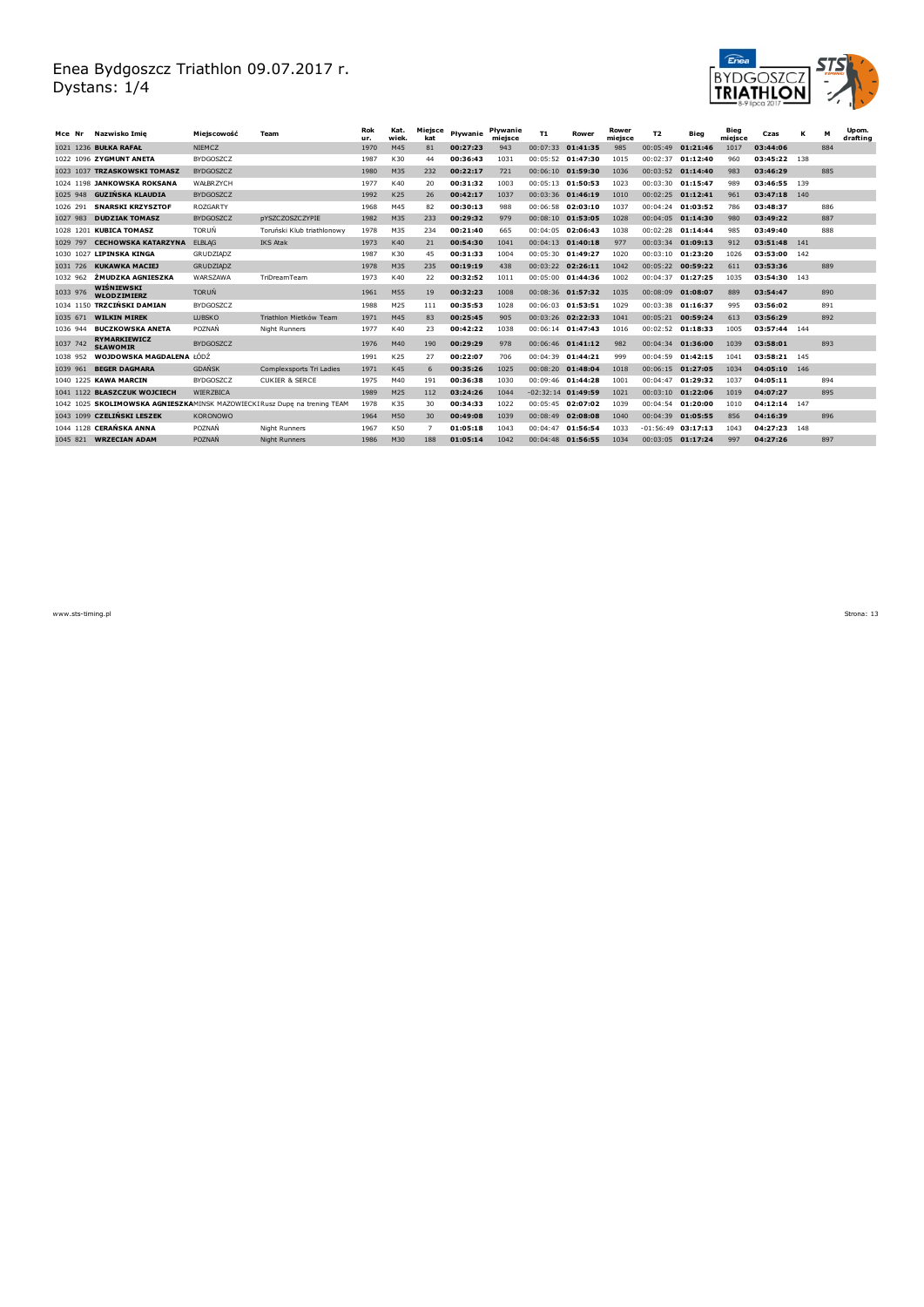# Enea Bydgoszcz Triathlon 09.07.2017 r.
Dystans: 1/4

| Mce | Nr | Nazwisko Imię | Miejscowość | Team | Rok ur. | Kat. wiek. | Miejsce kat | Pływanie | Pływanie miejsce | T1 | Rower | Rower miejsce | T2 | Bieg | Bieg miejsce | Czas | K | M | Upom. drafting |
|---|---|---|---|---|---|---|---|---|---|---|---|---|---|---|---|---|---|---|---|
| 1021 | 1236 | **BUŁKA RAFAŁ** | NIEMCZ | | 1970 | M45 | 81 | **00:27:23** | 943 | 00:07:33 | **01:41:35** | 985 | 00:05:49 | **01:21:46** | 1017 | **03:44:06** | | 884 | |
| 1022 | 1096 | **ZYGMUNT ANETA** | BYDGOSZCZ | | 1987 | K30 | 44 | **00:36:43** | 1031 | 00:05:52 | **01:47:30** | 1015 | 00:02:37 | **01:12:40** | 960 | **03:45:22** | 138 | | |
| 1023 | 1037 | **TRZASKOWSKI TOMASZ** | BYDGOSZCZ | | 1980 | M35 | 232 | **00:22:17** | 721 | 00:06:10 | **01:59:30** | 1036 | 00:03:52 | **01:14:40** | 983 | **03:46:29** | | 885 | |
| 1024 | 1198 | **JANKOWSKA ROKSANA** | WAŁBRZYCH | | 1977 | K40 | 20 | **00:31:32** | 1003 | 00:05:13 | **01:50:53** | 1023 | 00:03:30 | **01:15:47** | 989 | **03:46:55** | 139 | | |
| 1025 | 948 | **GUZIŃSKA KLAUDIA** | BYDGOSZCZ | | 1992 | K25 | 26 | **00:42:17** | 1037 | 00:03:36 | **01:46:19** | 1010 | 00:02:25 | **01:12:41** | 961 | **03:47:18** | 140 | | |
| 1026 | 291 | **SNARSKI KRZYSZTOF** | ROZGARTY | | 1968 | M45 | 82 | **00:30:13** | 988 | 00:06:58 | **02:03:10** | 1037 | 00:04:24 | **01:03:52** | 786 | **03:48:37** | | 886 | |
| 1027 | 983 | **DUDZIAK TOMASZ** | BYDGOSZCZ | pYSZCZOSZCZYPIE | 1982 | M35 | 233 | **00:29:32** | 979 | 00:08:10 | **01:53:05** | 1028 | 00:04:05 | **01:14:30** | 980 | **03:49:22** | | 887 | |
| 1028 | 1201 | **KUBICA TOMASZ** | TORUŃ | Toruński Klub triathlonowy | 1978 | M35 | 234 | **00:21:40** | 665 | 00:04:05 | **02:06:43** | 1038 | 00:02:28 | **01:14:44** | 985 | **03:49:40** | | 888 | |
| 1029 | 797 | **CECHOWSKA KATARZYNA** | ELBLĄG | IKS Atak | 1973 | K40 | 21 | **00:54:30** | 1041 | 00:04:13 | **01:40:18** | 977 | 00:03:34 | **01:09:13** | 912 | **03:51:48** | 141 | | |
| 1030 | 1027 | **LIPINSKA KINGA** | GRUDZIĄDZ | | 1987 | K30 | 45 | **00:31:33** | 1004 | 00:05:30 | **01:49:27** | 1020 | 00:03:10 | **01:23:20** | 1026 | **03:53:00** | 142 | | |
| 1031 | 726 | **KUKAWKA MACIEJ** | GRUDZIĄDZ | | 1978 | M35 | 235 | **00:19:19** | 438 | 00:03:22 | **02:26:11** | 1042 | 00:05:22 | **00:59:22** | 611 | **03:53:36** | | 889 | |
| 1032 | 962 | **ŻMUDZKA AGNIESZKA** | WARSZAWA | TriDreamTeam | 1973 | K40 | 22 | **00:32:52** | 1011 | 00:05:00 | **01:44:36** | 1002 | 00:04:37 | **01:27:25** | 1035 | **03:54:30** | 143 | | |
| 1033 | 976 | **WIŚNIEWSKI WŁODZIMIERZ** | TORUŃ | | 1961 | M55 | 19 | **00:32:23** | 1008 | 00:08:36 | **01:57:32** | 1035 | 00:08:09 | **01:08:07** | 889 | **03:54:47** | | 890 | |
| 1034 | 1150 | **TRZCIŃSKI DAMIAN** | BYDGOSZCZ | | 1988 | M25 | 111 | **00:35:53** | 1028 | 00:06:03 | **01:53:51** | 1029 | 00:03:38 | **01:16:37** | 995 | **03:56:02** | | 891 | |
| 1035 | 671 | **WILKIN MIREK** | LUBSKO | Triathlon Mietków Team | 1971 | M45 | 83 | **00:25:45** | 905 | 00:03:26 | **02:22:33** | 1041 | 00:05:21 | **00:59:24** | 613 | **03:56:29** | | 892 | |
| 1036 | 944 | **BUCZKOWSKA ANETA** | POZNAŃ | Night Runners | 1977 | K40 | 23 | **00:42:22** | 1038 | 00:06:14 | **01:47:43** | 1016 | 00:02:52 | **01:18:33** | 1005 | **03:57:44** | 144 | | |
| 1037 | 742 | **RYMARKIEWICZ SŁAWOMIR** | BYDGOSZCZ | | 1976 | M40 | 190 | **00:29:29** | 978 | 00:06:46 | **01:41:12** | 982 | 00:04:34 | **01:36:00** | 1039 | **03:58:01** | | 893 | |
| 1038 | 952 | **WOJDOWSKA MAGDALENA** | ŁÓDŹ | | 1991 | K25 | 27 | **00:22:07** | 706 | 00:04:39 | **01:44:21** | 999 | 00:04:59 | **01:42:15** | 1041 | **03:58:21** | 145 | | |
| 1039 | 961 | **BEGER DAGMARA** | GDAŃSK | Complexsports Tri Ladies | 1971 | K45 | 6 | **00:35:26** | 1025 | 00:08:20 | **01:48:04** | 1018 | 00:06:15 | **01:27:05** | 1034 | **04:05:10** | 146 | | |
| 1040 | 1225 | **KAWA MARCIN** | BYDGOSZCZ | CUKIER & SERCE | 1975 | M40 | 191 | **00:36:38** | 1030 | 00:09:46 | **01:44:28** | 1001 | 00:04:47 | **01:29:32** | 1037 | **04:05:11** | | 894 | |
| 1041 | 1122 | **BŁASZCZUK WOJCIECH** | WIERZBICA | | 1989 | M25 | 112 | **03:24:26** | 1044 | -02:32:14 | **01:49:59** | 1021 | 00:03:10 | **01:22:06** | 1019 | **04:07:27** | | 895 | |
| 1042 | 1025 | **SKOLIMOWSKA AGNIESZKA** | MINSK MAZOWIECKI | Rusz Dupę na trening TEAM | 1978 | K35 | 30 | **00:34:33** | 1022 | 00:05:45 | **02:07:02** | 1039 | 00:04:54 | **01:20:00** | 1010 | **04:12:14** | 147 | | |
| 1043 | 1099 | **CZELIŃSKI LESZEK** | KORONOWO | | 1964 | M50 | 30 | **00:49:08** | 1039 | 00:08:49 | **02:08:08** | 1040 | 00:04:39 | **01:05:55** | 856 | **04:16:39** | | 896 | |
| 1044 | 1128 | **CERAŃSKA ANNA** | POZNAŃ | Night Runners | 1967 | K50 | 7 | **01:05:18** | 1043 | 00:04:47 | **01:56:54** | 1033 | -01:56:49 | **03:17:13** | 1043 | **04:27:23** | 148 | | |
| 1045 | 821 | **WRZECIAN ADAM** | POZNAŃ | Night Runners | 1986 | M30 | 188 | **01:05:14** | 1042 | 00:04:48 | **01:56:55** | 1034 | 00:03:05 | **01:17:24** | 997 | **04:27:26** | | 897 | |

www.sts-timing.pl